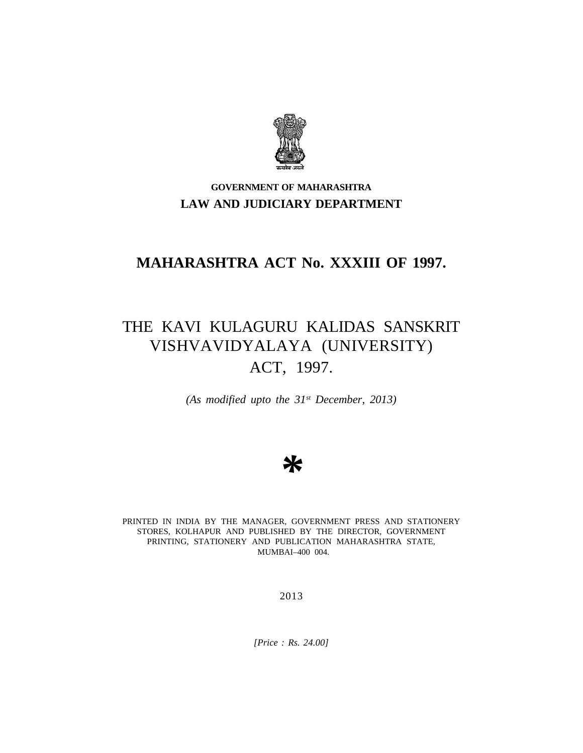सत्यमेव जयते

**GOVERNMENT OF MAHARASHTRA**

**LAW AND JUDICIARY DEPARTMENT**

# MAHARASHTRA ACT No. XXXIII OF 1997.

# THE KAVI KULAGURU KALIDAS SANSKRIT VISHVAVIDYALAYA (UNIVERSITY) ACT, 1997.

*(As modified upto the 31st December, 2013)*

*

PRINTED IN INDIA BY THE MANAGER, GOVERNMENT PRESS AND STATIONERY STORES, KOLHAPUR AND PUBLISHED BY THE DIRECTOR, GOVERNMENT PRINTING, STATIONERY AND PUBLICATION MAHARASHTRA STATE, MUMBAI–400 004.

2013

*[Price : Rs. 24.00]*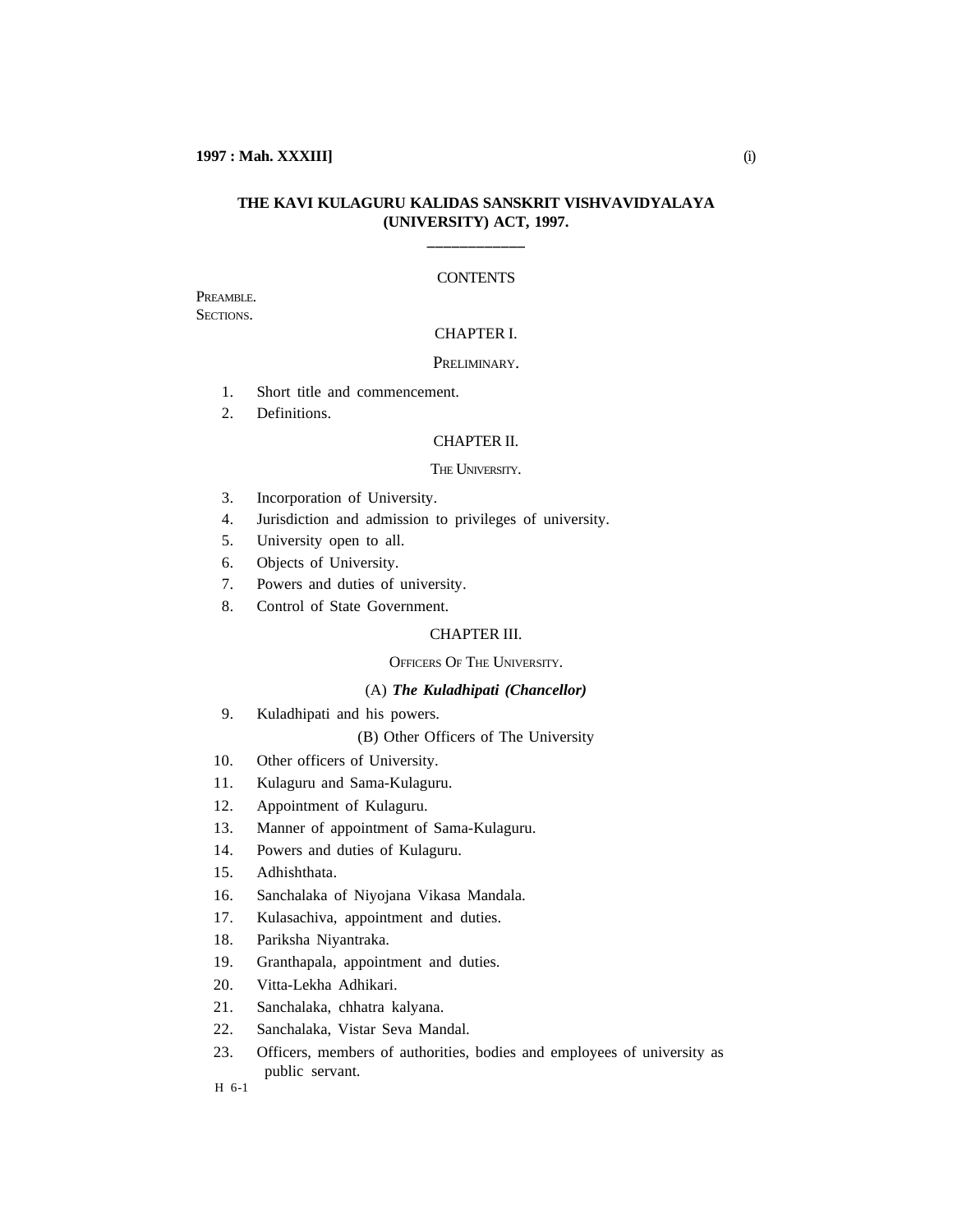# THE KAVI KULAGURU KALIDAS SANSKRIT VISHVAVIDYALAYA (UNIVERSITY) ACT, 1997.

CONTENTS

PREAMBLE.

SECTIONS.

## CHAPTER I.

PRELIMINARY.

1. Short title and commencement.
2. Definitions.

## CHAPTER II.

THE UNIVERSITY.

3. Incorporation of University.
4. Jurisdiction and admission to privileges of university.
5. University open to all.
6. Objects of University.
7. Powers and duties of university.
8. Control of State Government.

## CHAPTER III.

OFFICERS OF THE UNIVERSITY.

(A) ***The Kuladhipati (Chancellor)***

9. Kuladhipati and his powers.

(B) Other Officers of The University

10. Other officers of University.
11. Kulaguru and Sama-Kulaguru.
12. Appointment of Kulaguru.
13. Manner of appointment of Sama-Kulaguru.
14. Powers and duties of Kulaguru.
15. Adhishthata.
16. Sanchalaka of Niyojana Vikasa Mandala.
17. Kulasachiva, appointment and duties.
18. Pariksha Niyantraka.
19. Granthapala, appointment and duties.
20. Vitta-Lekha Adhikari.
21. Sanchalaka, chhatra kalyana.
22. Sanchalaka, Vistar Seva Mandal.
23. Officers, members of authorities, bodies and employees of university as public servant.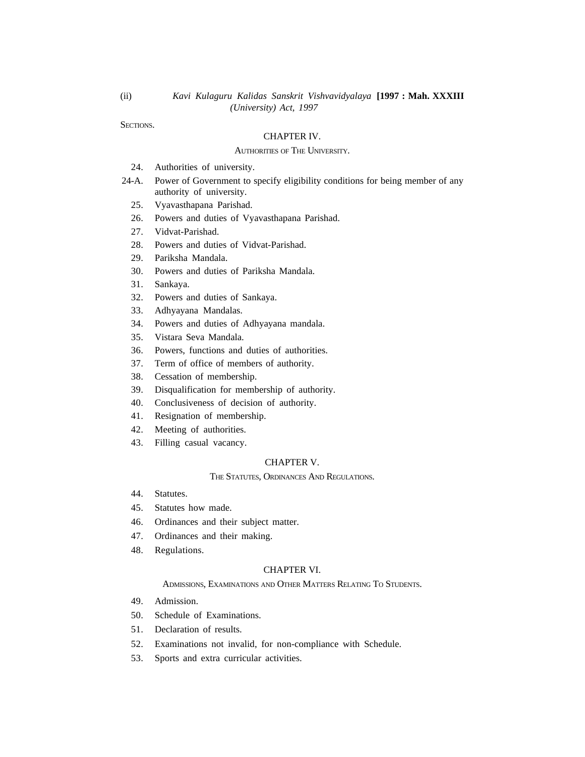SECTIONS.

## CHAPTER IV.

### AUTHORITIES OF THE UNIVERSITY.

24. Authorities of university.

24-A. Power of Government to specify eligibility conditions for being member of any authority of university.

25. Vyavasthapana Parishad.

26. Powers and duties of Vyavasthapana Parishad.

27. Vidvat-Parishad.

28. Powers and duties of Vidvat-Parishad.

29. Pariksha Mandala.

30. Powers and duties of Pariksha Mandala.

31. Sankaya.

32. Powers and duties of Sankaya.

33. Adhyayana Mandalas.

34. Powers and duties of Adhyayana mandala.

35. Vistara Seva Mandala.

36. Powers, functions and duties of authorities.

37. Term of office of members of authority.

38. Cessation of membership.

39. Disqualification for membership of authority.

40. Conclusiveness of decision of authority.

41. Resignation of membership.

42. Meeting of authorities.

43. Filling casual vacancy.

## CHAPTER V.

### THE STATUTES, ORDINANCES AND REGULATIONS.

44. Statutes.

45. Statutes how made.

46. Ordinances and their subject matter.

47. Ordinances and their making.

48. Regulations.

## CHAPTER VI.

### ADMISSIONS, EXAMINATIONS AND OTHER MATTERS RELATING TO STUDENTS.

49. Admission.

50. Schedule of Examinations.

51. Declaration of results.

52. Examinations not invalid, for non-compliance with Schedule.

53. Sports and extra curricular activities.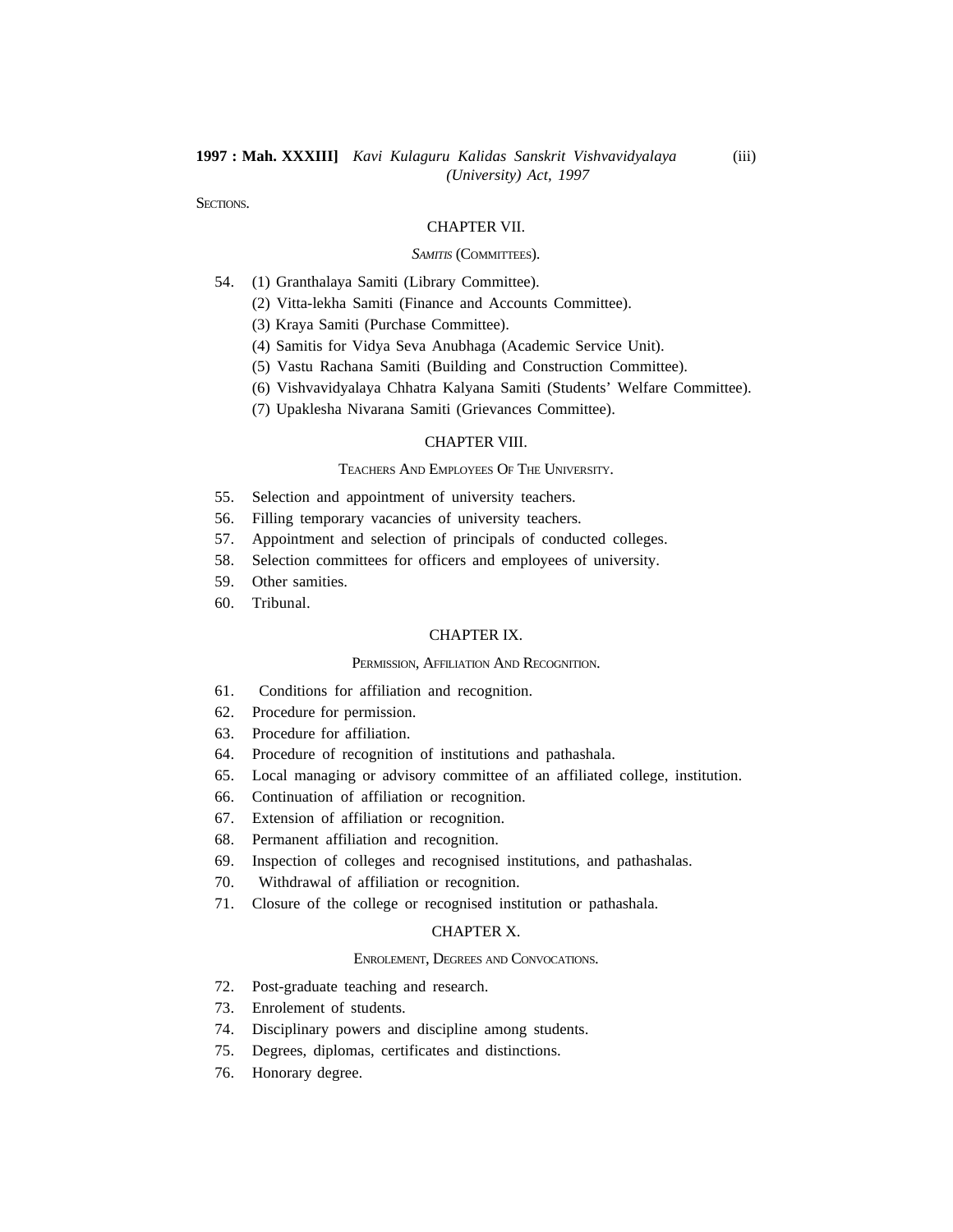SECTIONS.

## CHAPTER VII.

### *SAMITIS* (COMMITTEES).

54. (1) Granthalaya Samiti (Library Committee).
    (2) Vitta-lekha Samiti (Finance and Accounts Committee).
    (3) Kraya Samiti (Purchase Committee).
    (4) Samitis for Vidya Seva Anubhaga (Academic Service Unit).
    (5) Vastu Rachana Samiti (Building and Construction Committee).
    (6) Vishvavidyalaya Chhatra Kalyana Samiti (Students' Welfare Committee).
    (7) Upaklesha Nivarana Samiti (Grievances Committee).

## CHAPTER VIII.

### TEACHERS AND EMPLOYEES OF THE UNIVERSITY.

55. Selection and appointment of university teachers.
56. Filling temporary vacancies of university teachers.
57. Appointment and selection of principals of conducted colleges.
58. Selection committees for officers and employees of university.
59. Other samities.
60. Tribunal.

## CHAPTER IX.

### PERMISSION, AFFILIATION AND RECOGNITION.

61. Conditions for affiliation and recognition.
62. Procedure for permission.
63. Procedure for affiliation.
64. Procedure of recognition of institutions and pathashala.
65. Local managing or advisory committee of an affiliated college, institution.
66. Continuation of affiliation or recognition.
67. Extension of affiliation or recognition.
68. Permanent affiliation and recognition.
69. Inspection of colleges and recognised institutions, and pathashalas.
70. Withdrawal of affiliation or recognition.
71. Closure of the college or recognised institution or pathashala.

## CHAPTER X.

### ENROLEMENT, DEGREES AND CONVOCATIONS.

72. Post-graduate teaching and research.
73. Enrolement of students.
74. Disciplinary powers and discipline among students.
75. Degrees, diplomas, certificates and distinctions.
76. Honorary degree.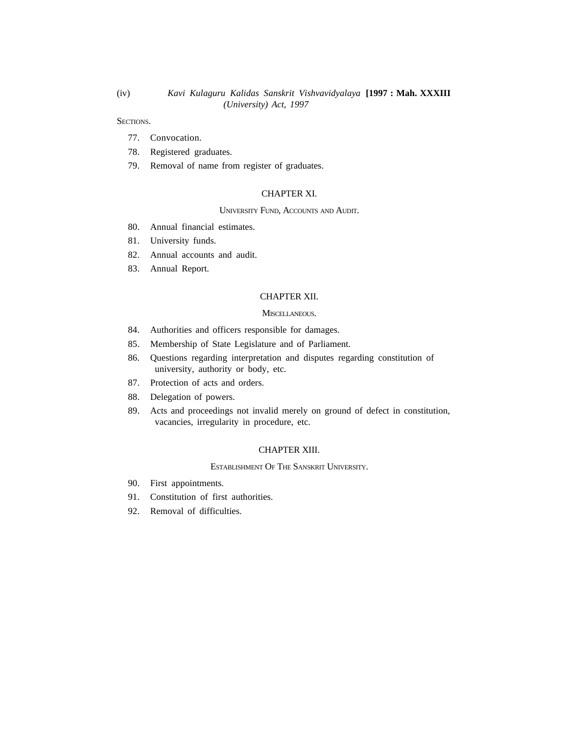SECTIONS.

77. Convocation.
78. Registered graduates.
79. Removal of name from register of graduates.

## CHAPTER XI.

### UNIVERSITY FUND, ACCOUNTS AND AUDIT.

80. Annual financial estimates.
81. University funds.
82. Annual accounts and audit.
83. Annual Report.

## CHAPTER XII.

### MISCELLANEOUS.

84. Authorities and officers responsible for damages.
85. Membership of State Legislature and of Parliament.
86. Questions regarding interpretation and disputes regarding constitution of university, authority or body, etc.
87. Protection of acts and orders.
88. Delegation of powers.
89. Acts and proceedings not invalid merely on ground of defect in constitution, vacancies, irregularity in procedure, etc.

## CHAPTER XIII.

### ESTABLISHMENT OF THE SANSKRIT UNIVERSITY.

90. First appointments.
91. Constitution of first authorities.
92. Removal of difficulties.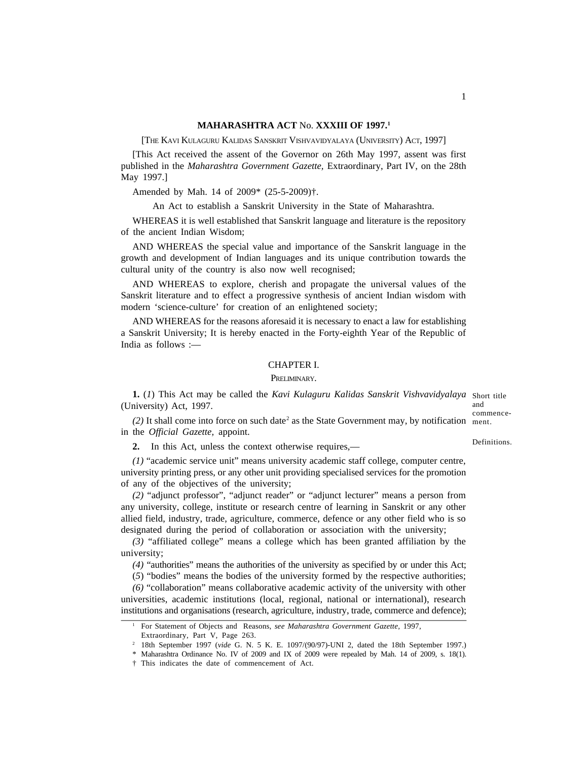# MAHARASHTRA ACT No. XXXIII OF 1997.[1]

[THE KAVI KULAGURU KALIDAS SANSKRIT VISHVAVIDYALAYA (UNIVERSITY) ACT, 1997]

[This Act received the assent of the Governor on 26th May 1997, assent was first published in the *Maharashtra Government Gazette,* Extraordinary, Part IV, on the 28th May 1997.]

Amended by Mah. 14 of 2009* (25-5-2009)†.

An Act to establish a Sanskrit University in the State of Maharashtra.

WHEREAS it is well established that Sanskrit language and literature is the repository of the ancient Indian Wisdom;

AND WHEREAS the special value and importance of the Sanskrit language in the growth and development of Indian languages and its unique contribution towards the cultural unity of the country is also now well recognised;

AND WHEREAS to explore, cherish and propagate the universal values of the Sanskrit literature and to effect a progressive synthesis of ancient Indian wisdom with modern 'science-culture' for creation of an enlightened society;

AND WHEREAS for the reasons aforesaid it is necessary to enact a law for establishing a Sanskrit University; It is hereby enacted in the Forty-eighth Year of the Republic of India as follows :—

## CHAPTER I.

### PRELIMINARY.

Short title and commencement.

**1.** (*1*) This Act may be called the *Kavi Kulaguru Kalidas Sanskrit Vishvavidyalaya* (University) Act, 1997.

*(2)* It shall come into force on such date[2] as the State Government may, by notification in the *Official Gazette,* appoint.

Definitions.

**2.** In this Act, unless the context otherwise requires,—

*(1)* "academic service unit" means university academic staff college, computer centre, university printing press, or any other unit providing specialised services for the promotion of any of the objectives of the university;

*(2)* "adjunct professor", "adjunct reader" or "adjunct lecturer" means a person from any university, college, institute or research centre of learning in Sanskrit or any other allied field, industry, trade, agriculture, commerce, defence or any other field who is so designated during the period of collaboration or association with the university;

*(3)* "affiliated college" means a college which has been granted affiliation by the university;

*(4)* "authorities" means the authorities of the university as specified by or under this Act;

(*5*) "bodies" means the bodies of the university formed by the respective authorities;

*(6)* "collaboration" means collaborative academic activity of the university with other universities, academic institutions (local, regional, national or international), research institutions and organisations (research, agriculture, industry, trade, commerce and defence);

---

[1] For Statement of Objects and Reasons, *see Maharashtra Government Gazette*, 1997, Extraordinary, Part V, Page 263.

[2] 18th September 1997 (*vide* G. N. 5 K. E. 1097/(90/97)-UNI 2, dated the 18th September 1997.)

\* Maharashtra Ordinance No. IV of 2009 and IX of 2009 were repealed by Mah. 14 of 2009, s. 18(1).

† This indicates the date of commencement of Act.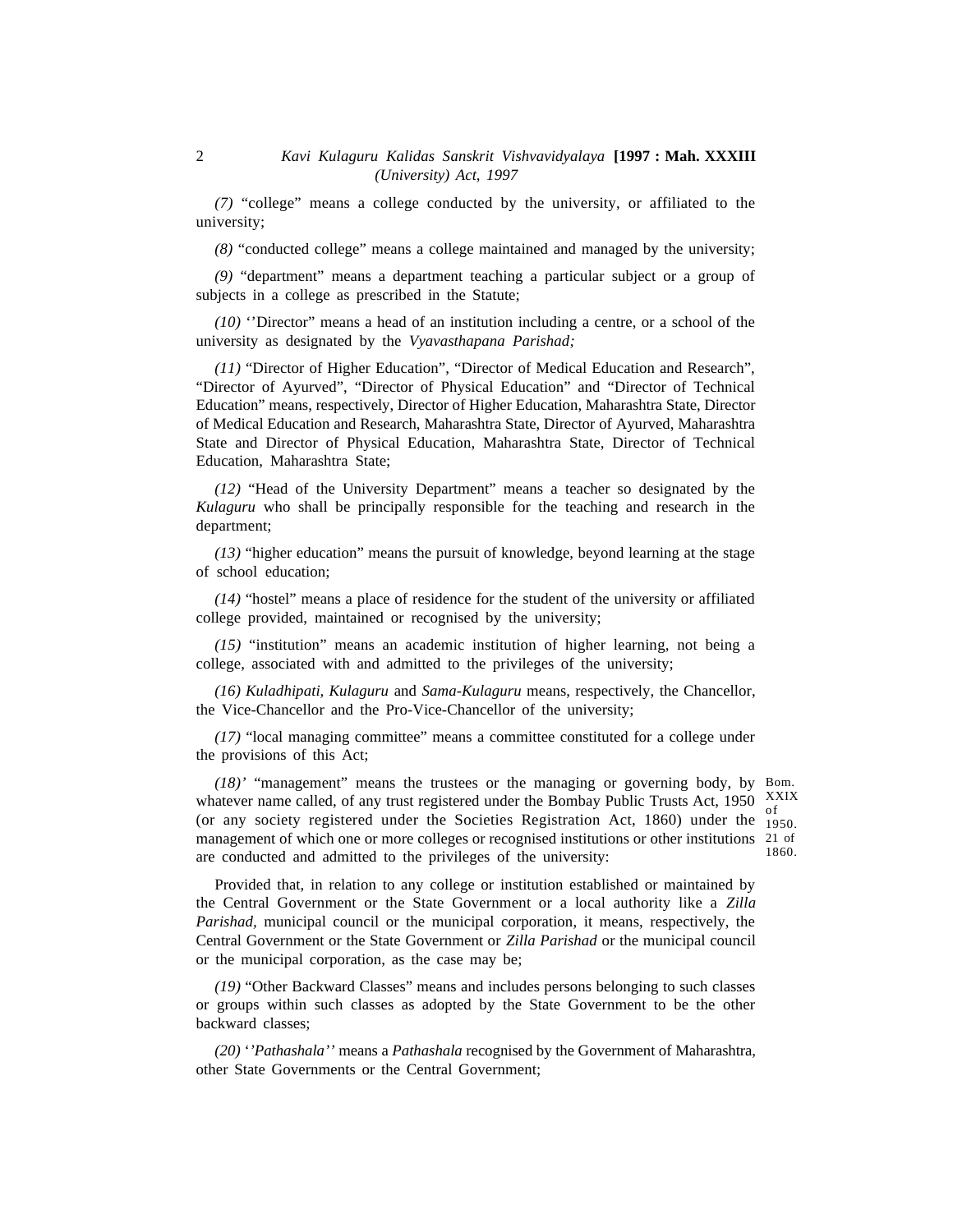*(7)* "college" means a college conducted by the university, or affiliated to the university;

*(8)* "conducted college" means a college maintained and managed by the university;

*(9)* "department" means a department teaching a particular subject or a group of subjects in a college as prescribed in the Statute;

*(10)* ''Director" means a head of an institution including a centre, or a school of the university as designated by the *Vyavasthapana Parishad;*

*(11)* "Director of Higher Education", "Director of Medical Education and Research", "Director of Ayurved", "Director of Physical Education" and "Director of Technical Education" means, respectively, Director of Higher Education, Maharashtra State, Director of Medical Education and Research, Maharashtra State, Director of Ayurved, Maharashtra State and Director of Physical Education, Maharashtra State, Director of Technical Education, Maharashtra State;

*(12)* "Head of the University Department" means a teacher so designated by the *Kulaguru* who shall be principally responsible for the teaching and research in the department;

*(13)* "higher education" means the pursuit of knowledge, beyond learning at the stage of school education;

*(14)* "hostel" means a place of residence for the student of the university or affiliated college provided, maintained or recognised by the university;

*(15)* "institution" means an academic institution of higher learning, not being a college, associated with and admitted to the privileges of the university;

*(16) Kuladhipati, Kulaguru* and *Sama-Kulaguru* means, respectively, the Chancellor, the Vice-Chancellor and the Pro-Vice-Chancellor of the university;

*(17)* "local managing committee" means a committee constituted for a college under the provisions of this Act;

*(18)'* "management" means the trustees or the managing or governing body, by whatever name called, of any trust registered under the Bombay Public Trusts Act, 1950 (or any society registered under the Societies Registration Act, 1860) under the management of which one or more colleges or recognised institutions or other institutions are conducted and admitted to the privileges of the university:

Bom. XXIX of 1950. 21 of 1860.

Provided that, in relation to any college or institution established or maintained by the Central Government or the State Government or a local authority like a *Zilla Parishad,* municipal council or the municipal corporation, it means, respectively, the Central Government or the State Government or *Zilla Parishad* or the municipal council or the municipal corporation, as the case may be;

*(19)* "Other Backward Classes" means and includes persons belonging to such classes or groups within such classes as adopted by the State Government to be the other backward classes;

*(20)* '*'Pathashala''* means a *Pathashala* recognised by the Government of Maharashtra, other State Governments or the Central Government;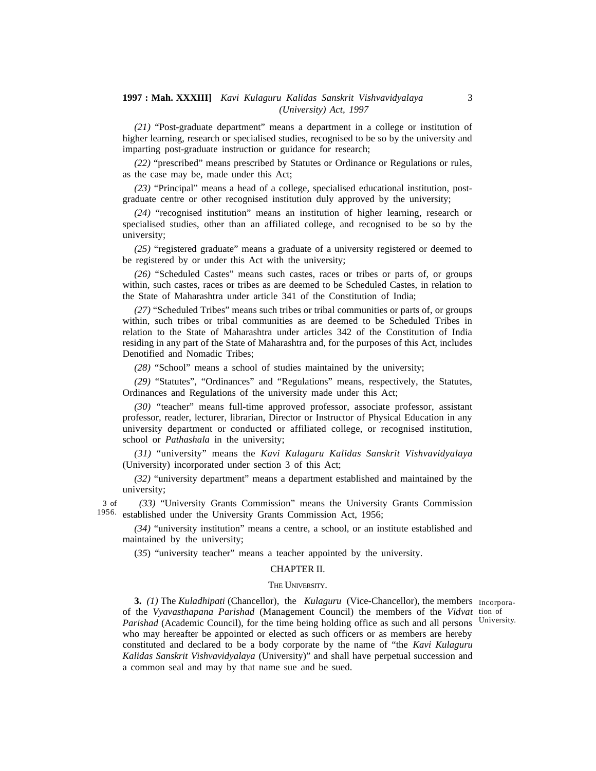*(21)* "Post-graduate department" means a department in a college or institution of higher learning, research or specialised studies, recognised to be so by the university and imparting post-graduate instruction or guidance for research;

*(22)* "prescribed" means prescribed by Statutes or Ordinance or Regulations or rules, as the case may be, made under this Act;

*(23)* "Principal" means a head of a college, specialised educational institution, post-graduate centre or other recognised institution duly approved by the university;

*(24)* "recognised institution" means an institution of higher learning, research or specialised studies, other than an affiliated college, and recognised to be so by the university;

*(25)* "registered graduate" means a graduate of a university registered or deemed to be registered by or under this Act with the university;

*(26)* "Scheduled Castes" means such castes, races or tribes or parts of, or groups within, such castes, races or tribes as are deemed to be Scheduled Castes, in relation to the State of Maharashtra under article 341 of the Constitution of India;

*(27)* "Scheduled Tribes" means such tribes or tribal communities or parts of, or groups within, such tribes or tribal communities as are deemed to be Scheduled Tribes in relation to the State of Maharashtra under articles 342 of the Constitution of India residing in any part of the State of Maharashtra and, for the purposes of this Act, includes Denotified and Nomadic Tribes;

*(28)* "School" means a school of studies maintained by the university;

*(29)* "Statutes", "Ordinances" and "Regulations" means, respectively, the Statutes, Ordinances and Regulations of the university made under this Act;

*(30)* "teacher" means full-time approved professor, associate professor, assistant professor, reader, lecturer, librarian, Director or Instructor of Physical Education in any university department or conducted or affiliated college, or recognised institution, school or *Pathashala* in the university;

*(31)* "university" means the *Kavi Kulaguru Kalidas Sanskrit Vishvavidyalaya* (University) incorporated under section 3 of this Act;

*(32)* "university department" means a department established and maintained by the university;

3 of 1956.

*(33)* "University Grants Commission" means the University Grants Commission established under the University Grants Commission Act, 1956;

*(34)* "university institution" means a centre, a school, or an institute established and maintained by the university;

(*35*) "university teacher" means a teacher appointed by the university.

## CHAPTER II.

### THE UNIVERSITY.

Incorporation of University.

**3.** *(1)* The *Kuladhipati* (Chancellor), the *Kulaguru* (Vice-Chancellor), the members of the *Vyavasthapana Parishad* (Management Council) the members of the *Vidvat Parishad* (Academic Council), for the time being holding office as such and all persons who may hereafter be appointed or elected as such officers or as members are hereby constituted and declared to be a body corporate by the name of "the *Kavi Kulaguru Kalidas Sanskrit Vishvavidyalaya* (University)" and shall have perpetual succession and a common seal and may by that name sue and be sued.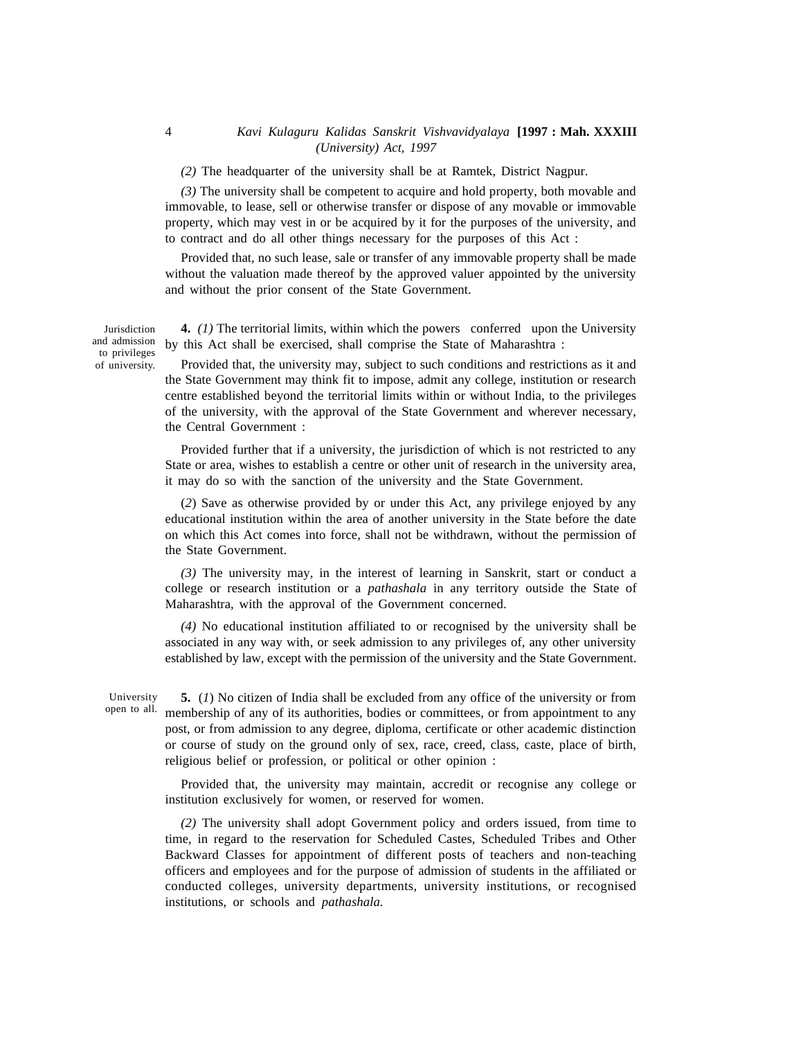(2) The headquarter of the university shall be at Ramtek, District Nagpur.

(3) The university shall be competent to acquire and hold property, both movable and immovable, to lease, sell or otherwise transfer or dispose of any movable or immovable property, which may vest in or be acquired by it for the purposes of the university, and to contract and do all other things necessary for the purposes of this Act :

Provided that, no such lease, sale or transfer of any immovable property shall be made without the valuation made thereof by the approved valuer appointed by the university and without the prior consent of the State Government.

Jurisdiction and admission to privileges of university.

**4.** *(1)* The territorial limits, within which the powers conferred upon the University by this Act shall be exercised, shall comprise the State of Maharashtra :

Provided that, the university may, subject to such conditions and restrictions as it and the State Government may think fit to impose, admit any college, institution or research centre established beyond the territorial limits within or without India, to the privileges of the university, with the approval of the State Government and wherever necessary, the Central Government :

Provided further that if a university, the jurisdiction of which is not restricted to any State or area, wishes to establish a centre or other unit of research in the university area, it may do so with the sanction of the university and the State Government.

(*2*) Save as otherwise provided by or under this Act, any privilege enjoyed by any educational institution within the area of another university in the State before the date on which this Act comes into force, shall not be withdrawn, without the permission of the State Government.

*(3)* The university may, in the interest of learning in Sanskrit, start or conduct a college or research institution or a *pathashala* in any territory outside the State of Maharashtra, with the approval of the Government concerned.

*(4)* No educational institution affiliated to or recognised by the university shall be associated in any way with, or seek admission to any privileges of, any other university established by law, except with the permission of the university and the State Government.

University open to all.

**5.** (*1*) No citizen of India shall be excluded from any office of the university or from membership of any of its authorities, bodies or committees, or from appointment to any post, or from admission to any degree, diploma, certificate or other academic distinction or course of study on the ground only of sex, race, creed, class, caste, place of birth, religious belief or profession, or political or other opinion :

Provided that, the university may maintain, accredit or recognise any college or institution exclusively for women, or reserved for women.

*(2)* The university shall adopt Government policy and orders issued, from time to time, in regard to the reservation for Scheduled Castes, Scheduled Tribes and Other Backward Classes for appointment of different posts of teachers and non-teaching officers and employees and for the purpose of admission of students in the affiliated or conducted colleges, university departments, university institutions, or recognised institutions, or schools and *pathashala.*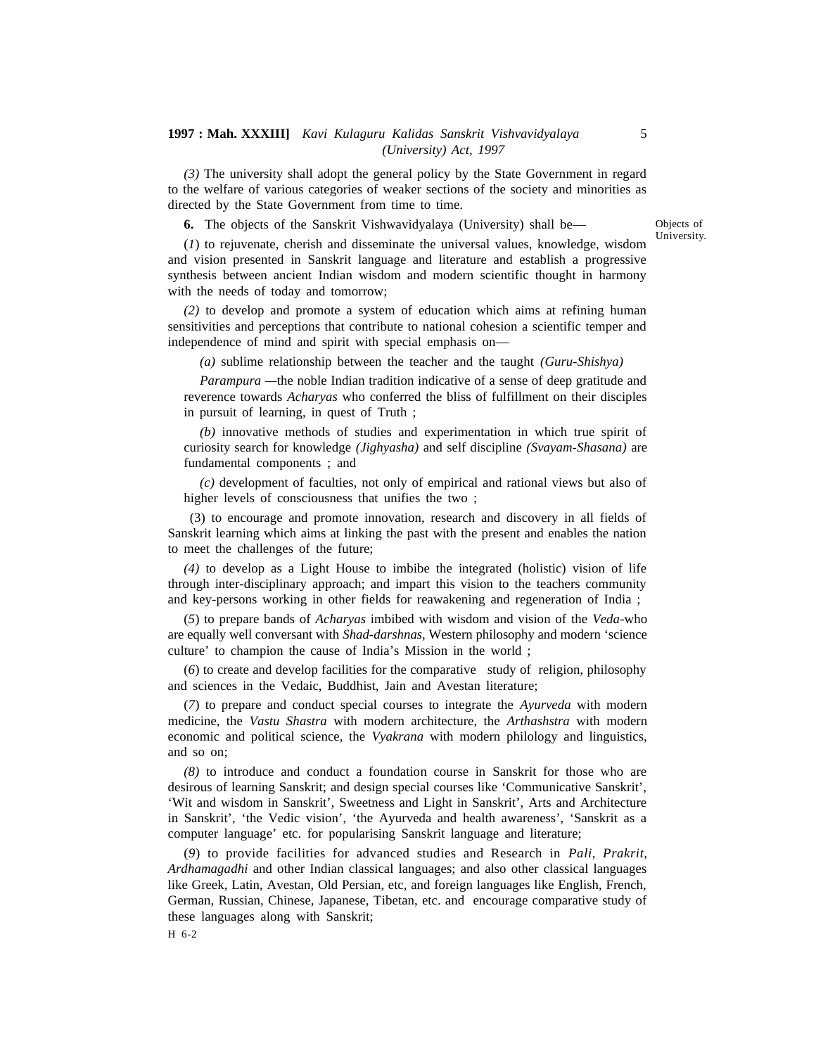(3) The university shall adopt the general policy by the State Government in regard to the welfare of various categories of weaker sections of the society and minorities as directed by the State Government from time to time.

Objects of University.

**6.** The objects of the Sanskrit Vishwavidyalaya (University) shall be—

(*1*) to rejuvenate, cherish and disseminate the universal values, knowledge, wisdom and vision presented in Sanskrit language and literature and establish a progressive synthesis between ancient Indian wisdom and modern scientific thought in harmony with the needs of today and tomorrow;

*(2)* to develop and promote a system of education which aims at refining human sensitivities and perceptions that contribute to national cohesion a scientific temper and independence of mind and spirit with special emphasis on—

*(a)* sublime relationship between the teacher and the taught *(Guru-Shishya)*

*Parampura* —the noble Indian tradition indicative of a sense of deep gratitude and reverence towards *Acharyas* who conferred the bliss of fulfillment on their disciples in pursuit of learning, in quest of Truth ;

*(b)* innovative methods of studies and experimentation in which true spirit of curiosity search for knowledge *(Jighyasha)* and self discipline *(Svayam-Shasana)* are fundamental components ; and

*(c)* development of faculties, not only of empirical and rational views but also of higher levels of consciousness that unifies the two ;

(3) to encourage and promote innovation, research and discovery in all fields of Sanskrit learning which aims at linking the past with the present and enables the nation to meet the challenges of the future;

*(4)* to develop as a Light House to imbibe the integrated (holistic) vision of life through inter-disciplinary approach; and impart this vision to the teachers community and key-persons working in other fields for reawakening and regeneration of India ;

(*5*) to prepare bands of *Acharyas* imbibed with wisdom and vision of the *Veda*-who are equally well conversant with *Shad-darshnas,* Western philosophy and modern 'science culture' to champion the cause of India's Mission in the world ;

(*6*) to create and develop facilities for the comparative study of religion, philosophy and sciences in the Vedaic, Buddhist, Jain and Avestan literature;

(*7*) to prepare and conduct special courses to integrate the *Ayurveda* with modern medicine, the *Vastu Shastra* with modern architecture, the *Arthashstra* with modern economic and political science, the *Vyakrana* with modern philology and linguistics, and so on;

*(8)* to introduce and conduct a foundation course in Sanskrit for those who are desirous of learning Sanskrit; and design special courses like 'Communicative Sanskrit', 'Wit and wisdom in Sanskrit', Sweetness and Light in Sanskrit', Arts and Architecture in Sanskrit', 'the Vedic vision', 'the Ayurveda and health awareness', 'Sanskrit as a computer language' etc. for popularising Sanskrit language and literature;

(*9*) to provide facilities for advanced studies and Research in *Pali, Prakrit, Ardhamagadhi* and other Indian classical languages; and also other classical languages like Greek, Latin, Avestan, Old Persian, etc, and foreign languages like English, French, German, Russian, Chinese, Japanese, Tibetan, etc. and encourage comparative study of these languages along with Sanskrit;

H 6-2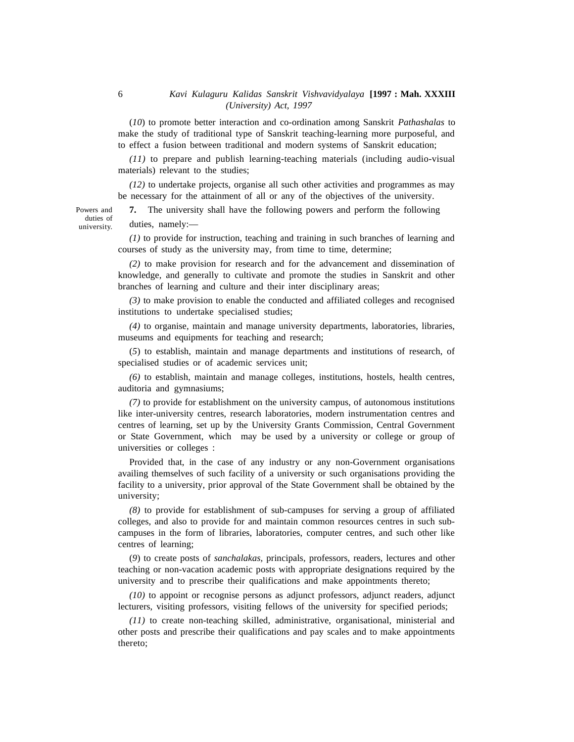(*10*) to promote better interaction and co-ordination among Sanskrit *Pathashalas* to make the study of traditional type of Sanskrit teaching-learning more purposeful, and to effect a fusion between traditional and modern systems of Sanskrit education;

*(11)* to prepare and publish learning-teaching materials (including audio-visual materials) relevant to the studies;

*(12)* to undertake projects, organise all such other activities and programmes as may be necessary for the attainment of all or any of the objectives of the university.

Powers and duties of university.

**7.** The university shall have the following powers and perform the following duties, namely:—

*(1)* to provide for instruction, teaching and training in such branches of learning and courses of study as the university may, from time to time, determine;

*(2)* to make provision for research and for the advancement and dissemination of knowledge, and generally to cultivate and promote the studies in Sanskrit and other branches of learning and culture and their inter disciplinary areas;

*(3)* to make provision to enable the conducted and affiliated colleges and recognised institutions to undertake specialised studies;

*(4)* to organise, maintain and manage university departments, laboratories, libraries, museums and equipments for teaching and research;

(*5*) to establish, maintain and manage departments and institutions of research, of specialised studies or of academic services unit;

*(6)* to establish, maintain and manage colleges, institutions, hostels, health centres, auditoria and gymnasiums;

*(7)* to provide for establishment on the university campus, of autonomous institutions like inter-university centres, research laboratories, modern instrumentation centres and centres of learning, set up by the University Grants Commission, Central Government or State Government, which may be used by a university or college or group of universities or colleges :

Provided that, in the case of any industry or any non-Government organisations availing themselves of such facility of a university or such organisations providing the facility to a university, prior approval of the State Government shall be obtained by the university;

*(8)* to provide for establishment of sub-campuses for serving a group of affiliated colleges, and also to provide for and maintain common resources centres in such sub-campuses in the form of libraries, laboratories, computer centres, and such other like centres of learning;

(*9*) to create posts of *sanchalakas*, principals, professors, readers, lectures and other teaching or non-vacation academic posts with appropriate designations required by the university and to prescribe their qualifications and make appointments thereto;

*(10)* to appoint or recognise persons as adjunct professors, adjunct readers, adjunct lecturers, visiting professors, visiting fellows of the university for specified periods;

*(11)* to create non-teaching skilled, administrative, organisational, ministerial and other posts and prescribe their qualifications and pay scales and to make appointments thereto;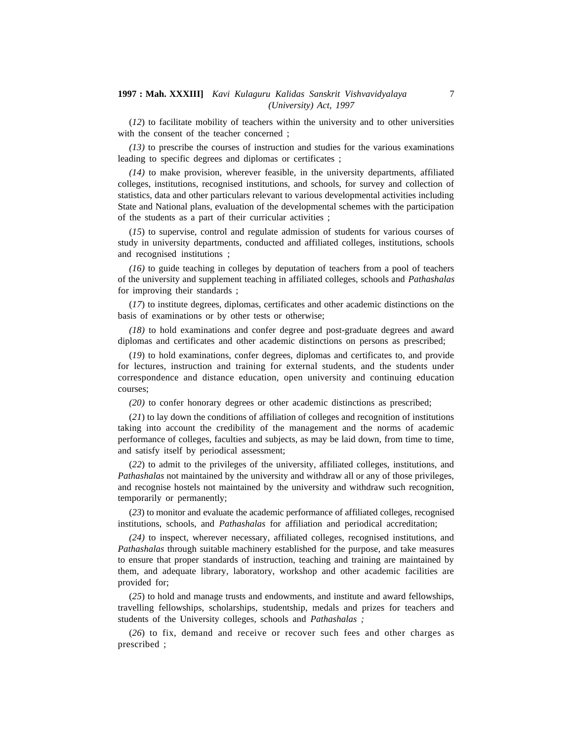(*12*) to facilitate mobility of teachers within the university and to other universities with the consent of the teacher concerned ;

*(13)* to prescribe the courses of instruction and studies for the various examinations leading to specific degrees and diplomas or certificates ;

*(14)* to make provision, wherever feasible, in the university departments, affiliated colleges, institutions, recognised institutions, and schools, for survey and collection of statistics, data and other particulars relevant to various developmental activities including State and National plans, evaluation of the developmental schemes with the participation of the students as a part of their curricular activities ;

(*15*) to supervise, control and regulate admission of students for various courses of study in university departments, conducted and affiliated colleges, institutions, schools and recognised institutions ;

*(16)* to guide teaching in colleges by deputation of teachers from a pool of teachers of the university and supplement teaching in affiliated colleges, schools and *Pathashalas* for improving their standards ;

(*17*) to institute degrees, diplomas, certificates and other academic distinctions on the basis of examinations or by other tests or otherwise;

*(18)* to hold examinations and confer degree and post-graduate degrees and award diplomas and certificates and other academic distinctions on persons as prescribed;

(*19*) to hold examinations, confer degrees, diplomas and certificates to, and provide for lectures, instruction and training for external students, and the students under correspondence and distance education, open university and continuing education courses;

*(20)* to confer honorary degrees or other academic distinctions as prescribed;

(*21*) to lay down the conditions of affiliation of colleges and recognition of institutions taking into account the credibility of the management and the norms of academic performance of colleges, faculties and subjects, as may be laid down, from time to time, and satisfy itself by periodical assessment;

(*22*) to admit to the privileges of the university, affiliated colleges, institutions, and *Pathashalas* not maintained by the university and withdraw all or any of those privileges, and recognise hostels not maintained by the university and withdraw such recognition, temporarily or permanently;

(*23*) to monitor and evaluate the academic performance of affiliated colleges, recognised institutions, schools, and *Pathashalas* for affiliation and periodical accreditation;

*(24)* to inspect, wherever necessary, affiliated colleges, recognised institutions, and *Pathashalas* through suitable machinery established for the purpose, and take measures to ensure that proper standards of instruction, teaching and training are maintained by them, and adequate library, laboratory, workshop and other academic facilities are provided for;

(*25*) to hold and manage trusts and endowments, and institute and award fellowships, travelling fellowships, scholarships, studentship, medals and prizes for teachers and students of the University colleges, schools and *Pathashalas ;*

(*26*) to fix, demand and receive or recover such fees and other charges as prescribed ;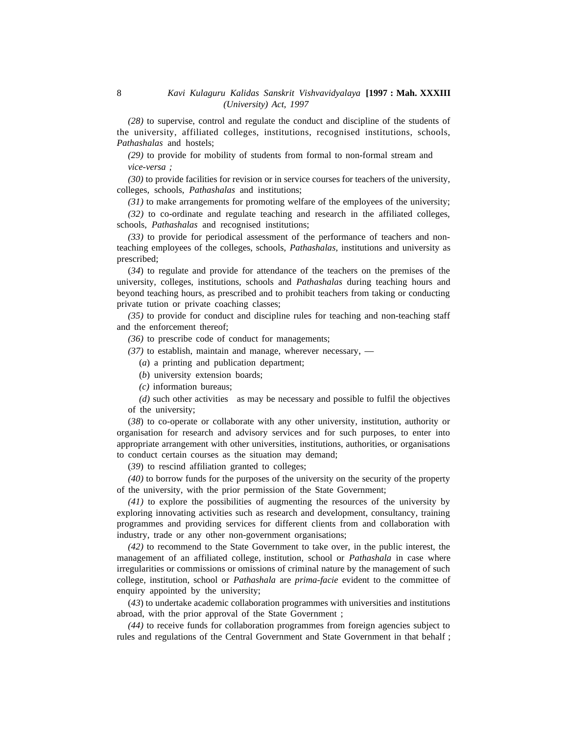*(28)* to supervise, control and regulate the conduct and discipline of the students of the university, affiliated colleges, institutions, recognised institutions, schools, *Pathashalas* and hostels;

*(29)* to provide for mobility of students from formal to non-formal stream and *vice-versa ;*

*(30)* to provide facilities for revision or in service courses for teachers of the university, colleges, schools, *Pathashalas* and institutions;

*(31)* to make arrangements for promoting welfare of the employees of the university;

*(32)* to co-ordinate and regulate teaching and research in the affiliated colleges, schools, *Pathashalas* and recognised institutions;

*(33)* to provide for periodical assessment of the performance of teachers and non-teaching employees of the colleges, schools, *Pathashalas,* institutions and university as prescribed;

(*34*) to regulate and provide for attendance of the teachers on the premises of the university, colleges, institutions, schools and *Pathashalas* during teaching hours and beyond teaching hours, as prescribed and to prohibit teachers from taking or conducting private tution or private coaching classes;

*(35)* to provide for conduct and discipline rules for teaching and non-teaching staff and the enforcement thereof;

*(36)* to prescribe code of conduct for managements;

*(37)* to establish, maintain and manage, wherever necessary, —

(*a*) a printing and publication department;

(*b*) university extension boards;

*(c)* information bureaus;

*(d)* such other activities as may be necessary and possible to fulfil the objectives of the university;

(*38*) to co-operate or collaborate with any other university, institution, authority or organisation for research and advisory services and for such purposes, to enter into appropriate arrangement with other universities, institutions, authorities, or organisations to conduct certain courses as the situation may demand;

(*39*) to rescind affiliation granted to colleges;

*(40)* to borrow funds for the purposes of the university on the security of the property of the university, with the prior permission of the State Government;

*(41)* to explore the possibilities of augmenting the resources of the university by exploring innovating activities such as research and development, consultancy, training programmes and providing services for different clients from and collaboration with industry, trade or any other non-government organisations;

*(42)* to recommend to the State Government to take over, in the public interest, the management of an affiliated college, institution, school or *Pathashala* in case where irregularities or commissions or omissions of criminal nature by the management of such college, institution, school or *Pathashala* are *prima-facie* evident to the committee of enquiry appointed by the university;

(*43*) to undertake academic collaboration programmes with universities and institutions abroad, with the prior approval of the State Government ;

*(44)* to receive funds for collaboration programmes from foreign agencies subject to rules and regulations of the Central Government and State Government in that behalf ;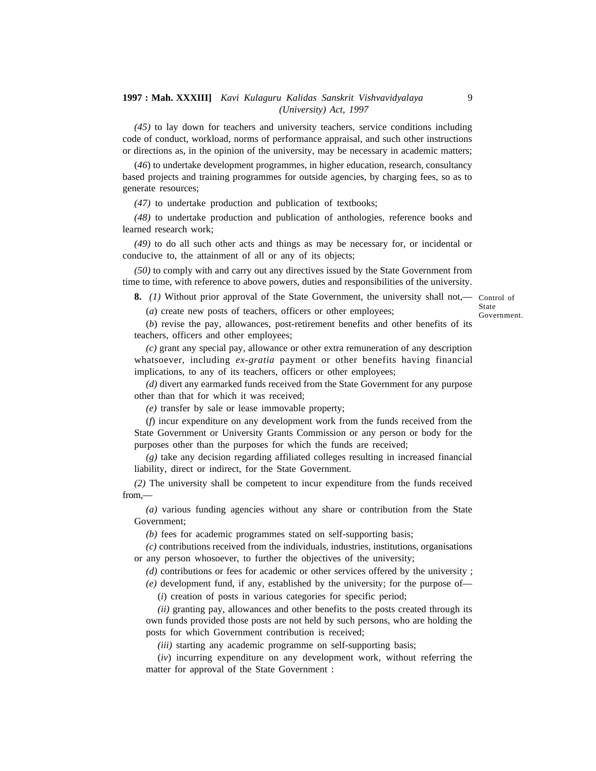*(45)* to lay down for teachers and university teachers, service conditions including code of conduct, workload, norms of performance appraisal, and such other instructions or directions as, in the opinion of the university, may be necessary in academic matters;

(*46*) to undertake development programmes, in higher education, research, consultancy based projects and training programmes for outside agencies, by charging fees, so as to generate resources;

*(47)* to undertake production and publication of textbooks;

*(48)* to undertake production and publication of anthologies, reference books and learned research work;

*(49)* to do all such other acts and things as may be necessary for, or incidental or conducive to, the attainment of all or any of its objects;

*(50)* to comply with and carry out any directives issued by the State Government from time to time, with reference to above powers, duties and responsibilities of the university.

Control of State Government.

**8.** *(1)* Without prior approval of the State Government, the university shall not,—

(*a*) create new posts of teachers, officers or other employees;

(*b*) revise the pay, allowances, post-retirement benefits and other benefits of its teachers, officers and other employees;

*(c)* grant any special pay, allowance or other extra remuneration of any description whatsoever, including *ex-gratia* payment or other benefits having financial implications, to any of its teachers, officers or other employees;

*(d)* divert any earmarked funds received from the State Government for any purpose other than that for which it was received;

*(e)* transfer by sale or lease immovable property;

(*f*) incur expenditure on any development work from the funds received from the State Government or University Grants Commission or any person or body for the purposes other than the purposes for which the funds are received;

*(g)* take any decision regarding affiliated colleges resulting in increased financial liability, direct or indirect, for the State Government.

*(2)* The university shall be competent to incur expenditure from the funds received from,—

*(a)* various funding agencies without any share or contribution from the State Government;

*(b)* fees for academic programmes stated on self-supporting basis;

*(c)* contributions received from the individuals, industries, institutions, organisations or any person whosoever, to further the objectives of the university;

*(d)* contributions or fees for academic or other services offered by the university ;

*(e)* development fund, if any, established by the university; for the purpose of—

(*i*) creation of posts in various categories for specific period;

*(ii)* granting pay, allowances and other benefits to the posts created through its own funds provided those posts are not held by such persons, who are holding the posts for which Government contribution is received;

*(iii)* starting any academic programme on self-supporting basis;

(*iv*) incurring expenditure on any development work, without referring the matter for approval of the State Government :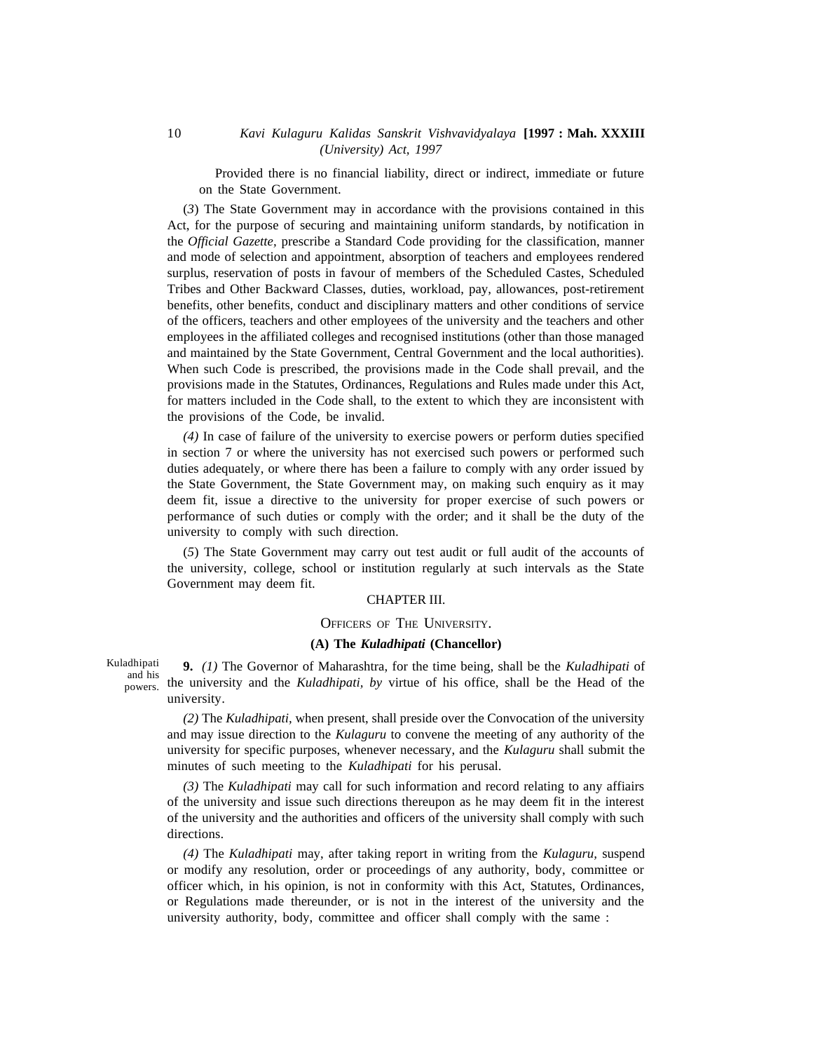Provided there is no financial liability, direct or indirect, immediate or future on the State Government.

(*3*) The State Government may in accordance with the provisions contained in this Act, for the purpose of securing and maintaining uniform standards, by notification in the *Official Gazette*, prescribe a Standard Code providing for the classification, manner and mode of selection and appointment, absorption of teachers and employees rendered surplus, reservation of posts in favour of members of the Scheduled Castes, Scheduled Tribes and Other Backward Classes, duties, workload, pay, allowances, post-retirement benefits, other benefits, conduct and disciplinary matters and other conditions of service of the officers, teachers and other employees of the university and the teachers and other employees in the affiliated colleges and recognised institutions (other than those managed and maintained by the State Government, Central Government and the local authorities). When such Code is prescribed, the provisions made in the Code shall prevail, and the provisions made in the Statutes, Ordinances, Regulations and Rules made under this Act, for matters included in the Code shall, to the extent to which they are inconsistent with the provisions of the Code, be invalid.

*(4)* In case of failure of the university to exercise powers or perform duties specified in section 7 or where the university has not exercised such powers or performed such duties adequately, or where there has been a failure to comply with any order issued by the State Government, the State Government may, on making such enquiry as it may deem fit, issue a directive to the university for proper exercise of such powers or performance of such duties or comply with the order; and it shall be the duty of the university to comply with such direction.

(*5*) The State Government may carry out test audit or full audit of the accounts of the university, college, school or institution regularly at such intervals as the State Government may deem fit.

## CHAPTER III.

## OFFICERS OF THE UNIVERSITY.

### (A) The *Kuladhipati* (Chancellor)

Kuladhipati and his powers.

**9.** *(1)* The Governor of Maharashtra, for the time being, shall be the *Kuladhipati* of the university and the *Kuladhipati*, *by* virtue of his office, shall be the Head of the university.

*(2)* The *Kuladhipati,* when present, shall preside over the Convocation of the university and may issue direction to the *Kulaguru* to convene the meeting of any authority of the university for specific purposes, whenever necessary, and the *Kulaguru* shall submit the minutes of such meeting to the *Kuladhipati* for his perusal.

*(3)* The *Kuladhipati* may call for such information and record relating to any affaiirs of the university and issue such directions thereupon as he may deem fit in the interest of the university and the authorities and officers of the university shall comply with such directions.

*(4)* The *Kuladhipati* may, after taking report in writing from the *Kulaguru*, suspend or modify any resolution, order or proceedings of any authority, body, committee or officer which, in his opinion, is not in conformity with this Act, Statutes, Ordinances, or Regulations made thereunder, or is not in the interest of the university and the university authority, body, committee and officer shall comply with the same :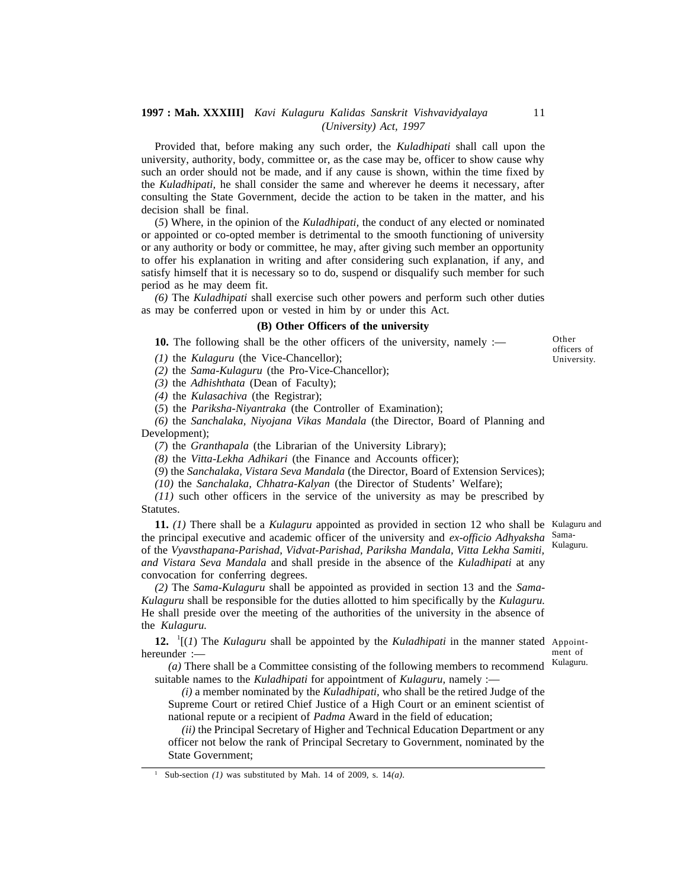Provided that, before making any such order, the *Kuladhipati* shall call upon the university, authority, body, committee or, as the case may be, officer to show cause why such an order should not be made, and if any cause is shown, within the time fixed by the *Kuladhipati,* he shall consider the same and wherever he deems it necessary, after consulting the State Government, decide the action to be taken in the matter, and his decision shall be final.

(*5*) Where, in the opinion of the *Kuladhipati,* the conduct of any elected or nominated or appointed or co-opted member is detrimental to the smooth functioning of university or any authority or body or committee, he may, after giving such member an opportunity to offer his explanation in writing and after considering such explanation, if any, and satisfy himself that it is necessary so to do, suspend or disqualify such member for such period as he may deem fit.

*(6)* The *Kuladhipati* shall exercise such other powers and perform such other duties as may be conferred upon or vested in him by or under this Act.

### (B) Other Officers of the university

Other officers of University.

**10.** The following shall be the other officers of the university, namely :—

*(1)* the *Kulaguru* (the Vice-Chancellor);

*(2)* the *Sama-Kulaguru* (the Pro-Vice-Chancellor);

*(3)* the *Adhishthata* (Dean of Faculty);

*(4)* the *Kulasachiva* (the Registrar);

(*5*) the *Pariksha-Niyantraka* (the Controller of Examination);

*(6)* the *Sanchalaka, Niyojana Vikas Mandala* (the Director, Board of Planning and Development);

(*7*) the *Granthapala* (the Librarian of the University Library);

*(8)* the *Vitta-Lekha Adhikari* (the Finance and Accounts officer);

(*9*) the *Sanchalaka, Vistara Seva Mandala* (the Director, Board of Extension Services);

*(10)* the *Sanchalaka, Chhatra-Kalyan* (the Director of Students' Welfare);

*(11)* such other officers in the service of the university as may be prescribed by Statutes.

Kulaguru and Sama-Kulaguru.

**11.** *(1)* There shall be a *Kulaguru* appointed as provided in section 12 who shall be the principal executive and academic officer of the university and *ex-officio Adhyaksha* of the *Vyavsthapana-Parishad, Vidvat-Parishad, Pariksha Mandala, Vitta Lekha Samiti, and Vistara Seva Mandala* and shall preside in the absence of the *Kuladhipati* at any convocation for conferring degrees.

*(2)* The *Sama-Kulaguru* shall be appointed as provided in section 13 and the *Sama-Kulaguru* shall be responsible for the duties allotted to him specifically by the *Kulaguru.* He shall preside over the meeting of the authorities of the university in the absence of the *Kulaguru.*

Appointment of Kulaguru.

**12.** [1][(*1*) The *Kulaguru* shall be appointed by the *Kuladhipati* in the manner stated hereunder :—

*(a)* There shall be a Committee consisting of the following members to recommend suitable names to the *Kuladhipati* for appointment of *Kulaguru,* namely :—

*(i)* a member nominated by the *Kuladhipati,* who shall be the retired Judge of the Supreme Court or retired Chief Justice of a High Court or an eminent scientist of national repute or a recipient of *Padma* Award in the field of education;

*(ii)* the Principal Secretary of Higher and Technical Education Department or any officer not below the rank of Principal Secretary to Government, nominated by the State Government;

---

[1] Sub-section *(1)* was substituted by Mah. 14 of 2009, s. 14*(a)*.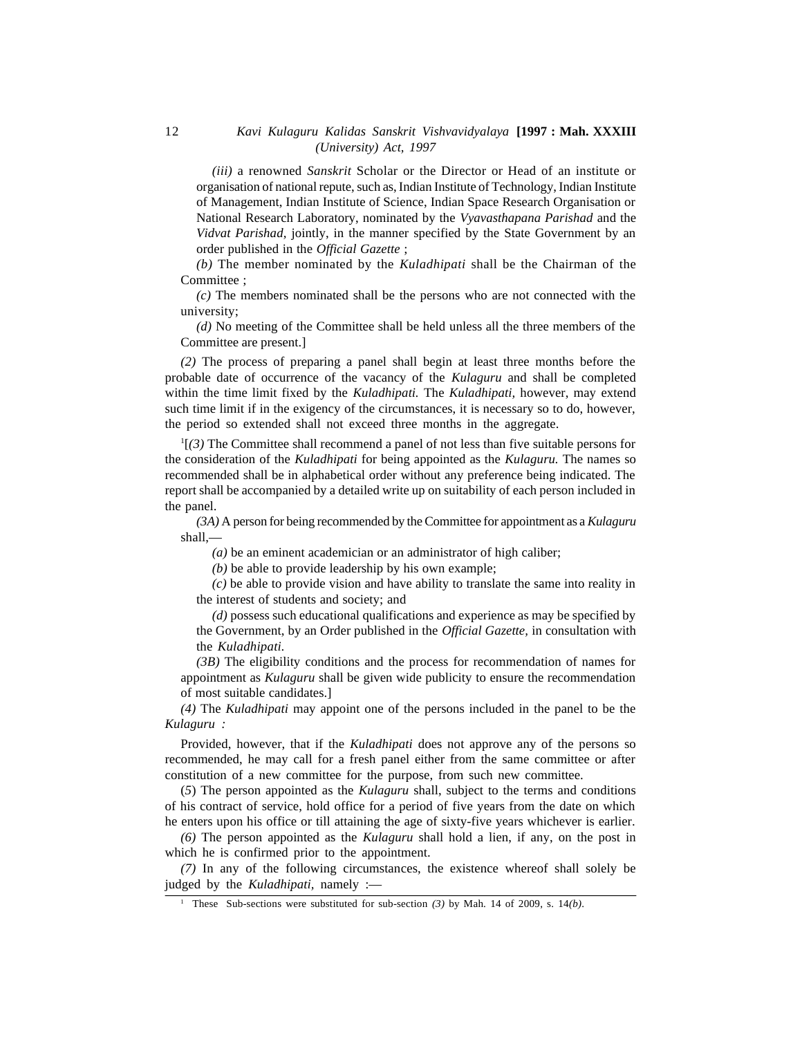*(iii)* a renowned *Sanskrit* Scholar or the Director or Head of an institute or organisation of national repute, such as, Indian Institute of Technology, Indian Institute of Management, Indian Institute of Science, Indian Space Research Organisation or National Research Laboratory, nominated by the *Vyavasthapana Parishad* and the *Vidvat Parishad*, jointly, in the manner specified by the State Government by an order published in the *Official Gazette* ;

*(b)* The member nominated by the *Kuladhipati* shall be the Chairman of the Committee ;

*(c)* The members nominated shall be the persons who are not connected with the university;

*(d)* No meeting of the Committee shall be held unless all the three members of the Committee are present.]

*(2)* The process of preparing a panel shall begin at least three months before the probable date of occurrence of the vacancy of the *Kulaguru* and shall be completed within the time limit fixed by the *Kuladhipati.* The *Kuladhipati,* however, may extend such time limit if in the exigency of the circumstances, it is necessary so to do, however, the period so extended shall not exceed three months in the aggregate.

[1][*(3)* The Committee shall recommend a panel of not less than five suitable persons for the consideration of the *Kuladhipati* for being appointed as the *Kulaguru.* The names so recommended shall be in alphabetical order without any preference being indicated. The report shall be accompanied by a detailed write up on suitability of each person included in the panel.

*(3A)* A person for being recommended by the Committee for appointment as a *Kulaguru* shall,—

*(a)* be an eminent academician or an administrator of high caliber;

*(b)* be able to provide leadership by his own example;

*(c)* be able to provide vision and have ability to translate the same into reality in the interest of students and society; and

*(d)* possess such educational qualifications and experience as may be specified by the Government, by an Order published in the *Official Gazette*, in consultation with the *Kuladhipati*.

*(3B)* The eligibility conditions and the process for recommendation of names for appointment as *Kulaguru* shall be given wide publicity to ensure the recommendation of most suitable candidates.]

*(4)* The *Kuladhipati* may appoint one of the persons included in the panel to be the *Kulaguru :*

Provided, however, that if the *Kuladhipati* does not approve any of the persons so recommended, he may call for a fresh panel either from the same committee or after constitution of a new committee for the purpose, from such new committee.

(*5*) The person appointed as the *Kulaguru* shall, subject to the terms and conditions of his contract of service, hold office for a period of five years from the date on which he enters upon his office or till attaining the age of sixty-five years whichever is earlier.

*(6)* The person appointed as the *Kulaguru* shall hold a lien, if any, on the post in which he is confirmed prior to the appointment.

*(7)* In any of the following circumstances, the existence whereof shall solely be judged by the *Kuladhipati,* namely :—

---

[1] These Sub-sections were substituted for sub-section *(3)* by Mah. 14 of 2009, s. 14*(b)*.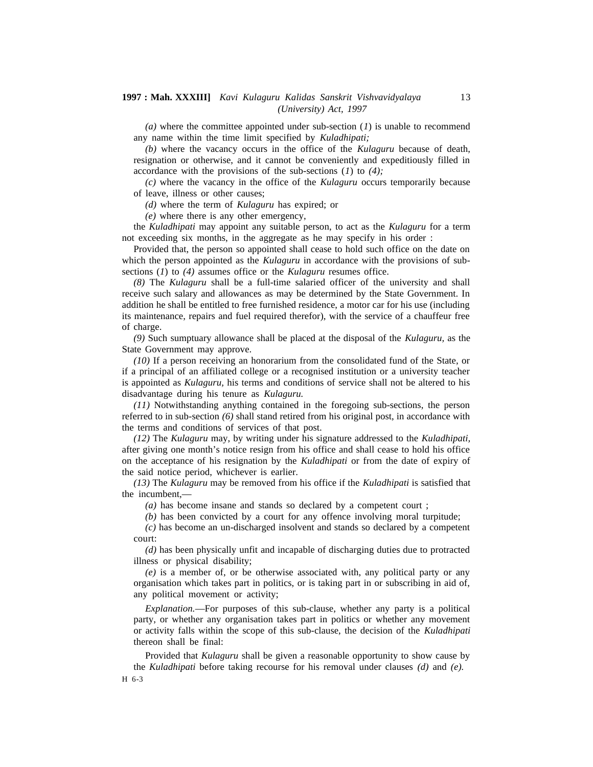*(a)* where the committee appointed under sub-section (*1*) is unable to recommend any name within the time limit specified by *Kuladhipati;*

*(b)* where the vacancy occurs in the office of the *Kulaguru* because of death, resignation or otherwise, and it cannot be conveniently and expeditiously filled in accordance with the provisions of the sub-sections (*1*) to *(4);*

*(c)* where the vacancy in the office of the *Kulaguru* occurs temporarily because of leave, illness or other causes;

*(d)* where the term of *Kulaguru* has expired; or

*(e)* where there is any other emergency,

the *Kuladhipati* may appoint any suitable person, to act as the *Kulaguru* for a term not exceeding six months, in the aggregate as he may specify in his order :

Provided that, the person so appointed shall cease to hold such office on the date on which the person appointed as the *Kulaguru* in accordance with the provisions of sub-sections (*1*) to *(4)* assumes office or the *Kulaguru* resumes office.

*(8)* The *Kulaguru* shall be a full-time salaried officer of the university and shall receive such salary and allowances as may be determined by the State Government. In addition he shall be entitled to free furnished residence, a motor car for his use (including its maintenance, repairs and fuel required therefor), with the service of a chauffeur free of charge.

*(9)* Such sumptuary allowance shall be placed at the disposal of the *Kulaguru,* as the State Government may approve.

*(10)* If a person receiving an honorarium from the consolidated fund of the State, or if a principal of an affiliated college or a recognised institution or a university teacher is appointed as *Kulaguru,* his terms and conditions of service shall not be altered to his disadvantage during his tenure as *Kulaguru.*

*(11)* Notwithstanding anything contained in the foregoing sub-sections, the person referred to in sub-section *(6)* shall stand retired from his original post, in accordance with the terms and conditions of services of that post.

*(12)* The *Kulaguru* may, by writing under his signature addressed to the *Kuladhipati,* after giving one month's notice resign from his office and shall cease to hold his office on the acceptance of his resignation by the *Kuladhipati* or from the date of expiry of the said notice period, whichever is earlier.

*(13)* The *Kulaguru* may be removed from his office if the *Kuladhipati* is satisfied that the incumbent,—

*(a)* has become insane and stands so declared by a competent court ;

*(b)* has been convicted by a court for any offence involving moral turpitude;

*(c)* has become an un-discharged insolvent and stands so declared by a competent court:

*(d)* has been physically unfit and incapable of discharging duties due to protracted illness or physical disability;

*(e)* is a member of, or be otherwise associated with, any political party or any organisation which takes part in politics, or is taking part in or subscribing in aid of, any political movement or activity;

*Explanation.*—For purposes of this sub-clause, whether any party is a political party, or whether any organisation takes part in politics or whether any movement or activity falls within the scope of this sub-clause, the decision of the *Kuladhipati* thereon shall be final:

Provided that *Kulaguru* shall be given a reasonable opportunity to show cause by the *Kuladhipati* before taking recourse for his removal under clauses *(d)* and *(e).*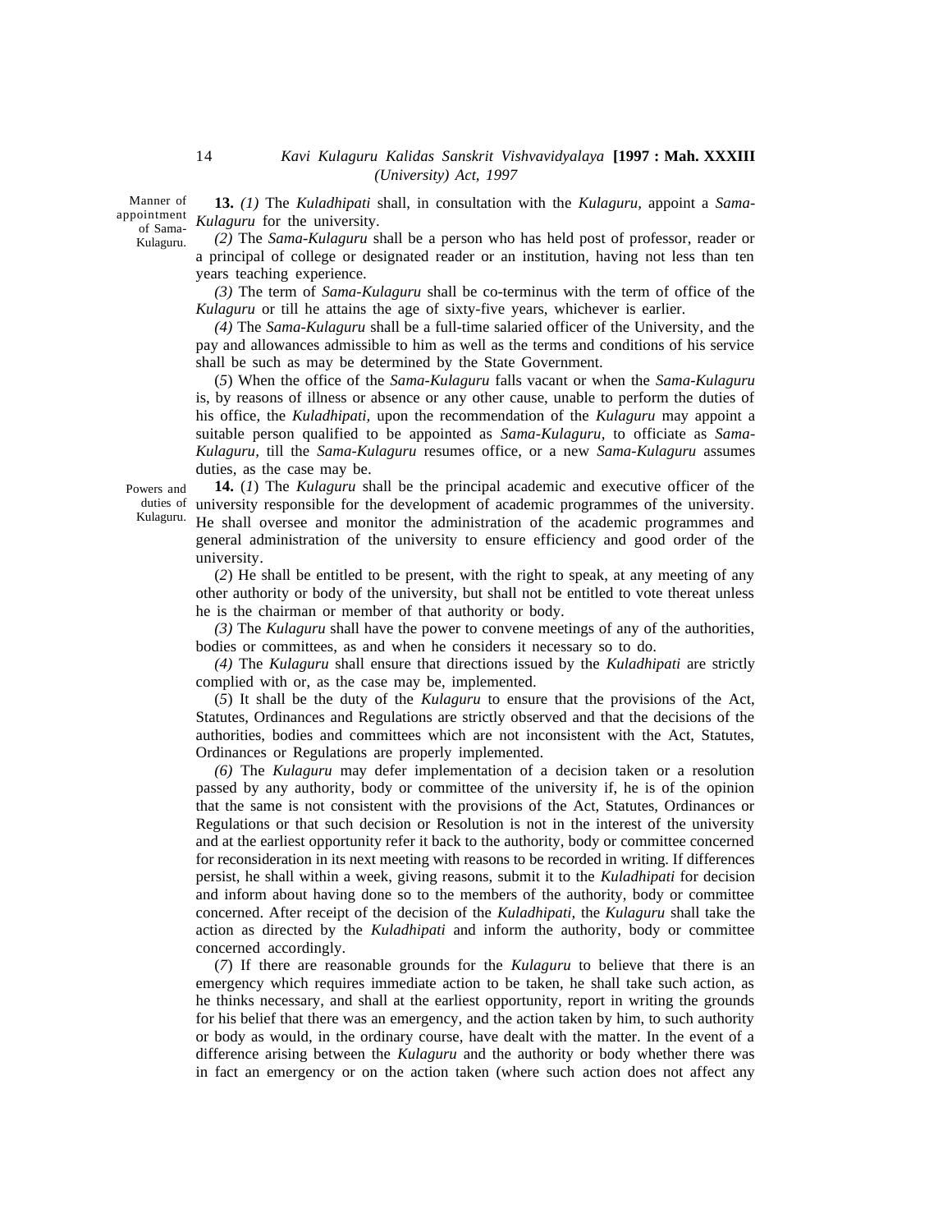Manner of appointment of Sama-Kulaguru.

**13.** *(1)* The *Kuladhipati* shall, in consultation with the *Kulaguru,* appoint a *Sama-Kulaguru* for the university.

*(2)* The *Sama-Kulaguru* shall be a person who has held post of professor, reader or a principal of college or designated reader or an institution, having not less than ten years teaching experience.

*(3)* The term of *Sama-Kulaguru* shall be co-terminus with the term of office of the *Kulaguru* or till he attains the age of sixty-five years, whichever is earlier.

*(4)* The *Sama-Kulaguru* shall be a full-time salaried officer of the University, and the pay and allowances admissible to him as well as the terms and conditions of his service shall be such as may be determined by the State Government.

(*5*) When the office of the *Sama-Kulaguru* falls vacant or when the *Sama-Kulaguru* is, by reasons of illness or absence or any other cause, unable to perform the duties of his office, the *Kuladhipati,* upon the recommendation of the *Kulaguru* may appoint a suitable person qualified to be appointed as *Sama-Kulaguru,* to officiate as *Sama-Kulaguru,* till the *Sama-Kulaguru* resumes office, or a new *Sama-Kulaguru* assumes duties, as the case may be.

Powers and duties of Kulaguru.

**14.** (*1*) The *Kulaguru* shall be the principal academic and executive officer of the university responsible for the development of academic programmes of the university. He shall oversee and monitor the administration of the academic programmes and general administration of the university to ensure efficiency and good order of the university.

(*2*) He shall be entitled to be present, with the right to speak, at any meeting of any other authority or body of the university, but shall not be entitled to vote thereat unless he is the chairman or member of that authority or body.

*(3)* The *Kulaguru* shall have the power to convene meetings of any of the authorities, bodies or committees, as and when he considers it necessary so to do.

*(4)* The *Kulaguru* shall ensure that directions issued by the *Kuladhipati* are strictly complied with or, as the case may be, implemented.

(*5*) It shall be the duty of the *Kulaguru* to ensure that the provisions of the Act, Statutes, Ordinances and Regulations are strictly observed and that the decisions of the authorities, bodies and committees which are not inconsistent with the Act, Statutes, Ordinances or Regulations are properly implemented.

*(6)* The *Kulaguru* may defer implementation of a decision taken or a resolution passed by any authority, body or committee of the university if, he is of the opinion that the same is not consistent with the provisions of the Act, Statutes, Ordinances or Regulations or that such decision or Resolution is not in the interest of the university and at the earliest opportunity refer it back to the authority, body or committee concerned for reconsideration in its next meeting with reasons to be recorded in writing. If differences persist, he shall within a week, giving reasons, submit it to the *Kuladhipati* for decision and inform about having done so to the members of the authority, body or committee concerned. After receipt of the decision of the *Kuladhipati,* the *Kulaguru* shall take the action as directed by the *Kuladhipati* and inform the authority, body or committee concerned accordingly.

(*7*) If there are reasonable grounds for the *Kulaguru* to believe that there is an emergency which requires immediate action to be taken, he shall take such action, as he thinks necessary, and shall at the earliest opportunity, report in writing the grounds for his belief that there was an emergency, and the action taken by him, to such authority or body as would, in the ordinary course, have dealt with the matter. In the event of a difference arising between the *Kulaguru* and the authority or body whether there was in fact an emergency or on the action taken (where such action does not affect any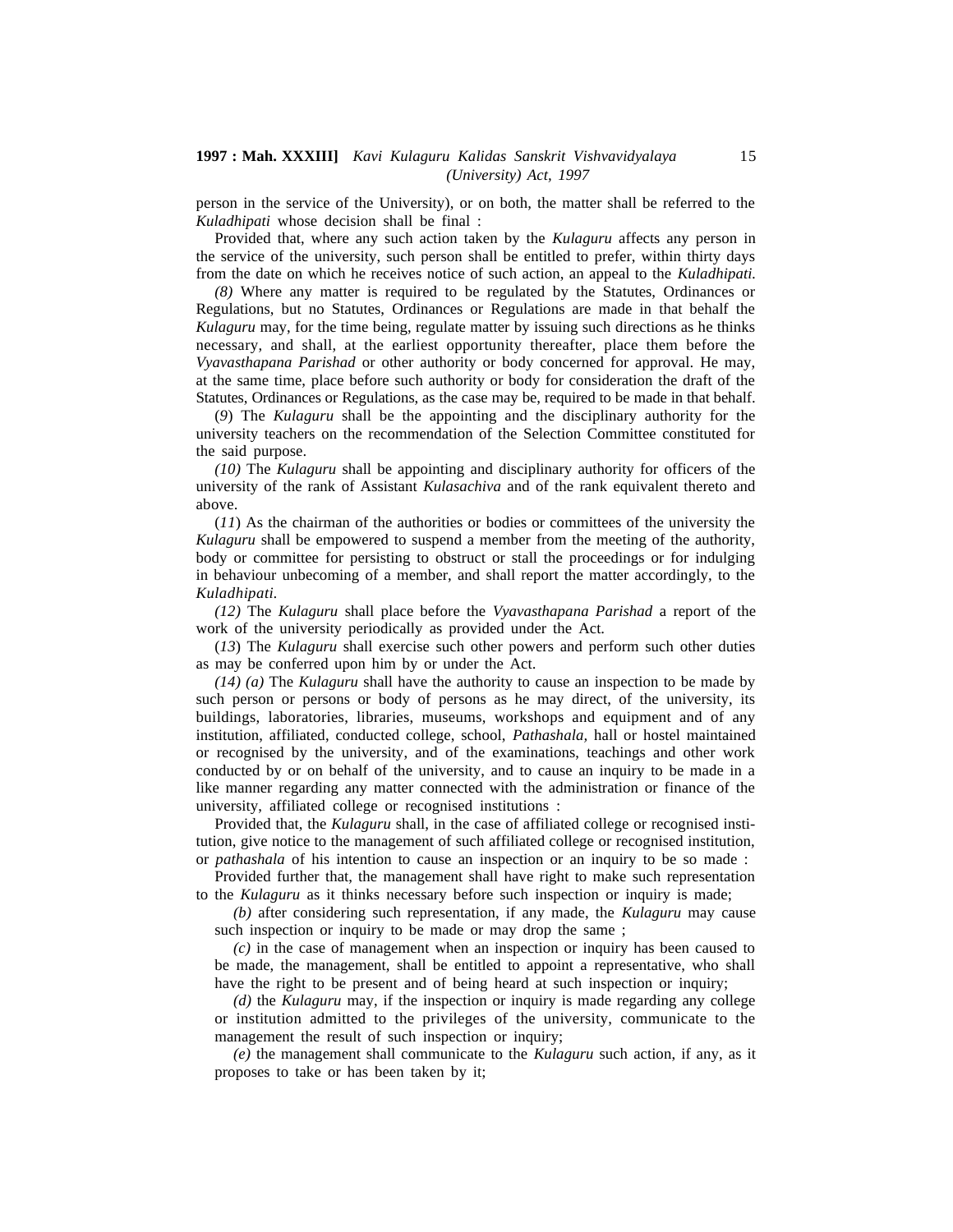person in the service of the University), or on both, the matter shall be referred to the *Kuladhipati* whose decision shall be final :

Provided that, where any such action taken by the *Kulaguru* affects any person in the service of the university, such person shall be entitled to prefer, within thirty days from the date on which he receives notice of such action, an appeal to the *Kuladhipati.*

*(8)* Where any matter is required to be regulated by the Statutes, Ordinances or Regulations, but no Statutes, Ordinances or Regulations are made in that behalf the *Kulaguru* may, for the time being, regulate matter by issuing such directions as he thinks necessary, and shall, at the earliest opportunity thereafter, place them before the *Vyavasthapana Parishad* or other authority or body concerned for approval. He may, at the same time, place before such authority or body for consideration the draft of the Statutes, Ordinances or Regulations, as the case may be, required to be made in that behalf.

(*9*) The *Kulaguru* shall be the appointing and the disciplinary authority for the university teachers on the recommendation of the Selection Committee constituted for the said purpose.

*(10)* The *Kulaguru* shall be appointing and disciplinary authority for officers of the university of the rank of Assistant *Kulasachiva* and of the rank equivalent thereto and above.

(*11*) As the chairman of the authorities or bodies or committees of the university the *Kulaguru* shall be empowered to suspend a member from the meeting of the authority, body or committee for persisting to obstruct or stall the proceedings or for indulging in behaviour unbecoming of a member, and shall report the matter accordingly, to the *Kuladhipati*.

*(12)* The *Kulaguru* shall place before the *Vyavasthapana Parishad* a report of the work of the university periodically as provided under the Act.

(*13*) The *Kulaguru* shall exercise such other powers and perform such other duties as may be conferred upon him by or under the Act.

*(14) (a)* The *Kulaguru* shall have the authority to cause an inspection to be made by such person or persons or body of persons as he may direct, of the university, its buildings, laboratories, libraries, museums, workshops and equipment and of any institution, affiliated, conducted college, school, *Pathashala,* hall or hostel maintained or recognised by the university, and of the examinations, teachings and other work conducted by or on behalf of the university, and to cause an inquiry to be made in a like manner regarding any matter connected with the administration or finance of the university, affiliated college or recognised institutions :

Provided that, the *Kulaguru* shall, in the case of affiliated college or recognised institution, give notice to the management of such affiliated college or recognised institution, or *pathashala* of his intention to cause an inspection or an inquiry to be so made :

Provided further that, the management shall have right to make such representation to the *Kulaguru* as it thinks necessary before such inspection or inquiry is made;

*(b)* after considering such representation, if any made, the *Kulaguru* may cause such inspection or inquiry to be made or may drop the same ;

*(c)* in the case of management when an inspection or inquiry has been caused to be made, the management, shall be entitled to appoint a representative, who shall have the right to be present and of being heard at such inspection or inquiry;

*(d)* the *Kulaguru* may, if the inspection or inquiry is made regarding any college or institution admitted to the privileges of the university, communicate to the management the result of such inspection or inquiry;

*(e)* the management shall communicate to the *Kulaguru* such action, if any, as it proposes to take or has been taken by it;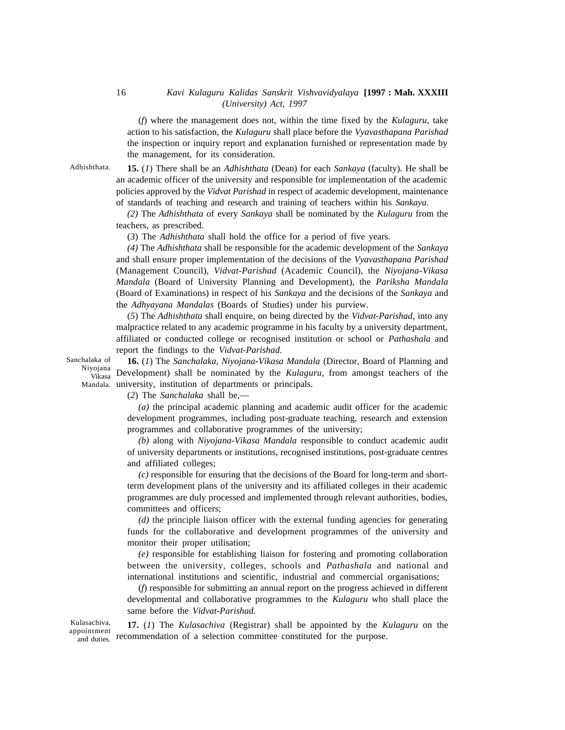(*f*) where the management does not, within the time fixed by the *Kulaguru*, take action to his satisfaction, the *Kulaguru* shall place before the *Vyavasthapana Parishad* the inspection or inquiry report and explanation furnished or representation made by the management, for its consideration.

Adhishthata.

**15.** (*1*) There shall be an *Adhishthata* (Dean) for each *Sankaya* (faculty). He shall be an academic officer of the university and responsible for implementation of the academic policies approved by the *Vidvat Parishad* in respect of academic development, maintenance of standards of teaching and research and training of teachers within his *Sankaya.*

*(2)* The *Adhishthata* of every *Sankaya* shall be nominated by the *Kulaguru* from the teachers, as prescribed.

(*3*) The *Adhishthata* shall hold the office for a period of five years.

*(4)* The *Adhishthata* shall be responsible for the academic development of the *Sankaya* and shall ensure proper implementation of the decisions of the *Vyavasthapana Parishad* (Management Council), *Vidvat-Parishad* (Academic Council), the *Niyojana-Vikasa Mandala* (Board of University Planning and Development), the *Pariksha Mandala* (Board of Examinations) in respect of his *Sankaya* and the decisions of the *Sankaya* and the *Adhyayana Mandalas* (Boards of Studies) under his purview.

(*5*) The *Adhishthata* shall enquire, on being directed by the *Vidvat-Parishad,* into any malpractice related to any academic programme in his faculty by a university department, affiliated or conducted college or recognised institution or school or *Pathashala* and report the findings to the *Vidvat-Parishad.*

Sanchalaka of Niyojana Vikasa Mandala.

**16.** (*1*) The *Sanchalaka, Niyojana-Vikasa Mandala* (Director, Board of Planning and Development) shall be nominated by the *Kulaguru,* from amongst teachers of the university, institution of departments or principals.

(*2*) The *Sanchalaka* shall be,—

*(a)* the principal academic planning and academic audit officer for the academic development programmes, including post-graduate teaching, research and extension programmes and collaborative programmes of the university;

*(b)* along with *Niyojana-Vikasa Mandala* responsible to conduct academic audit of university departments or institutions, recognised institutions, post-graduate centres and affiliated colleges;

*(c)* responsible for ensuring that the decisions of the Board for long-term and short-term development plans of the university and its affiliated colleges in their academic programmes are duly processed and implemented through relevant authorities, bodies, committees and officers;

*(d)* the principle liaison officer with the external funding agencies for generating funds for the collaborative and development programmes of the university and monitor their proper utilisation;

*(e)* responsible for establishing liaison for fostering and promoting collaboration between the university, colleges, schools and *Pathashala* and national and international institutions and scientific, industrial and commercial organisations;

(*f*) responsible for submitting an annual report on the progress achieved in different developmental and collaborative programmes to the *Kulaguru* who shall place the same before the *Vidvat-Parishad.*

Kulasachiva, appointment and duties.

**17.** (*1*) The *Kulasachiva* (Registrar) shall be appointed by the *Kulaguru* on the recommendation of a selection committee constituted for the purpose.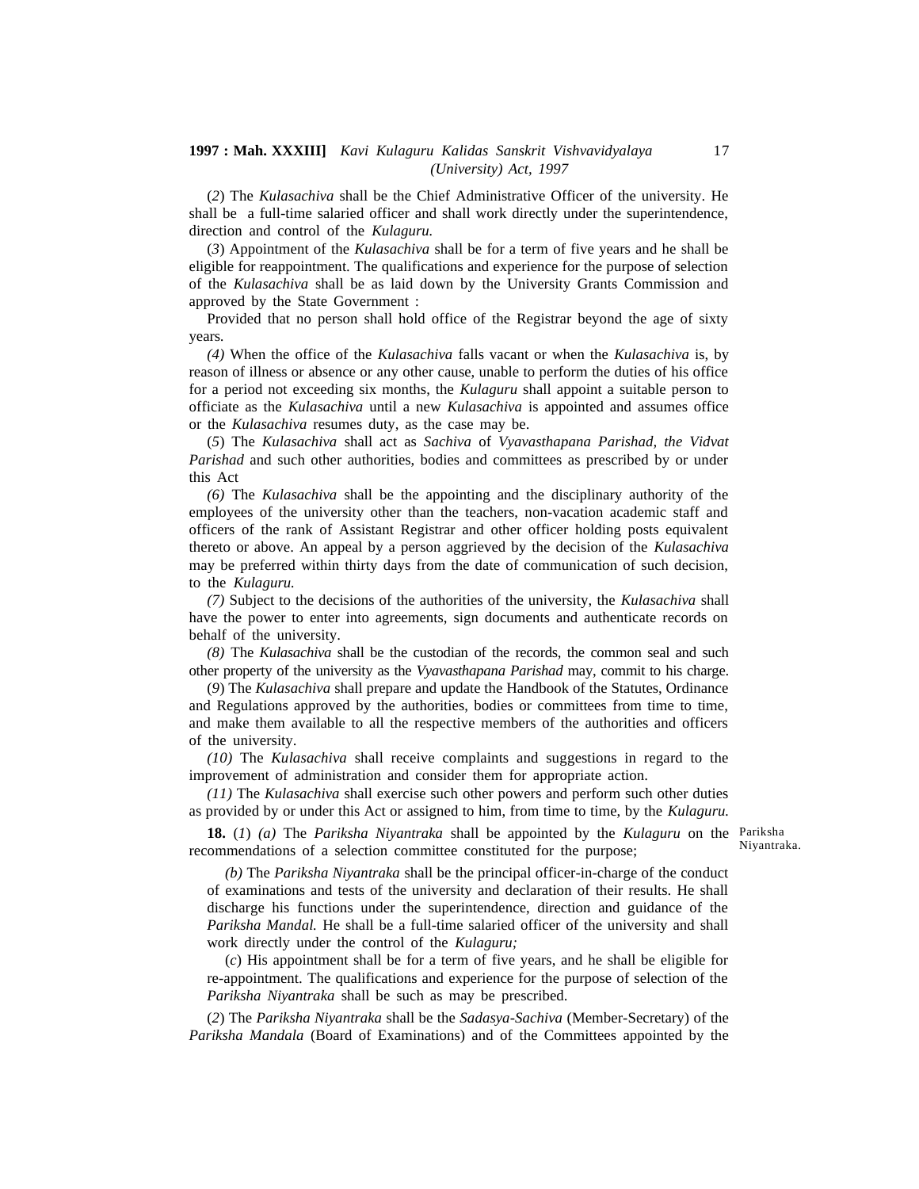(*2*) The *Kulasachiva* shall be the Chief Administrative Officer of the university. He shall be a full-time salaried officer and shall work directly under the superintendence, direction and control of the *Kulaguru.*

(*3*) Appointment of the *Kulasachiva* shall be for a term of five years and he shall be eligible for reappointment. The qualifications and experience for the purpose of selection of the *Kulasachiva* shall be as laid down by the University Grants Commission and approved by the State Government :

Provided that no person shall hold office of the Registrar beyond the age of sixty years.

*(4)* When the office of the *Kulasachiva* falls vacant or when the *Kulasachiva* is, by reason of illness or absence or any other cause, unable to perform the duties of his office for a period not exceeding six months, the *Kulaguru* shall appoint a suitable person to officiate as the *Kulasachiva* until a new *Kulasachiva* is appointed and assumes office or the *Kulasachiva* resumes duty, as the case may be.

(*5*) The *Kulasachiva* shall act as *Sachiva* of *Vyavasthapana Parishad, the Vidvat Parishad* and such other authorities, bodies and committees as prescribed by or under this Act

*(6)* The *Kulasachiva* shall be the appointing and the disciplinary authority of the employees of the university other than the teachers, non-vacation academic staff and officers of the rank of Assistant Registrar and other officer holding posts equivalent thereto or above. An appeal by a person aggrieved by the decision of the *Kulasachiva* may be preferred within thirty days from the date of communication of such decision, to the *Kulaguru.*

*(7)* Subject to the decisions of the authorities of the university, the *Kulasachiva* shall have the power to enter into agreements, sign documents and authenticate records on behalf of the university.

*(8)* The *Kulasachiva* shall be the custodian of the records, the common seal and such other property of the university as the *Vyavasthapana Parishad* may, commit to his charge.

(*9*) The *Kulasachiva* shall prepare and update the Handbook of the Statutes, Ordinance and Regulations approved by the authorities, bodies or committees from time to time, and make them available to all the respective members of the authorities and officers of the university.

*(10)* The *Kulasachiva* shall receive complaints and suggestions in regard to the improvement of administration and consider them for appropriate action.

*(11)* The *Kulasachiva* shall exercise such other powers and perform such other duties as provided by or under this Act or assigned to him, from time to time, by the *Kulaguru.*

Pariksha Niyantraka.

**18.** (*1*) *(a)* The *Pariksha Niyantraka* shall be appointed by the *Kulaguru* on the recommendations of a selection committee constituted for the purpose;

*(b)* The *Pariksha Niyantraka* shall be the principal officer-in-charge of the conduct of examinations and tests of the university and declaration of their results. He shall discharge his functions under the superintendence, direction and guidance of the *Pariksha Mandal.* He shall be a full-time salaried officer of the university and shall work directly under the control of the *Kulaguru;*

(*c*) His appointment shall be for a term of five years, and he shall be eligible for re-appointment. The qualifications and experience for the purpose of selection of the *Pariksha Niyantraka* shall be such as may be prescribed.

(*2*) The *Pariksha Niyantraka* shall be the *Sadasya-Sachiva* (Member-Secretary) of the *Pariksha Mandala* (Board of Examinations) and of the Committees appointed by the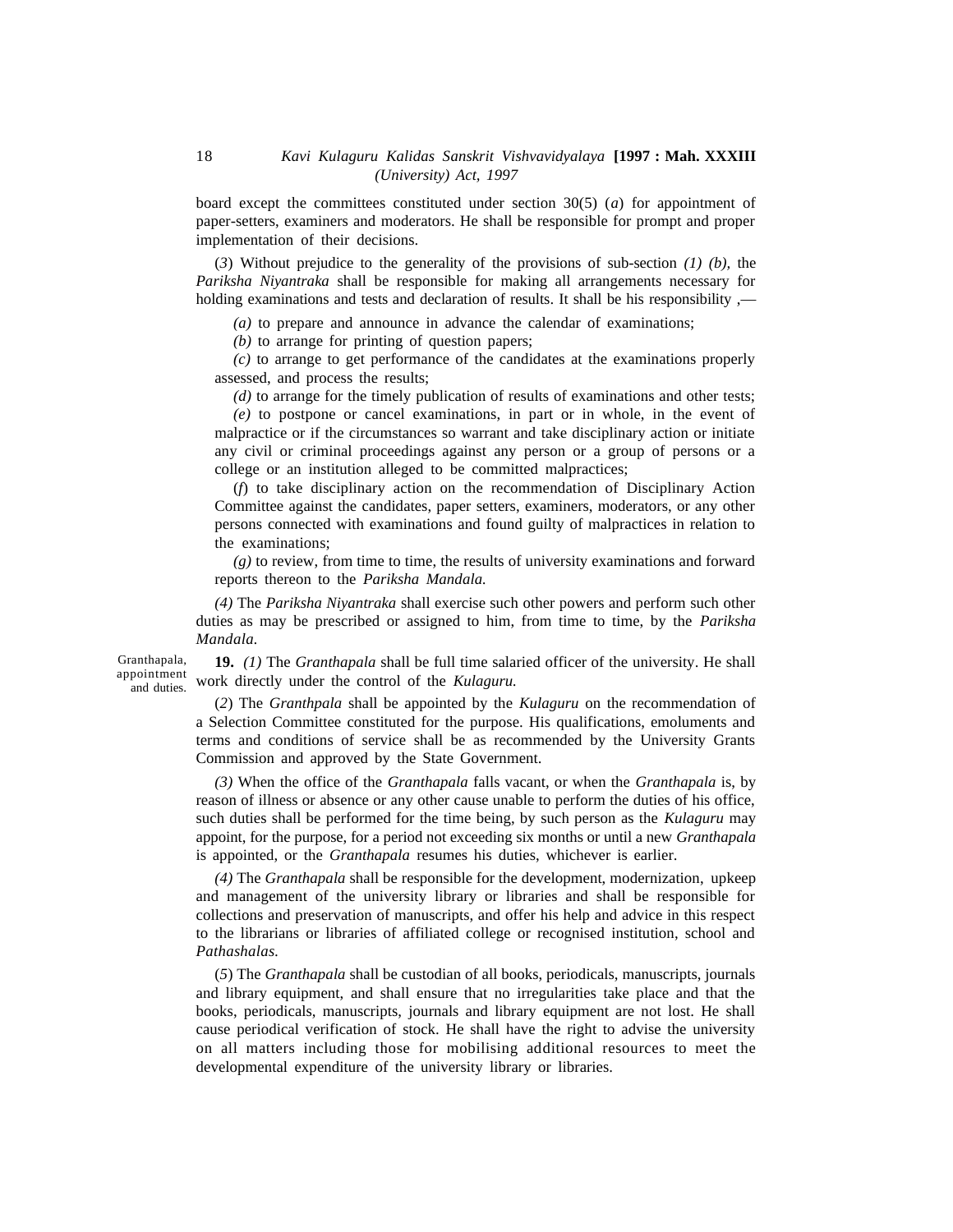board except the committees constituted under section 30(5) (*a*) for appointment of paper-setters, examiners and moderators. He shall be responsible for prompt and proper implementation of their decisions.

(*3*) Without prejudice to the generality of the provisions of sub-section *(1) (b),* the *Pariksha Niyantraka* shall be responsible for making all arrangements necessary for holding examinations and tests and declaration of results. It shall be his responsibility ,—

*(a)* to prepare and announce in advance the calendar of examinations;

*(b)* to arrange for printing of question papers;

*(c)* to arrange to get performance of the candidates at the examinations properly assessed, and process the results;

*(d)* to arrange for the timely publication of results of examinations and other tests;

*(e)* to postpone or cancel examinations, in part or in whole, in the event of malpractice or if the circumstances so warrant and take disciplinary action or initiate any civil or criminal proceedings against any person or a group of persons or a college or an institution alleged to be committed malpractices;

(*f*) to take disciplinary action on the recommendation of Disciplinary Action Committee against the candidates, paper setters, examiners, moderators, or any other persons connected with examinations and found guilty of malpractices in relation to the examinations;

*(g)* to review, from time to time, the results of university examinations and forward reports thereon to the *Pariksha Mandala.*

*(4)* The *Pariksha Niyantraka* shall exercise such other powers and perform such other duties as may be prescribed or assigned to him, from time to time, by the *Pariksha Mandala.*

Granthapala, appointment and duties.

**19.** *(1)* The *Granthapala* shall be full time salaried officer of the university. He shall work directly under the control of the *Kulaguru.*

(*2*) The *Granthpala* shall be appointed by the *Kulaguru* on the recommendation of a Selection Committee constituted for the purpose. His qualifications, emoluments and terms and conditions of service shall be as recommended by the University Grants Commission and approved by the State Government.

*(3)* When the office of the *Granthapala* falls vacant, or when the *Granthapala* is, by reason of illness or absence or any other cause unable to perform the duties of his office, such duties shall be performed for the time being, by such person as the *Kulaguru* may appoint, for the purpose, for a period not exceeding six months or until a new *Granthapala* is appointed, or the *Granthapala* resumes his duties, whichever is earlier.

*(4)* The *Granthapala* shall be responsible for the development, modernization, upkeep and management of the university library or libraries and shall be responsible for collections and preservation of manuscripts, and offer his help and advice in this respect to the librarians or libraries of affiliated college or recognised institution, school and *Pathashalas.*

(*5*) The *Granthapala* shall be custodian of all books, periodicals, manuscripts, journals and library equipment, and shall ensure that no irregularities take place and that the books, periodicals, manuscripts, journals and library equipment are not lost. He shall cause periodical verification of stock. He shall have the right to advise the university on all matters including those for mobilising additional resources to meet the developmental expenditure of the university library or libraries.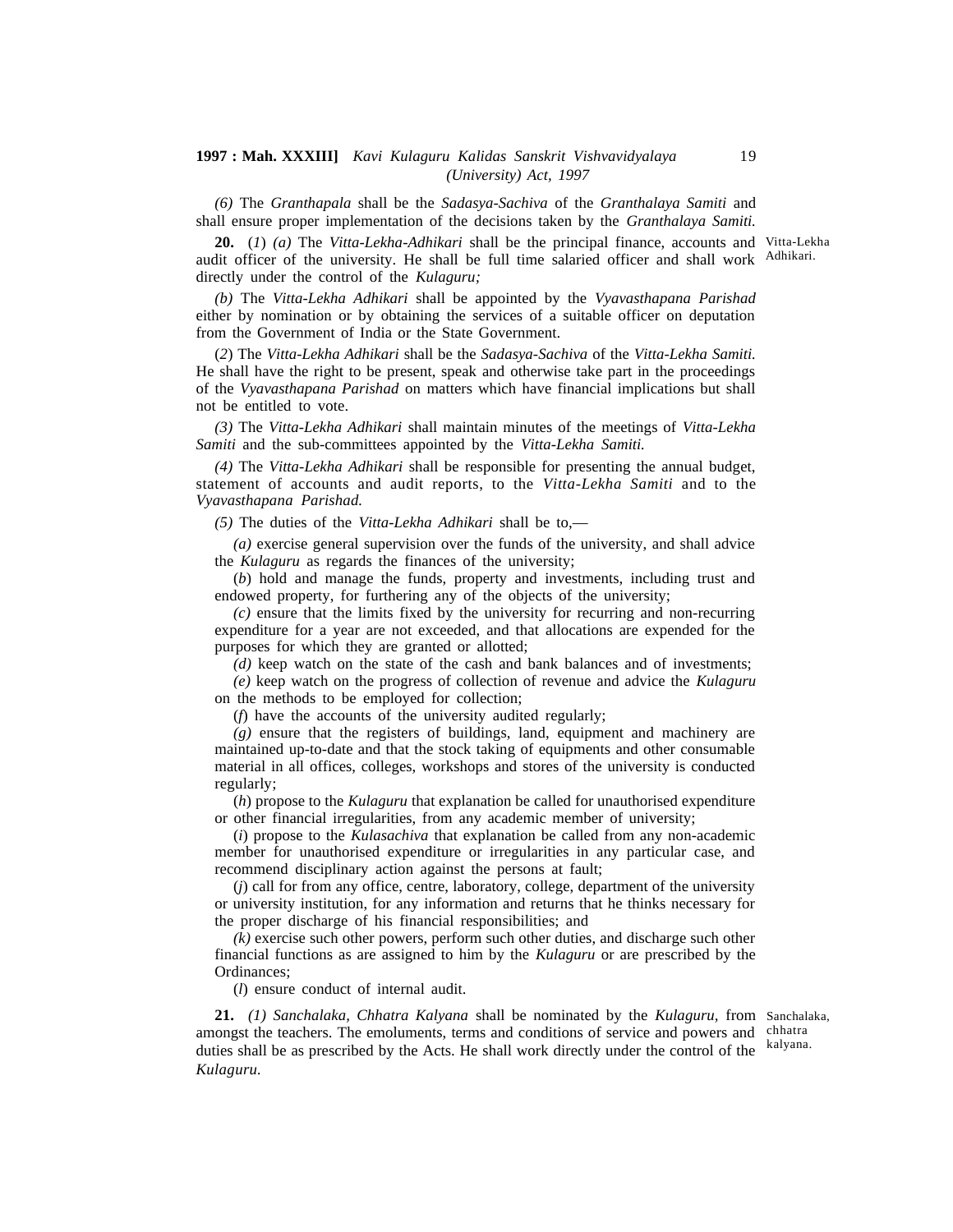*(6)* The *Granthapala* shall be the *Sadasya-Sachiva* of the *Granthalaya Samiti* and shall ensure proper implementation of the decisions taken by the *Granthalaya Samiti.*

Vitta-Lekha Adhikari.

**20.** (*1*) *(a)* The *Vitta-Lekha-Adhikari* shall be the principal finance, accounts and audit officer of the university. He shall be full time salaried officer and shall work directly under the control of the *Kulaguru;*

*(b)* The *Vitta-Lekha Adhikari* shall be appointed by the *Vyavasthapana Parishad* either by nomination or by obtaining the services of a suitable officer on deputation from the Government of India or the State Government.

(*2*) The *Vitta-Lekha Adhikari* shall be the *Sadasya-Sachiva* of the *Vitta-Lekha Samiti.* He shall have the right to be present, speak and otherwise take part in the proceedings of the *Vyavasthapana Parishad* on matters which have financial implications but shall not be entitled to vote.

*(3)* The *Vitta-Lekha Adhikari* shall maintain minutes of the meetings of *Vitta-Lekha Samiti* and the sub-committees appointed by the *Vitta-Lekha Samiti.*

*(4)* The *Vitta-Lekha Adhikari* shall be responsible for presenting the annual budget, statement of accounts and audit reports, to the *Vitta-Lekha Samiti* and to the *Vyavasthapana Parishad.*

*(5)* The duties of the *Vitta-Lekha Adhikari* shall be to,—

*(a)* exercise general supervision over the funds of the university, and shall advice the *Kulaguru* as regards the finances of the university;

(*b*) hold and manage the funds, property and investments, including trust and endowed property, for furthering any of the objects of the university;

*(c)* ensure that the limits fixed by the university for recurring and non-recurring expenditure for a year are not exceeded, and that allocations are expended for the purposes for which they are granted or allotted;

*(d)* keep watch on the state of the cash and bank balances and of investments;

*(e)* keep watch on the progress of collection of revenue and advice the *Kulaguru* on the methods to be employed for collection;

(*f*) have the accounts of the university audited regularly;

*(g)* ensure that the registers of buildings, land, equipment and machinery are maintained up-to-date and that the stock taking of equipments and other consumable material in all offices, colleges, workshops and stores of the university is conducted regularly;

(*h*) propose to the *Kulaguru* that explanation be called for unauthorised expenditure or other financial irregularities, from any academic member of university;

(*i*) propose to the *Kulasachiva* that explanation be called from any non-academic member for unauthorised expenditure or irregularities in any particular case, and recommend disciplinary action against the persons at fault;

(*j*) call for from any office, centre, laboratory, college, department of the university or university institution, for any information and returns that he thinks necessary for the proper discharge of his financial responsibilities; and

*(k)* exercise such other powers, perform such other duties, and discharge such other financial functions as are assigned to him by the *Kulaguru* or are prescribed by the Ordinances;

(*l*) ensure conduct of internal audit.

Sanchalaka, chhatra kalyana.

**21.** *(1) Sanchalaka, Chhatra Kalyana* shall be nominated by the *Kulaguru*, from amongst the teachers. The emoluments, terms and conditions of service and powers and duties shall be as prescribed by the Acts. He shall work directly under the control of the *Kulaguru.*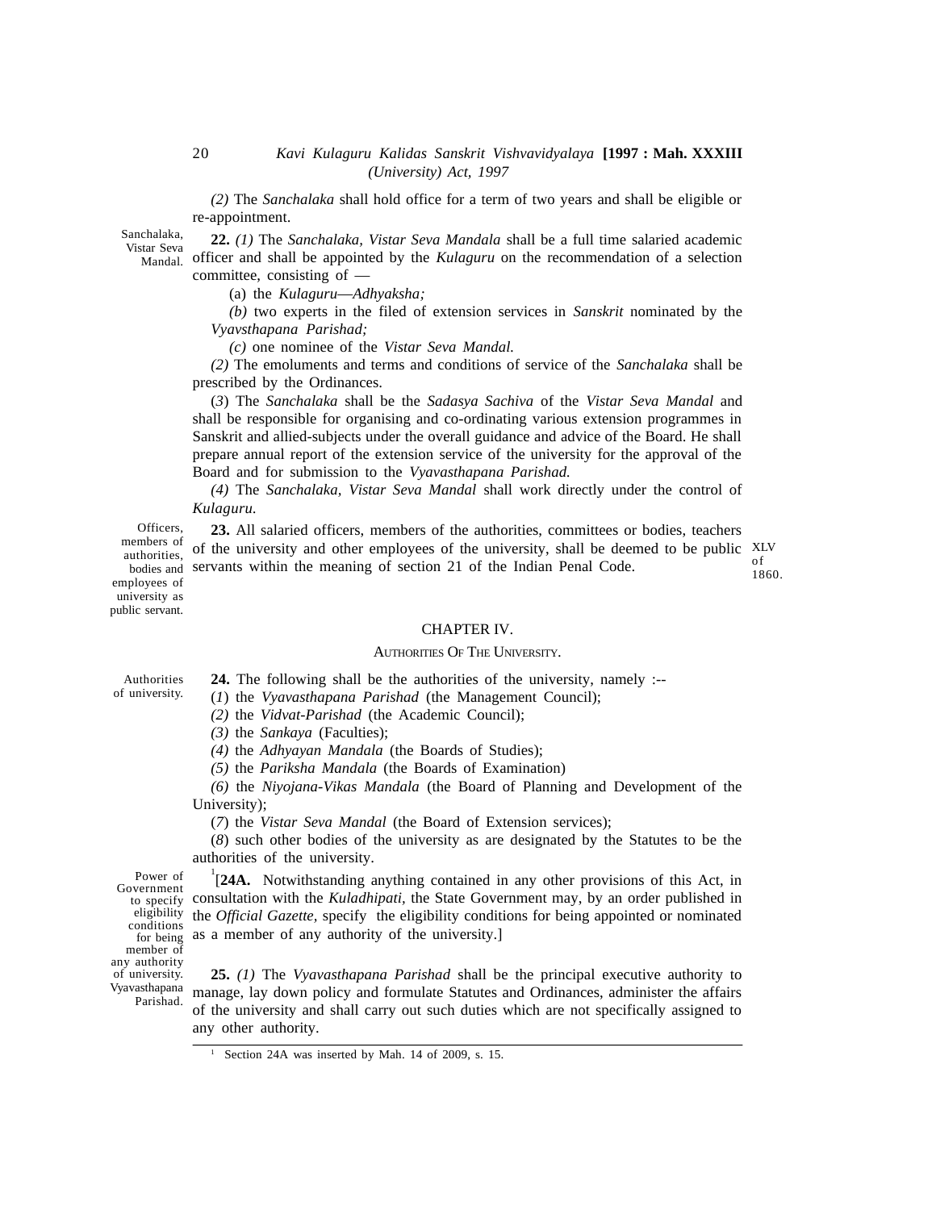*(2)* The *Sanchalaka* shall hold office for a term of two years and shall be eligible or re-appointment.

Sanchalaka, Vistar Seva Mandal.

**22.** *(1)* The *Sanchalaka, Vistar Seva Mandala* shall be a full time salaried academic officer and shall be appointed by the *Kulaguru* on the recommendation of a selection committee, consisting of —

(a) the *Kulaguru—Adhyaksha;*

*(b)* two experts in the filed of extension services in *Sanskrit* nominated by the *Vyavsthapana Parishad;*

*(c)* one nominee of the *Vistar Seva Mandal.*

*(2)* The emoluments and terms and conditions of service of the *Sanchalaka* shall be prescribed by the Ordinances.

(*3*) The *Sanchalaka* shall be the *Sadasya Sachiva* of the *Vistar Seva Mandal* and shall be responsible for organising and co-ordinating various extension programmes in Sanskrit and allied-subjects under the overall guidance and advice of the Board. He shall prepare annual report of the extension service of the university for the approval of the Board and for submission to the *Vyavasthapana Parishad.*

*(4)* The *Sanchalaka, Vistar Seva Mandal* shall work directly under the control of *Kulaguru.*

Officers, members of authorities, bodies and employees of university as public servant.

**23.** All salaried officers, members of the authorities, committees or bodies, teachers of the university and other employees of the university, shall be deemed to be public servants within the meaning of section 21 of the Indian Penal Code.

XLV of 1860.

## CHAPTER IV.

### AUTHORITIES OF THE UNIVERSITY.

Authorities of university.

**24.** The following shall be the authorities of the university, namely :--

(*1*) the *Vyavasthapana Parishad* (the Management Council);

*(2)* the *Vidvat-Parishad* (the Academic Council);

*(3)* the *Sankaya* (Faculties);

*(4)* the *Adhyayan Mandala* (the Boards of Studies);

*(5)* the *Pariksha Mandala* (the Boards of Examination)

*(6)* the *Niyojana-Vikas Mandala* (the Board of Planning and Development of the University);

(*7*) the *Vistar Seva Mandal* (the Board of Extension services);

(*8*) such other bodies of the university as are designated by the Statutes to be the authorities of the university.

Power of Government to specify eligibility conditions for being member of any authority of university.

[1][**24A.** Notwithstanding anything contained in any other provisions of this Act, in consultation with the *Kuladhipati,* the State Government may, by an order published in the *Official Gazette*, specify the eligibility conditions for being appointed or nominated as a member of any authority of the university.]

Vyavasthapana Parishad.

**25.** *(1)* The *Vyavasthapana Parishad* shall be the principal executive authority to manage, lay down policy and formulate Statutes and Ordinances, administer the affairs of the university and shall carry out such duties which are not specifically assigned to any other authority.

---

[1] Section 24A was inserted by Mah. 14 of 2009, s. 15.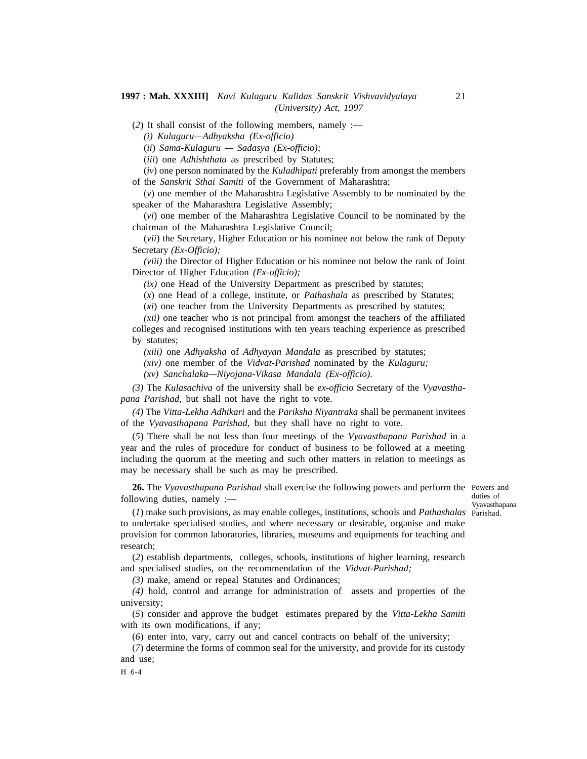(*2*) It shall consist of the following members, namely :—

*(i) Kulaguru—Adhyaksha (Ex-officio)*

(*ii*) *Sama-Kulaguru — Sadasya (Ex-officio);*

(*iii*) one *Adhishthata* as prescribed by Statutes;

(*iv*) one person nominated by the *Kuladhipati* preferably from amongst the members of the *Sanskrit Sthai Samiti* of the Government of Maharashtra;

(*v*) one member of the Maharashtra Legislative Assembly to be nominated by the speaker of the Maharashtra Legislative Assembly;

(*vi*) one member of the Maharashtra Legislative Council to be nominated by the chairman of the Maharashtra Legislative Council;

(*vii*) the Secretary, Higher Education or his nominee not below the rank of Deputy Secretary *(Ex-Officio);*

*(viii)* the Director of Higher Education or his nominee not below the rank of Joint Director of Higher Education *(Ex-officio);*

*(ix)* one Head of the University Department as prescribed by statutes;

(*x*) one Head of a college, institute, or *Pathashala* as prescribed by Statutes;

(*xi*) one teacher from the University Departments as prescribed by statutes;

*(xii)* one teacher who is not principal from amongst the teachers of the affiliated colleges and recognised institutions with ten years teaching experience as prescribed by statutes;

*(xiii)* one *Adhyaksha* of *Adhyayan Mandala* as prescribed by statutes;

*(xiv)* one member of the *Vidvat-Parishad* nominated by the *Kulaguru;*

*(xv) Sanchalaka—Niyojana-Vikasa Mandala (Ex-officio).*

*(3)* The *Kulasachiva* of the university shall be *ex-officio* Secretary of the *Vyavasthapana Parishad,* but shall not have the right to vote.

*(4)* The *Vitta-Lekha Adhikari* and the *Pariksha Niyantraka* shall be permanent invitees of the *Vyavasthapana Parishad,* but they shall have no right to vote.

(*5*) There shall be not less than four meetings of the *Vyavasthapana Parishad* in a year and the rules of procedure for conduct of business to be followed at a meeting including the quorum at the meeting and such other matters in relation to meetings as may be necessary shall be such as may be prescribed.

Powers and duties of Vyavasthapana Parishad.

**26.** The *Vyavasthapana Parishad* shall exercise the following powers and perform the following duties, namely :—

(*1*) make such provisions, as may enable colleges, institutions, schools and *Pathashalas* to undertake specialised studies, and where necessary or desirable, organise and make provision for common laboratories, libraries, museums and equipments for teaching and research;

(*2*) establish departments, colleges, schools, institutions of higher learning, research and specialised studies, on the recommendation of the *Vidvat-Parishad;*

*(3)* make, amend or repeal Statutes and Ordinances;

*(4)* hold, control and arrange for administration of assets and properties of the university;

(*5*) consider and approve the budget estimates prepared by the *Vitta-Lekha Samiti* with its own modifications, if any;

(*6*) enter into, vary, carry out and cancel contracts on behalf of the university;

(*7*) determine the forms of common seal for the university, and provide for its custody and use;

H 6-4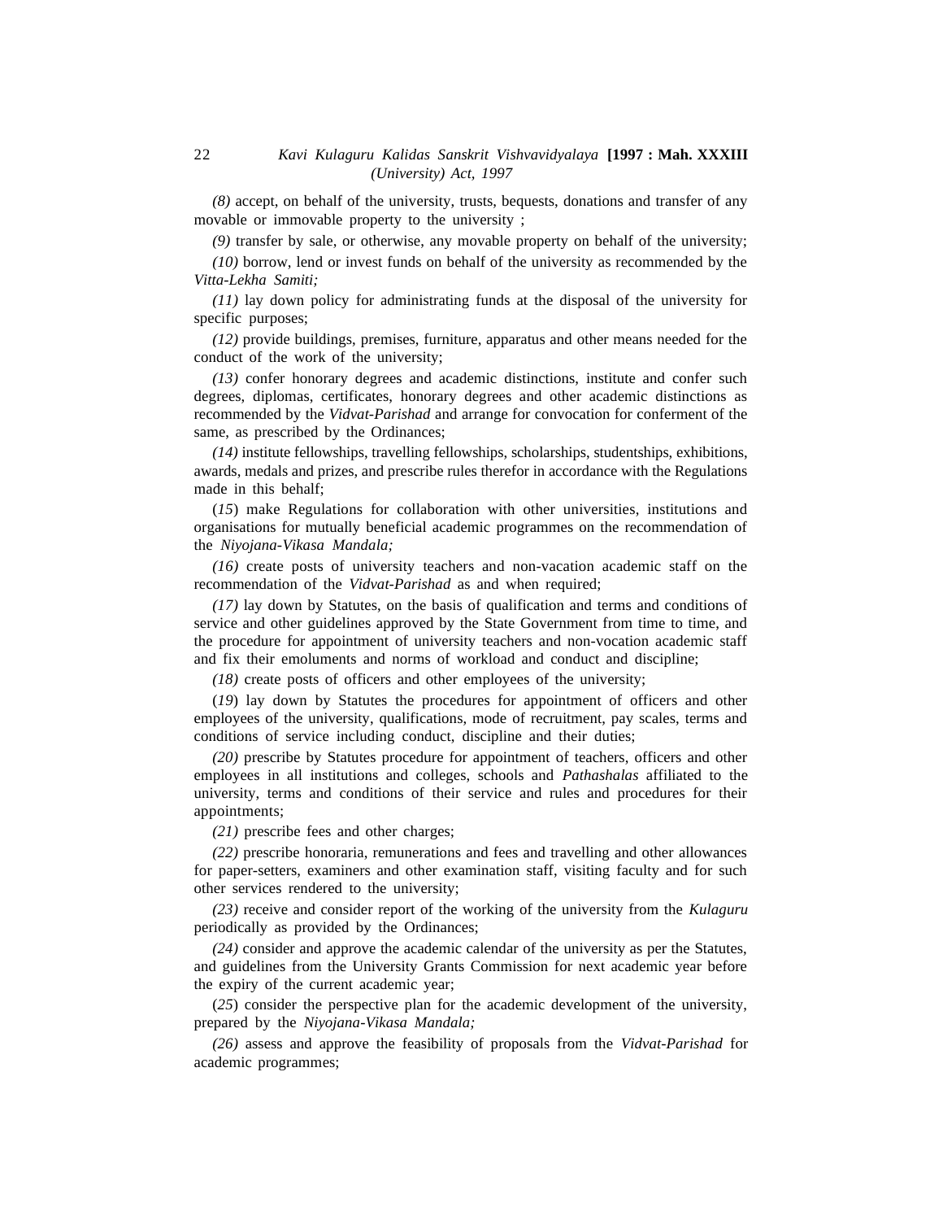*(8)* accept, on behalf of the university, trusts, bequests, donations and transfer of any movable or immovable property to the university ;

*(9)* transfer by sale, or otherwise, any movable property on behalf of the university;

*(10)* borrow, lend or invest funds on behalf of the university as recommended by the *Vitta-Lekha Samiti;*

*(11)* lay down policy for administrating funds at the disposal of the university for specific purposes;

*(12)* provide buildings, premises, furniture, apparatus and other means needed for the conduct of the work of the university;

*(13)* confer honorary degrees and academic distinctions, institute and confer such degrees, diplomas, certificates, honorary degrees and other academic distinctions as recommended by the *Vidvat-Parishad* and arrange for convocation for conferment of the same, as prescribed by the Ordinances;

*(14)* institute fellowships, travelling fellowships, scholarships, studentships, exhibitions, awards, medals and prizes, and prescribe rules therefor in accordance with the Regulations made in this behalf;

(*15*) make Regulations for collaboration with other universities, institutions and organisations for mutually beneficial academic programmes on the recommendation of the *Niyojana-Vikasa Mandala;*

*(16)* create posts of university teachers and non-vacation academic staff on the recommendation of the *Vidvat-Parishad* as and when required;

*(17)* lay down by Statutes, on the basis of qualification and terms and conditions of service and other guidelines approved by the State Government from time to time, and the procedure for appointment of university teachers and non-vocation academic staff and fix their emoluments and norms of workload and conduct and discipline;

*(18)* create posts of officers and other employees of the university;

(*19*) lay down by Statutes the procedures for appointment of officers and other employees of the university, qualifications, mode of recruitment, pay scales, terms and conditions of service including conduct, discipline and their duties;

*(20)* prescribe by Statutes procedure for appointment of teachers, officers and other employees in all institutions and colleges, schools and *Pathashalas* affiliated to the university, terms and conditions of their service and rules and procedures for their appointments;

*(21)* prescribe fees and other charges;

*(22)* prescribe honoraria, remunerations and fees and travelling and other allowances for paper-setters, examiners and other examination staff, visiting faculty and for such other services rendered to the university;

*(23)* receive and consider report of the working of the university from the *Kulaguru* periodically as provided by the Ordinances;

*(24)* consider and approve the academic calendar of the university as per the Statutes, and guidelines from the University Grants Commission for next academic year before the expiry of the current academic year;

(*25*) consider the perspective plan for the academic development of the university, prepared by the *Niyojana-Vikasa Mandala;*

*(26)* assess and approve the feasibility of proposals from the *Vidvat-Parishad* for academic programmes;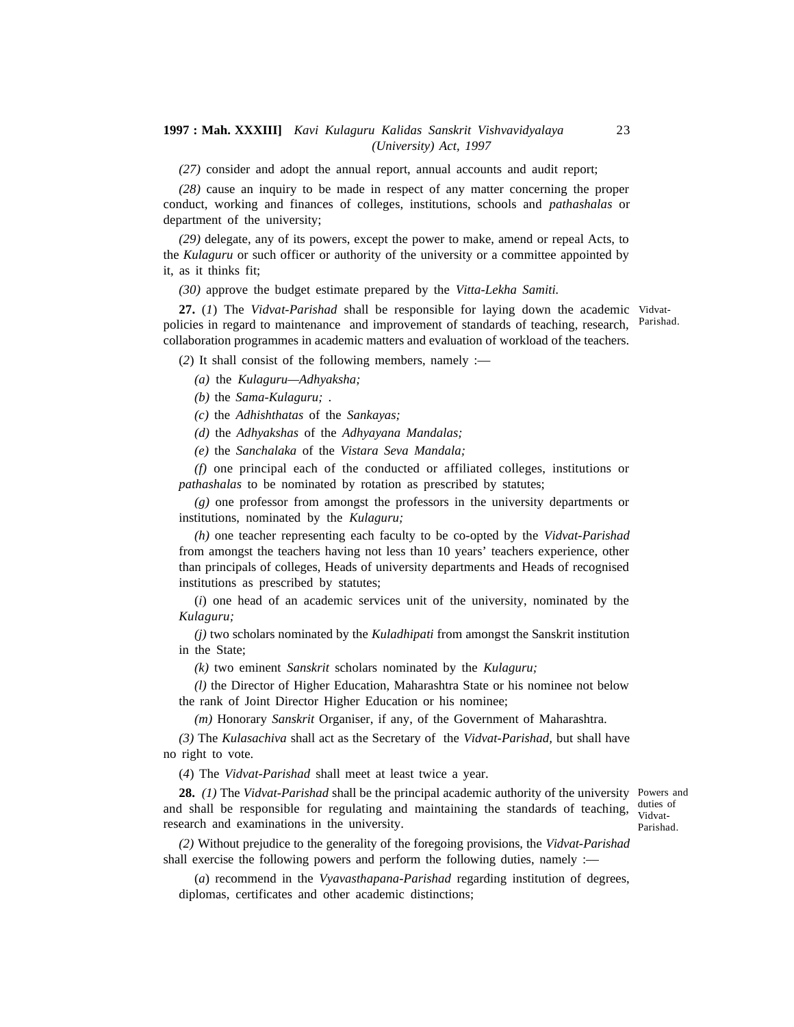*(27)* consider and adopt the annual report, annual accounts and audit report;

*(28)* cause an inquiry to be made in respect of any matter concerning the proper conduct, working and finances of colleges, institutions, schools and *pathashalas* or department of the university;

*(29)* delegate, any of its powers, except the power to make, amend or repeal Acts, to the *Kulaguru* or such officer or authority of the university or a committee appointed by it, as it thinks fit;

*(30)* approve the budget estimate prepared by the *Vitta-Lekha Samiti.*

Vidvat-Parishad.

**27.** (*1*) The *Vidvat-Parishad* shall be responsible for laying down the academic policies in regard to maintenance and improvement of standards of teaching, research, collaboration programmes in academic matters and evaluation of workload of the teachers.

(*2*) It shall consist of the following members, namely :—

*(a)* the *Kulaguru—Adhyaksha;*

*(b)* the *Sama-Kulaguru;* .

*(c)* the *Adhishthatas* of the *Sankayas;*

*(d)* the *Adhyakshas* of the *Adhyayana Mandalas;*

*(e)* the *Sanchalaka* of the *Vistara Seva Mandala;*

*(f)* one principal each of the conducted or affiliated colleges, institutions or *pathashalas* to be nominated by rotation as prescribed by statutes;

*(g)* one professor from amongst the professors in the university departments or institutions, nominated by the *Kulaguru;*

*(h)* one teacher representing each faculty to be co-opted by the *Vidvat-Parishad* from amongst the teachers having not less than 10 years' teachers experience, other than principals of colleges, Heads of university departments and Heads of recognised institutions as prescribed by statutes;

(*i*) one head of an academic services unit of the university, nominated by the *Kulaguru;*

*(j)* two scholars nominated by the *Kuladhipati* from amongst the Sanskrit institution in the State;

*(k)* two eminent *Sanskrit* scholars nominated by the *Kulaguru;*

*(l)* the Director of Higher Education, Maharashtra State or his nominee not below the rank of Joint Director Higher Education or his nominee;

*(m)* Honorary *Sanskrit* Organiser, if any, of the Government of Maharashtra.

*(3)* The *Kulasachiva* shall act as the Secretary of the *Vidvat-Parishad,* but shall have no right to vote.

(*4*) The *Vidvat-Parishad* shall meet at least twice a year.

Powers and duties of Vidvat-Parishad.

**28.** *(1)* The *Vidvat-Parishad* shall be the principal academic authority of the university and shall be responsible for regulating and maintaining the standards of teaching, research and examinations in the university.

*(2)* Without prejudice to the generality of the foregoing provisions, the *Vidvat-Parishad* shall exercise the following powers and perform the following duties, namely :—

(*a*) recommend in the *Vyavasthapana-Parishad* regarding institution of degrees, diplomas, certificates and other academic distinctions;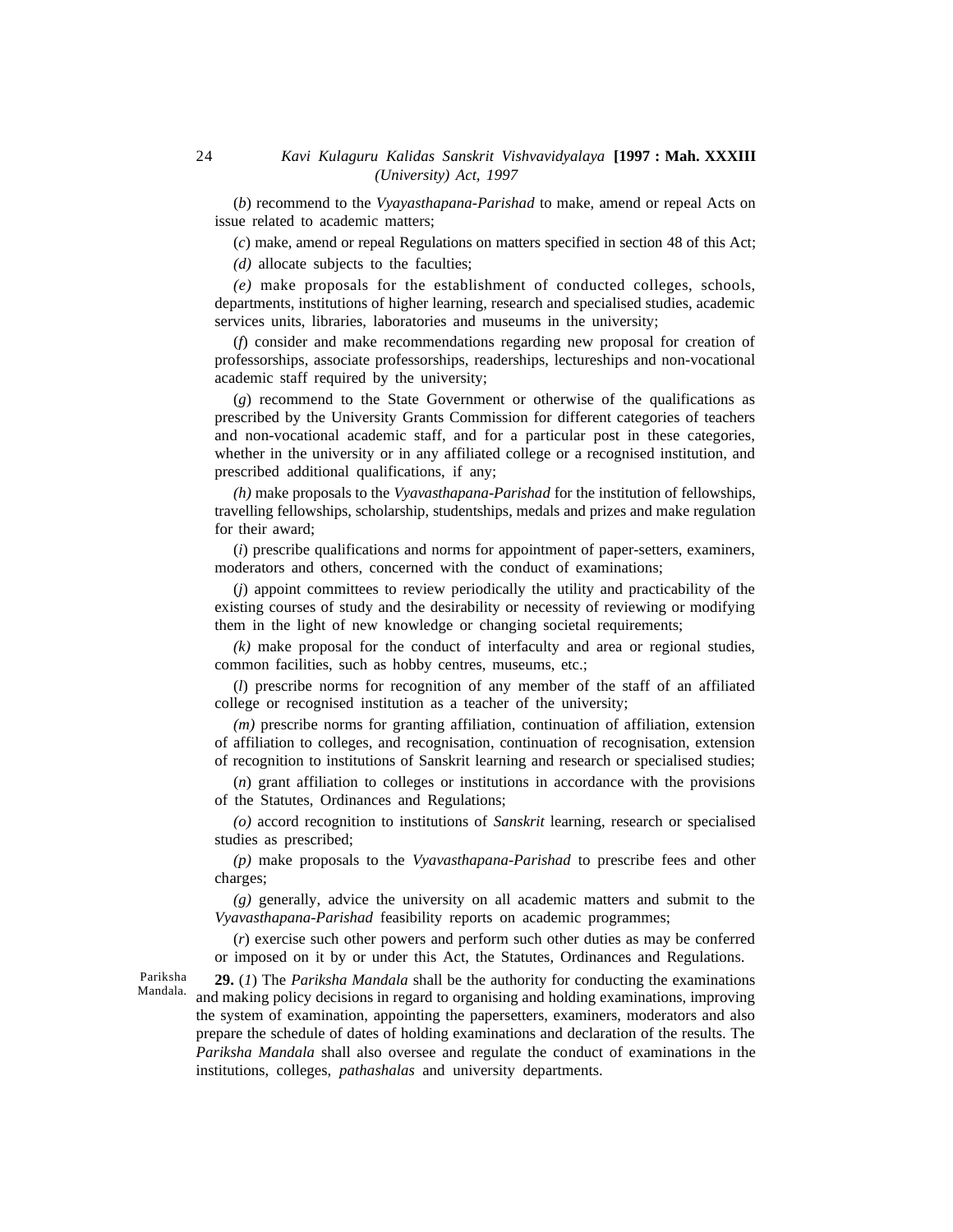(*b*) recommend to the *Vyayasthapana-Parishad* to make, amend or repeal Acts on issue related to academic matters;

(*c*) make, amend or repeal Regulations on matters specified in section 48 of this Act;

*(d)* allocate subjects to the faculties;

*(e)* make proposals for the establishment of conducted colleges, schools, departments, institutions of higher learning, research and specialised studies, academic services units, libraries, laboratories and museums in the university;

(*f*) consider and make recommendations regarding new proposal for creation of professorships, associate professorships, readerships, lectureships and non-vocational academic staff required by the university;

(*g*) recommend to the State Government or otherwise of the qualifications as prescribed by the University Grants Commission for different categories of teachers and non-vocational academic staff, and for a particular post in these categories, whether in the university or in any affiliated college or a recognised institution, and prescribed additional qualifications, if any;

*(h)* make proposals to the *Vyavasthapana-Parishad* for the institution of fellowships, travelling fellowships, scholarship, studentships, medals and prizes and make regulation for their award;

(*i*) prescribe qualifications and norms for appointment of paper-setters, examiners, moderators and others, concerned with the conduct of examinations;

(*j*) appoint committees to review periodically the utility and practicability of the existing courses of study and the desirability or necessity of reviewing or modifying them in the light of new knowledge or changing societal requirements;

*(k)* make proposal for the conduct of interfaculty and area or regional studies, common facilities, such as hobby centres, museums, etc.;

(*l*) prescribe norms for recognition of any member of the staff of an affiliated college or recognised institution as a teacher of the university;

*(m)* prescribe norms for granting affiliation, continuation of affiliation, extension of affiliation to colleges, and recognisation, continuation of recognisation, extension of recognition to institutions of Sanskrit learning and research or specialised studies;

(*n*) grant affiliation to colleges or institutions in accordance with the provisions of the Statutes, Ordinances and Regulations;

*(o)* accord recognition to institutions of *Sanskrit* learning, research or specialised studies as prescribed;

*(p)* make proposals to the *Vyavasthapana-Parishad* to prescribe fees and other charges;

*(g)* generally, advice the university on all academic matters and submit to the *Vyavasthapana-Parishad* feasibility reports on academic programmes;

(*r*) exercise such other powers and perform such other duties as may be conferred or imposed on it by or under this Act, the Statutes, Ordinances and Regulations.

Pariksha Mandala.

**29.** (*1*) The *Pariksha Mandala* shall be the authority for conducting the examinations and making policy decisions in regard to organising and holding examinations, improving the system of examination, appointing the papersetters, examiners, moderators and also prepare the schedule of dates of holding examinations and declaration of the results. The *Pariksha Mandala* shall also oversee and regulate the conduct of examinations in the institutions, colleges, *pathashalas* and university departments.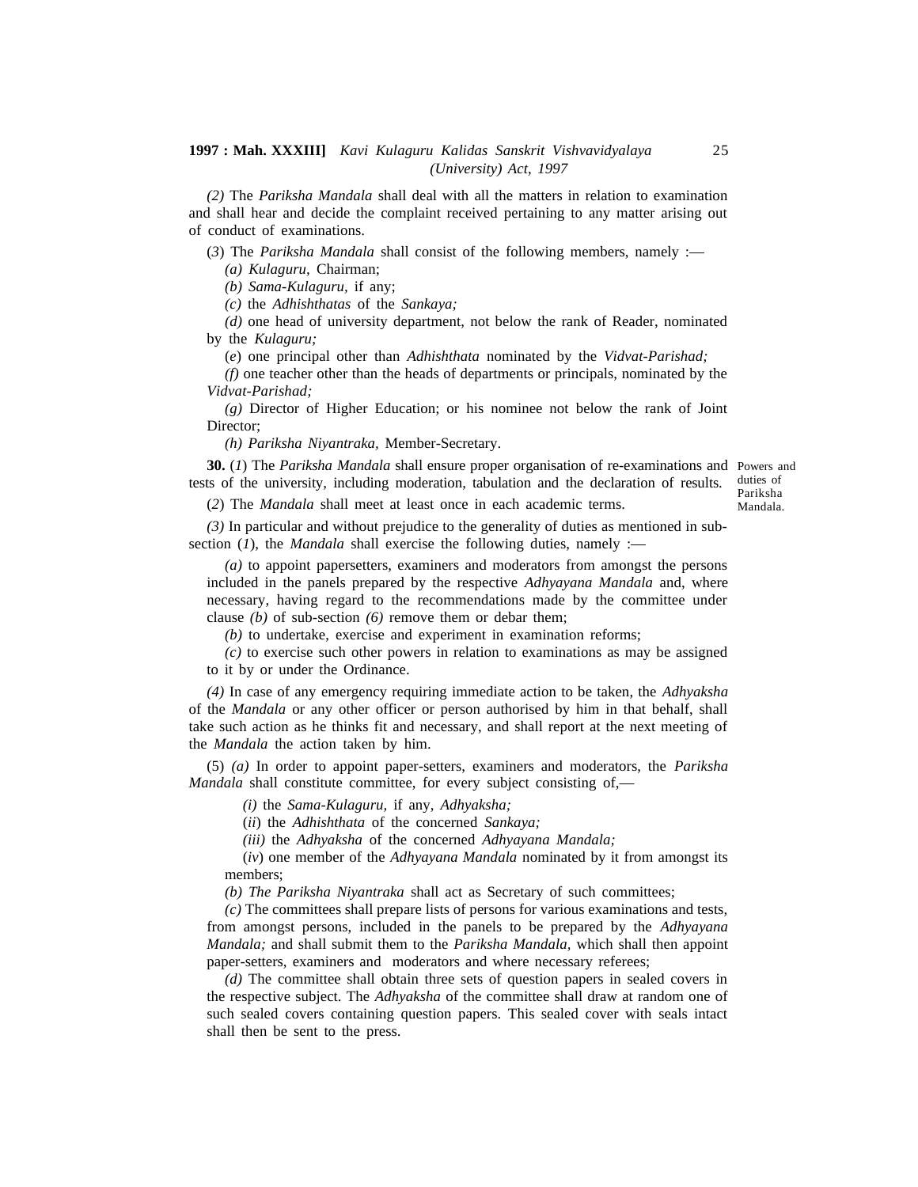*(2)* The *Pariksha Mandala* shall deal with all the matters in relation to examination and shall hear and decide the complaint received pertaining to any matter arising out of conduct of examinations.

(*3*) The *Pariksha Mandala* shall consist of the following members, namely :—

*(a) Kulaguru,* Chairman;

*(b) Sama-Kulaguru,* if any;

*(c)* the *Adhishthatas* of the *Sankaya;*

*(d)* one head of university department, not below the rank of Reader, nominated by the *Kulaguru;*

(*e*) one principal other than *Adhishthata* nominated by the *Vidvat-Parishad;*

*(f)* one teacher other than the heads of departments or principals, nominated by the *Vidvat-Parishad;*

*(g)* Director of Higher Education; or his nominee not below the rank of Joint Director;

*(h) Pariksha Niyantraka,* Member-Secretary.

Powers and duties of Pariksha Mandala.

**30.** (*1*) The *Pariksha Mandala* shall ensure proper organisation of re-examinations and tests of the university, including moderation, tabulation and the declaration of results.

(*2*) The *Mandala* shall meet at least once in each academic terms.

*(3)* In particular and without prejudice to the generality of duties as mentioned in sub-section (*1*), the *Mandala* shall exercise the following duties, namely :—

*(a)* to appoint papersetters, examiners and moderators from amongst the persons included in the panels prepared by the respective *Adhyayana Mandala* and, where necessary, having regard to the recommendations made by the committee under clause *(b)* of sub-section *(6)* remove them or debar them;

*(b)* to undertake, exercise and experiment in examination reforms;

*(c)* to exercise such other powers in relation to examinations as may be assigned to it by or under the Ordinance.

*(4)* In case of any emergency requiring immediate action to be taken, the *Adhyaksha* of the *Mandala* or any other officer or person authorised by him in that behalf, shall take such action as he thinks fit and necessary, and shall report at the next meeting of the *Mandala* the action taken by him.

(5) *(a)* In order to appoint paper-setters, examiners and moderators, the *Pariksha Mandala* shall constitute committee, for every subject consisting of,—

*(i)* the *Sama-Kulaguru,* if any, *Adhyaksha;*

(*ii*) the *Adhishthata* of the concerned *Sankaya;*

*(iii)* the *Adhyaksha* of the concerned *Adhyayana Mandala;*

(*iv*) one member of the *Adhyayana Mandala* nominated by it from amongst its members;

*(b) The Pariksha Niyantraka* shall act as Secretary of such committees;

*(c)* The committees shall prepare lists of persons for various examinations and tests, from amongst persons, included in the panels to be prepared by the *Adhyayana Mandala;* and shall submit them to the *Pariksha Mandala,* which shall then appoint paper-setters, examiners and moderators and where necessary referees;

*(d)* The committee shall obtain three sets of question papers in sealed covers in the respective subject. The *Adhyaksha* of the committee shall draw at random one of such sealed covers containing question papers. This sealed cover with seals intact shall then be sent to the press.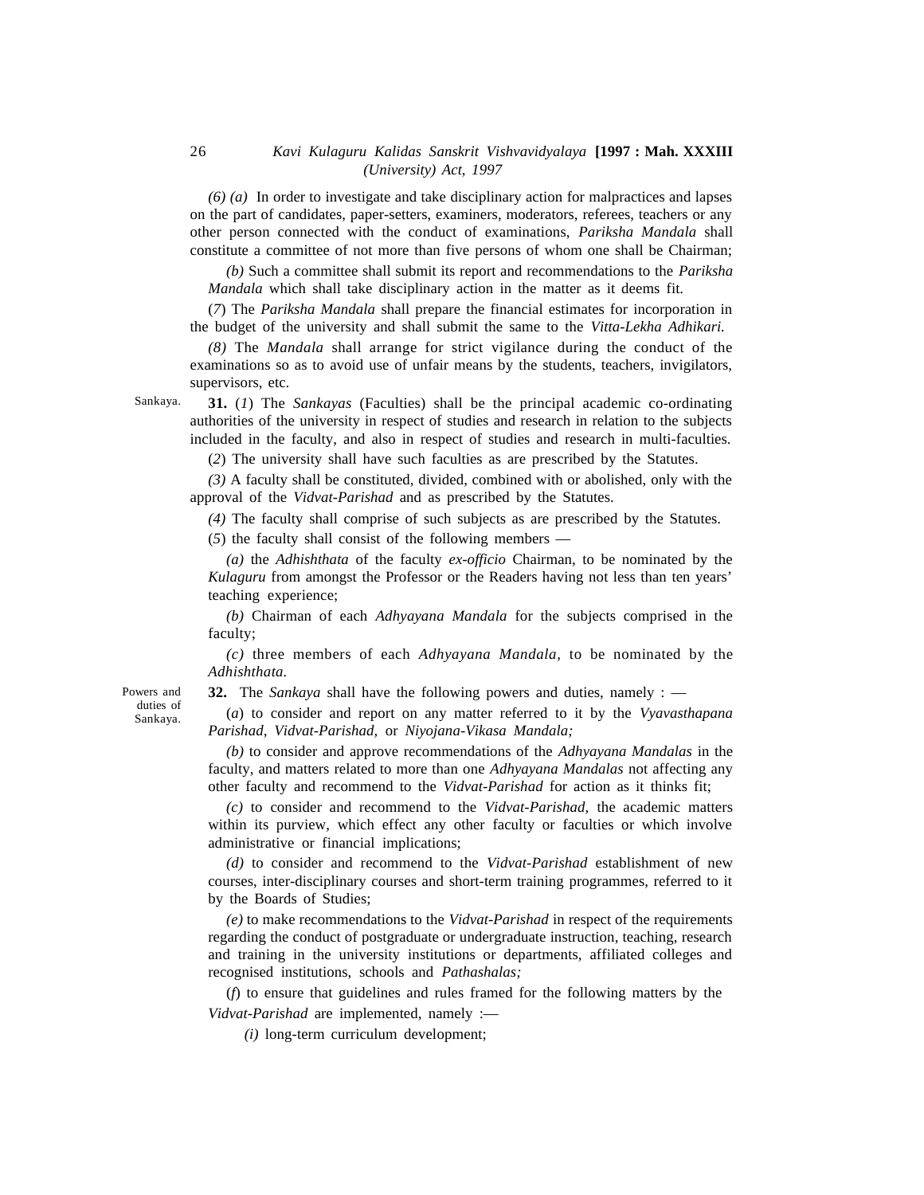*(6) (a)* In order to investigate and take disciplinary action for malpractices and lapses on the part of candidates, paper-setters, examiners, moderators, referees, teachers or any other person connected with the conduct of examinations, *Pariksha Mandala* shall constitute a committee of not more than five persons of whom one shall be Chairman;

*(b)* Such a committee shall submit its report and recommendations to the *Pariksha Mandala* which shall take disciplinary action in the matter as it deems fit.

(*7*) The *Pariksha Mandala* shall prepare the financial estimates for incorporation in the budget of the university and shall submit the same to the *Vitta-Lekha Adhikari.*

*(8)* The *Mandala* shall arrange for strict vigilance during the conduct of the examinations so as to avoid use of unfair means by the students, teachers, invigilators, supervisors, etc.

Sankaya.

**31.** (*1*) The *Sankayas* (Faculties) shall be the principal academic co-ordinating authorities of the university in respect of studies and research in relation to the subjects included in the faculty, and also in respect of studies and research in multi-faculties.

(*2*) The university shall have such faculties as are prescribed by the Statutes.

*(3)* A faculty shall be constituted, divided, combined with or abolished, only with the approval of the *Vidvat-Parishad* and as prescribed by the Statutes.

*(4)* The faculty shall comprise of such subjects as are prescribed by the Statutes.

(*5*) the faculty shall consist of the following members —

*(a)* the *Adhishthata* of the faculty *ex-officio* Chairman, to be nominated by the *Kulaguru* from amongst the Professor or the Readers having not less than ten years' teaching experience;

*(b)* Chairman of each *Adhyayana Mandala* for the subjects comprised in the faculty;

*(c)* three members of each *Adhyayana Mandala*, to be nominated by the *Adhishthata.*

Powers and duties of Sankaya.

**32.** The *Sankaya* shall have the following powers and duties, namely : —

(*a*) to consider and report on any matter referred to it by the *Vyavasthapana Parishad, Vidvat-Parishad,* or *Niyojana-Vikasa Mandala;*

*(b)* to consider and approve recommendations of the *Adhyayana Mandalas* in the faculty, and matters related to more than one *Adhyayana Mandalas* not affecting any other faculty and recommend to the *Vidvat-Parishad* for action as it thinks fit;

*(c)* to consider and recommend to the *Vidvat-Parishad,* the academic matters within its purview, which effect any other faculty or faculties or which involve administrative or financial implications;

*(d)* to consider and recommend to the *Vidvat-Parishad* establishment of new courses, inter-disciplinary courses and short-term training programmes, referred to it by the Boards of Studies;

*(e)* to make recommendations to the *Vidvat-Parishad* in respect of the requirements regarding the conduct of postgraduate or undergraduate instruction, teaching, research and training in the university institutions or departments, affiliated colleges and recognised institutions, schools and *Pathashalas;*

(*f*) to ensure that guidelines and rules framed for the following matters by the *Vidvat-Parishad* are implemented, namely :—

*(i)* long-term curriculum development;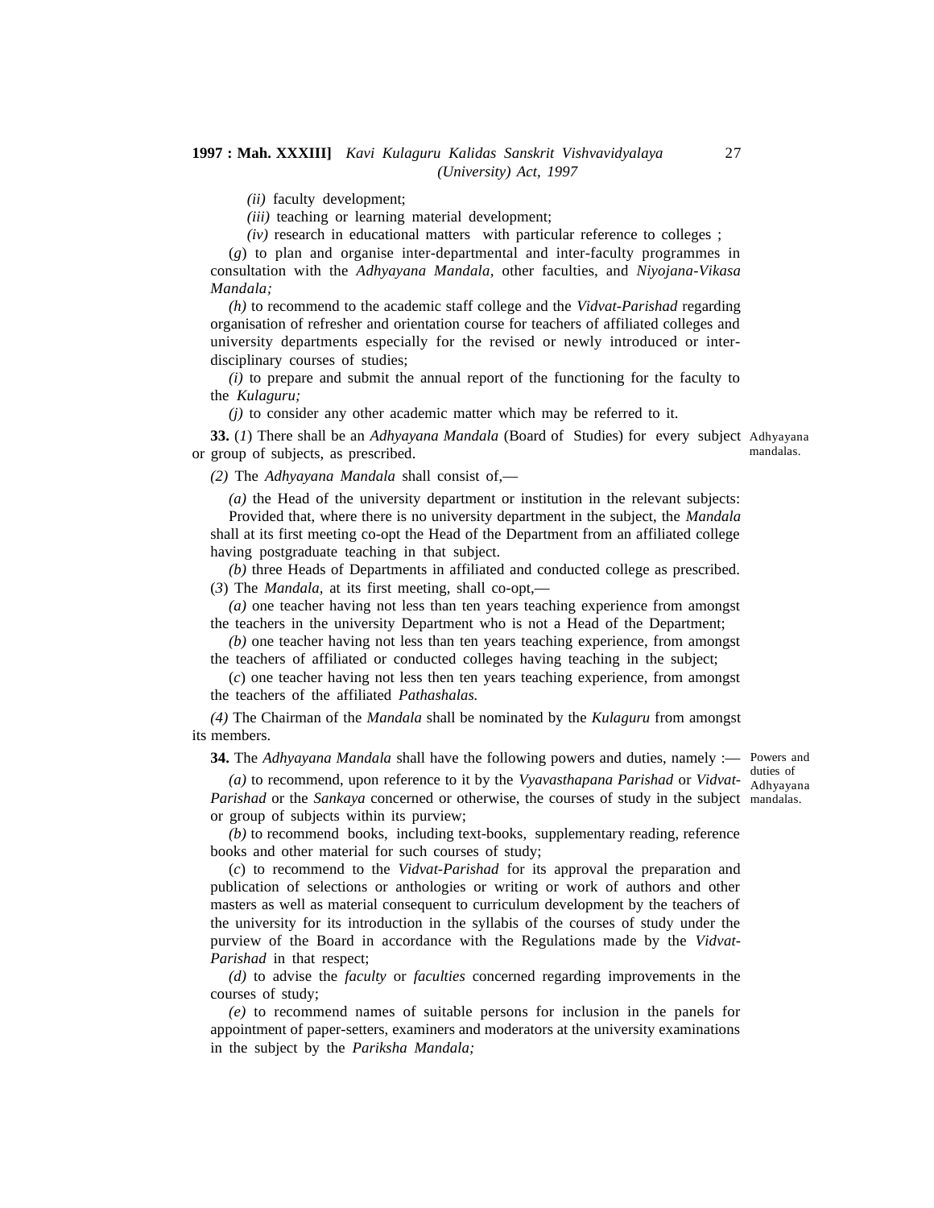(*ii*) faculty development;

(*iii*) teaching or learning material development;

(*iv*) research in educational matters with particular reference to colleges ;

(*g*) to plan and organise inter-departmental and inter-faculty programmes in consultation with the *Adhyayana Mandala*, other faculties, and *Niyojana-Vikasa Mandala;*

(*h*) to recommend to the academic staff college and the *Vidvat-Parishad* regarding organisation of refresher and orientation course for teachers of affiliated colleges and university departments especially for the revised or newly introduced or inter-disciplinary courses of studies;

(*i*) to prepare and submit the annual report of the functioning for the faculty to the *Kulaguru;*

(*j*) to consider any other academic matter which may be referred to it.

Adhyayana mandalas.

**33.** (*1*) There shall be an *Adhyayana Mandala* (Board of Studies) for every subject or group of subjects, as prescribed.

(*2*) The *Adhyayana Mandala* shall consist of,—

(*a*) the Head of the university department or institution in the relevant subjects:

Provided that, where there is no university department in the subject, the *Mandala* shall at its first meeting co-opt the Head of the Department from an affiliated college having postgraduate teaching in that subject.

(*b*) three Heads of Departments in affiliated and conducted college as prescribed.

(*3*) The *Mandala*, at its first meeting, shall co-opt,—

(*a*) one teacher having not less than ten years teaching experience from amongst the teachers in the university Department who is not a Head of the Department;

(*b*) one teacher having not less than ten years teaching experience, from amongst the teachers of affiliated or conducted colleges having teaching in the subject;

(*c*) one teacher having not less then ten years teaching experience, from amongst the teachers of the affiliated *Pathashalas.*

(*4*) The Chairman of the *Mandala* shall be nominated by the *Kulaguru* from amongst its members.

Powers and duties of Adhyayana mandalas.

**34.** The *Adhyayana Mandala* shall have the following powers and duties, namely :—

(*a*) to recommend, upon reference to it by the *Vyavasthapana Parishad* or *Vidvat-Parishad* or the *Sankaya* concerned or otherwise, the courses of study in the subject or group of subjects within its purview;

(*b*) to recommend books, including text-books, supplementary reading, reference books and other material for such courses of study;

(*c*) to recommend to the *Vidvat-Parishad* for its approval the preparation and publication of selections or anthologies or writing or work of authors and other masters as well as material consequent to curriculum development by the teachers of the university for its introduction in the syllabis of the courses of study under the purview of the Board in accordance with the Regulations made by the *Vidvat-Parishad* in that respect;

(*d*) to advise the *faculty* or *faculties* concerned regarding improvements in the courses of study;

(*e*) to recommend names of suitable persons for inclusion in the panels for appointment of paper-setters, examiners and moderators at the university examinations in the subject by the *Pariksha Mandala;*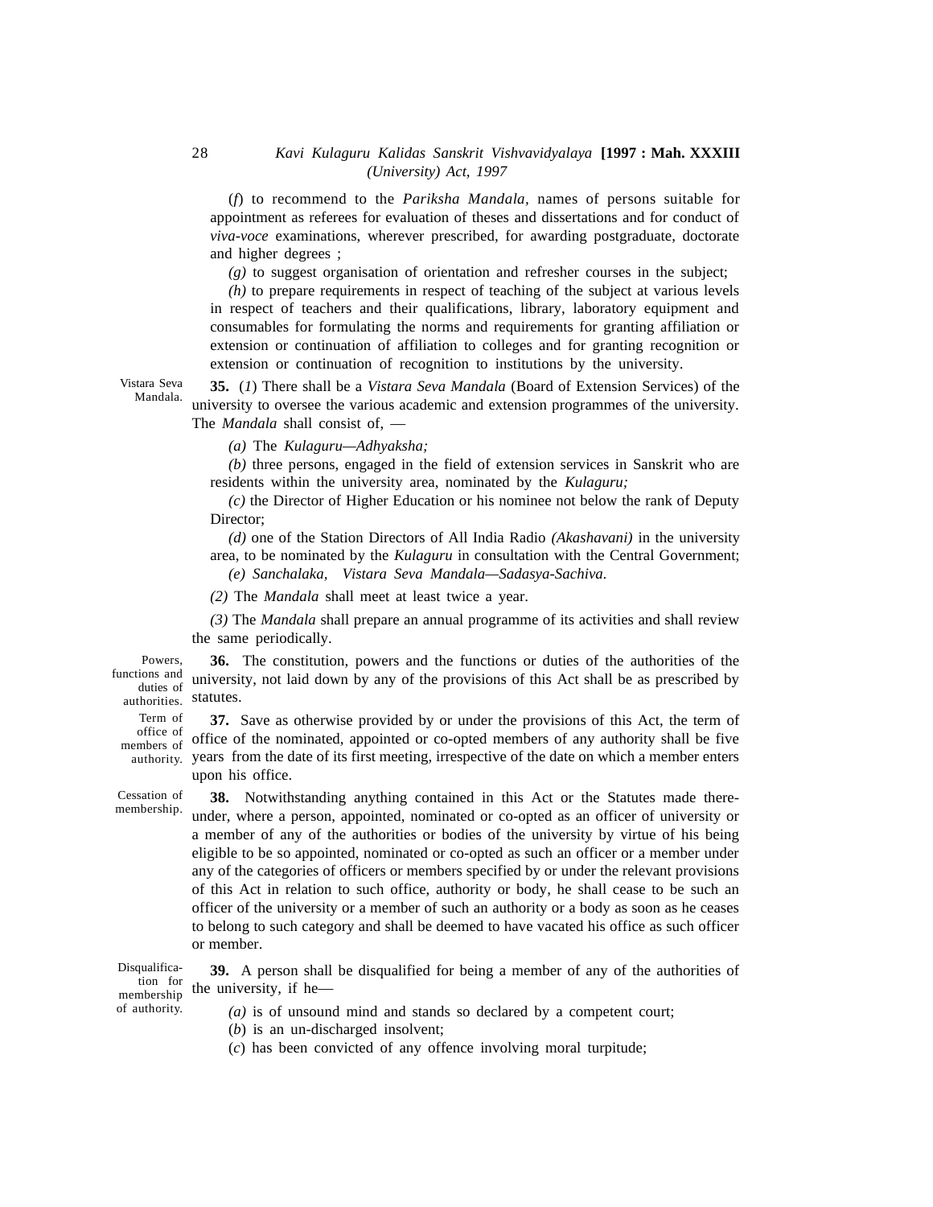(*f*) to recommend to the *Pariksha Mandala*, names of persons suitable for appointment as referees for evaluation of theses and dissertations and for conduct of *viva-voce* examinations, wherever prescribed, for awarding postgraduate, doctorate and higher degrees ;

*(g)* to suggest organisation of orientation and refresher courses in the subject;

*(h)* to prepare requirements in respect of teaching of the subject at various levels in respect of teachers and their qualifications, library, laboratory equipment and consumables for formulating the norms and requirements for granting affiliation or extension or continuation of affiliation to colleges and for granting recognition or extension or continuation of recognition to institutions by the university.

Vistara Seva Mandala.

**35.** (*1*) There shall be a *Vistara Seva Mandala* (Board of Extension Services) of the university to oversee the various academic and extension programmes of the university. The *Mandala* shall consist of, —

*(a)* The *Kulaguru—Adhyaksha;*

*(b)* three persons, engaged in the field of extension services in Sanskrit who are residents within the university area, nominated by the *Kulaguru;*

*(c)* the Director of Higher Education or his nominee not below the rank of Deputy Director;

*(d)* one of the Station Directors of All India Radio *(Akashavani)* in the university area, to be nominated by the *Kulaguru* in consultation with the Central Government;

*(e) Sanchalaka, Vistara Seva Mandala—Sadasya-Sachiva.*

*(2)* The *Mandala* shall meet at least twice a year.

*(3)* The *Mandala* shall prepare an annual programme of its activities and shall review the same periodically.

Powers, functions and duties of authorities.

**36.** The constitution, powers and the functions or duties of the authorities of the university, not laid down by any of the provisions of this Act shall be as prescribed by statutes.

Term of office of members of authority.

**37.** Save as otherwise provided by or under the provisions of this Act, the term of office of the nominated, appointed or co-opted members of any authority shall be five years from the date of its first meeting, irrespective of the date on which a member enters upon his office.

Cessation of membership.

**38.** Notwithstanding anything contained in this Act or the Statutes made there-under, where a person, appointed, nominated or co-opted as an officer of university or a member of any of the authorities or bodies of the university by virtue of his being eligible to be so appointed, nominated or co-opted as such an officer or a member under any of the categories of officers or members specified by or under the relevant provisions of this Act in relation to such office, authority or body, he shall cease to be such an officer of the university or a member of such an authority or a body as soon as he ceases to belong to such category and shall be deemed to have vacated his office as such officer or member.

Disqualification for membership of authority.

**39.** A person shall be disqualified for being a member of any of the authorities of the university, if he—

*(a)* is of unsound mind and stands so declared by a competent court;

(*b*) is an un-discharged insolvent;

(*c*) has been convicted of any offence involving moral turpitude;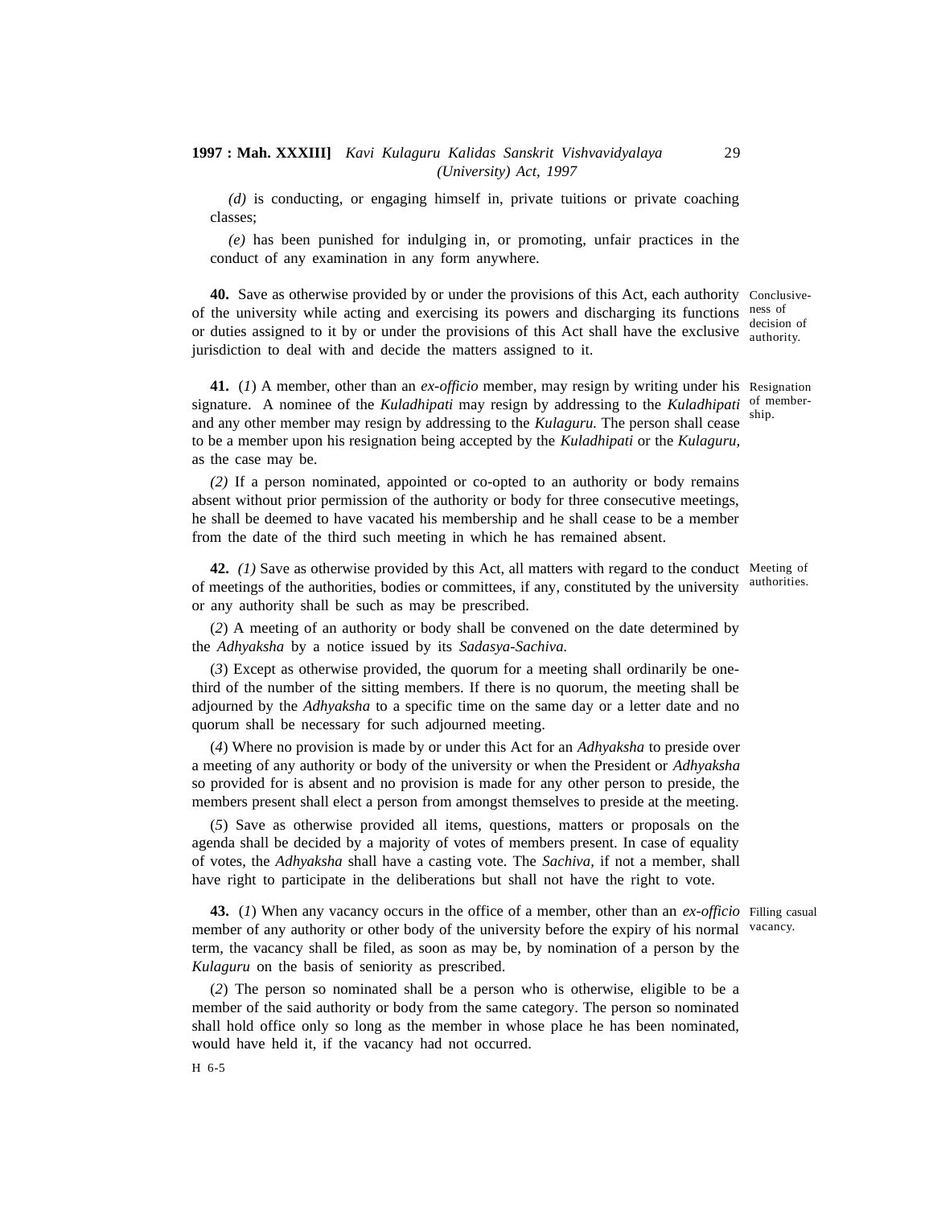*(d)* is conducting, or engaging himself in, private tuitions or private coaching classes;

*(e)* has been punished for indulging in, or promoting, unfair practices in the conduct of any examination in any form anywhere.

Conclusiveness of decision of authority.

**40.** Save as otherwise provided by or under the provisions of this Act, each authority of the university while acting and exercising its powers and discharging its functions or duties assigned to it by or under the provisions of this Act shall have the exclusive jurisdiction to deal with and decide the matters assigned to it.

Resignation of membership.

**41.** (*1*) A member, other than an *ex-officio* member, may resign by writing under his signature. A nominee of the *Kuladhipati* may resign by addressing to the *Kuladhipati* and any other member may resign by addressing to the *Kulaguru.* The person shall cease to be a member upon his resignation being accepted by the *Kuladhipati* or the *Kulaguru,* as the case may be.

*(2)* If a person nominated, appointed or co-opted to an authority or body remains absent without prior permission of the authority or body for three consecutive meetings, he shall be deemed to have vacated his membership and he shall cease to be a member from the date of the third such meeting in which he has remained absent.

Meeting of authorities.

**42.** *(1)* Save as otherwise provided by this Act, all matters with regard to the conduct of meetings of the authorities, bodies or committees, if any, constituted by the university or any authority shall be such as may be prescribed.

(*2*) A meeting of an authority or body shall be convened on the date determined by the *Adhyaksha* by a notice issued by its *Sadasya-Sachiva.*

(*3*) Except as otherwise provided, the quorum for a meeting shall ordinarily be one-third of the number of the sitting members. If there is no quorum, the meeting shall be adjourned by the *Adhyaksha* to a specific time on the same day or a letter date and no quorum shall be necessary for such adjourned meeting.

(*4*) Where no provision is made by or under this Act for an *Adhyaksha* to preside over a meeting of any authority or body of the university or when the President or *Adhyaksha* so provided for is absent and no provision is made for any other person to preside, the members present shall elect a person from amongst themselves to preside at the meeting.

(*5*) Save as otherwise provided all items, questions, matters or proposals on the agenda shall be decided by a majority of votes of members present. In case of equality of votes, the *Adhyaksha* shall have a casting vote. The *Sachiva,* if not a member, shall have right to participate in the deliberations but shall not have the right to vote.

Filling casual vacancy.

**43.** (*1*) When any vacancy occurs in the office of a member, other than an *ex-officio* member of any authority or other body of the university before the expiry of his normal term, the vacancy shall be filed, as soon as may be, by nomination of a person by the *Kulaguru* on the basis of seniority as prescribed.

(*2*) The person so nominated shall be a person who is otherwise, eligible to be a member of the said authority or body from the same category. The person so nominated shall hold office only so long as the member in whose place he has been nominated, would have held it, if the vacancy had not occurred.

H 6-5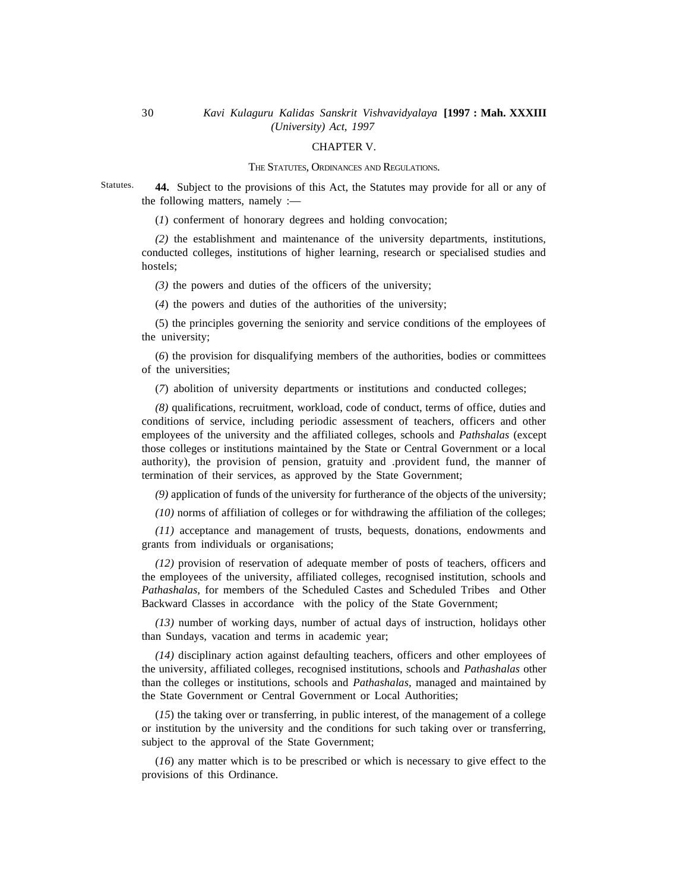## CHAPTER V.

### THE STATUTES, ORDINANCES AND REGULATIONS.

Statutes.

**44.** Subject to the provisions of this Act, the Statutes may provide for all or any of the following matters, namely :—

(*1*) conferment of honorary degrees and holding convocation;

*(2)* the establishment and maintenance of the university departments, institutions, conducted colleges, institutions of higher learning, research or specialised studies and hostels;

*(3)* the powers and duties of the officers of the university;

(*4*) the powers and duties of the authorities of the university;

(5) the principles governing the seniority and service conditions of the employees of the university;

(*6*) the provision for disqualifying members of the authorities, bodies or committees of the universities;

(*7*) abolition of university departments or institutions and conducted colleges;

*(8)* qualifications, recruitment, workload, code of conduct, terms of office, duties and conditions of service, including periodic assessment of teachers, officers and other employees of the university and the affiliated colleges, schools and *Pathshalas* (except those colleges or institutions maintained by the State or Central Government or a local authority), the provision of pension, gratuity and .provident fund, the manner of termination of their services, as approved by the State Government;

*(9)* application of funds of the university for furtherance of the objects of the university;

*(10)* norms of affiliation of colleges or for withdrawing the affiliation of the colleges;

*(11)* acceptance and management of trusts, bequests, donations, endowments and grants from individuals or organisations;

*(12)* provision of reservation of adequate member of posts of teachers, officers and the employees of the university, affiliated colleges, recognised institution, schools and *Pathashalas,* for members of the Scheduled Castes and Scheduled Tribes and Other Backward Classes in accordance with the policy of the State Government;

*(13)* number of working days, number of actual days of instruction, holidays other than Sundays, vacation and terms in academic year;

*(14)* disciplinary action against defaulting teachers, officers and other employees of the university, affiliated colleges, recognised institutions, schools and *Pathashalas* other than the colleges or institutions, schools and *Pathashalas,* managed and maintained by the State Government or Central Government or Local Authorities;

(*15*) the taking over or transferring, in public interest, of the management of a college or institution by the university and the conditions for such taking over or transferring, subject to the approval of the State Government;

(*16*) any matter which is to be prescribed or which is necessary to give effect to the provisions of this Ordinance.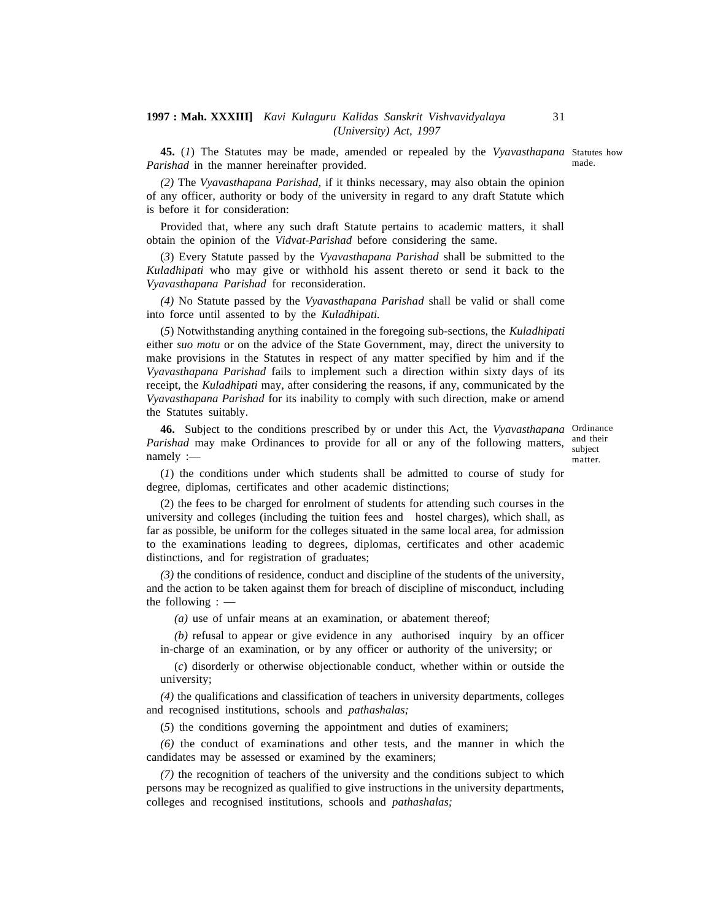**45.** (*1*) The Statutes may be made, amended or repealed by the *Vyavasthapana Parishad* in the manner hereinafter provided.

Statutes how made.

*(2)* The *Vyavasthapana Parishad,* if it thinks necessary, may also obtain the opinion of any officer, authority or body of the university in regard to any draft Statute which is before it for consideration:

Provided that, where any such draft Statute pertains to academic matters, it shall obtain the opinion of the *Vidvat-Parishad* before considering the same.

(*3*) Every Statute passed by the *Vyavasthapana Parishad* shall be submitted to the *Kuladhipati* who may give or withhold his assent thereto or send it back to the *Vyavasthapana Parishad* for reconsideration.

*(4)* No Statute passed by the *Vyavasthapana Parishad* shall be valid or shall come into force until assented to by the *Kuladhipati.*

(*5*) Notwithstanding anything contained in the foregoing sub-sections, the *Kuladhipati* either *suo motu* or on the advice of the State Government, may, direct the university to make provisions in the Statutes in respect of any matter specified by him and if the *Vyavasthapana Parishad* fails to implement such a direction within sixty days of its receipt, the *Kuladhipati* may, after considering the reasons, if any, communicated by the *Vyavasthapana Parishad* for its inability to comply with such direction, make or amend the Statutes suitably.

**46.** Subject to the conditions prescribed by or under this Act, the *Vyavasthapana Parishad* may make Ordinances to provide for all or any of the following matters, namely :—

Ordinance and their subject matter.

(*1*) the conditions under which students shall be admitted to course of study for degree, diplomas, certificates and other academic distinctions;

(2) the fees to be charged for enrolment of students for attending such courses in the university and colleges (including the tuition fees and hostel charges), which shall, as far as possible, be uniform for the colleges situated in the same local area, for admission to the examinations leading to degrees, diplomas, certificates and other academic distinctions, and for registration of graduates;

*(3)* the conditions of residence, conduct and discipline of the students of the university, and the action to be taken against them for breach of discipline of misconduct, including the following : —

*(a)* use of unfair means at an examination, or abatement thereof;

*(b)* refusal to appear or give evidence in any authorised inquiry by an officer in-charge of an examination, or by any officer or authority of the university; or

(*c*) disorderly or otherwise objectionable conduct, whether within or outside the university;

*(4)* the qualifications and classification of teachers in university departments, colleges and recognised institutions, schools and *pathashalas;*

(*5*) the conditions governing the appointment and duties of examiners;

*(6)* the conduct of examinations and other tests, and the manner in which the candidates may be assessed or examined by the examiners;

*(7)* the recognition of teachers of the university and the conditions subject to which persons may be recognized as qualified to give instructions in the university departments, colleges and recognised institutions, schools and *pathashalas;*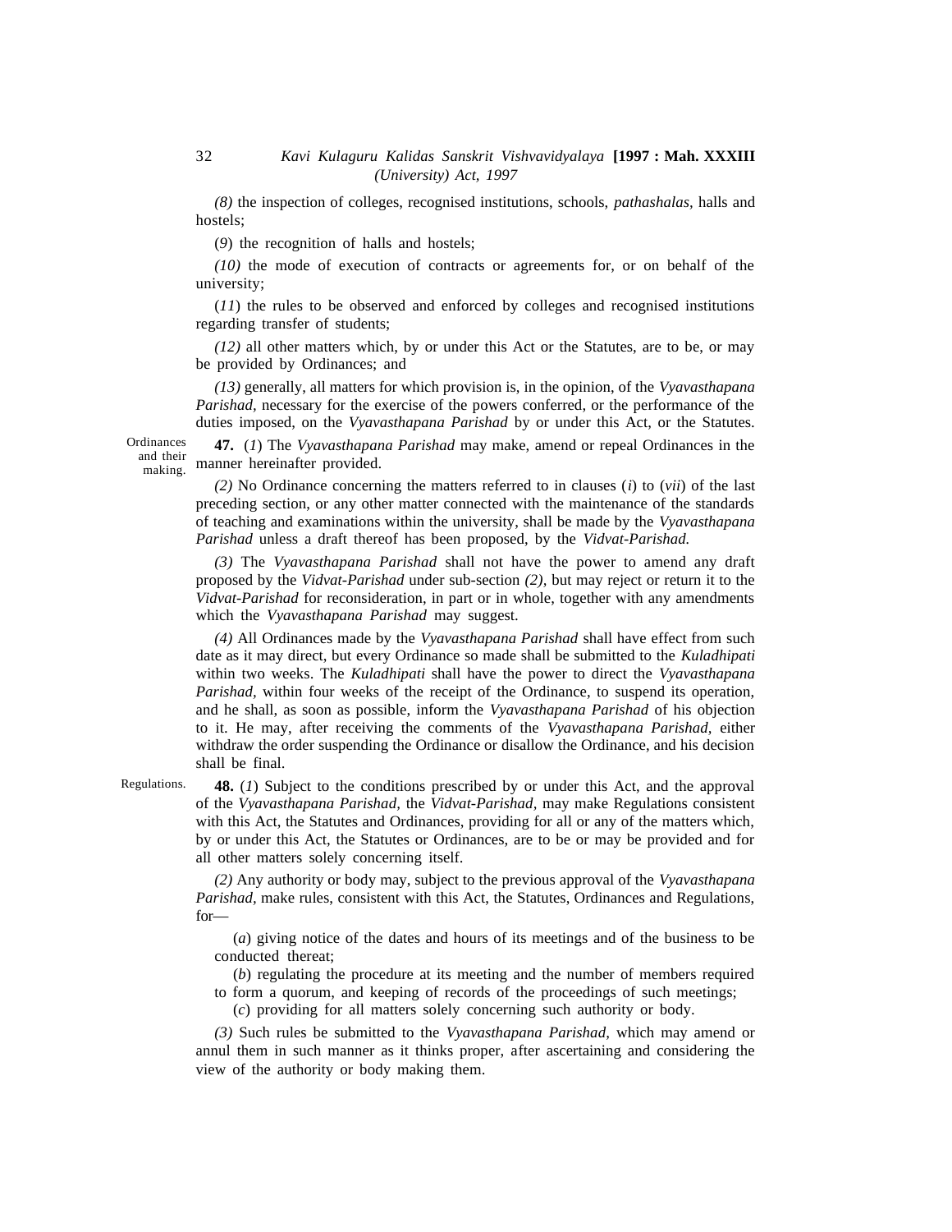*(8)* the inspection of colleges, recognised institutions, schools, *pathashalas,* halls and hostels;

(*9*) the recognition of halls and hostels;

*(10)* the mode of execution of contracts or agreements for, or on behalf of the university;

(*11*) the rules to be observed and enforced by colleges and recognised institutions regarding transfer of students;

*(12)* all other matters which, by or under this Act or the Statutes, are to be, or may be provided by Ordinances; and

*(13)* generally, all matters for which provision is, in the opinion, of the *Vyavasthapana Parishad,* necessary for the exercise of the powers conferred, or the performance of the duties imposed, on the *Vyavasthapana Parishad* by or under this Act, or the Statutes.

Ordinances and their making.

**47.** (*1*) The *Vyavasthapana Parishad* may make, amend or repeal Ordinances in the manner hereinafter provided.

*(2)* No Ordinance concerning the matters referred to in clauses (*i*) to (*vii*) of the last preceding section, or any other matter connected with the maintenance of the standards of teaching and examinations within the university, shall be made by the *Vyavasthapana Parishad* unless a draft thereof has been proposed, by the *Vidvat-Parishad.*

*(3)* The *Vyavasthapana Parishad* shall not have the power to amend any draft proposed by the *Vidvat-Parishad* under sub-section *(2),* but may reject or return it to the *Vidvat-Parishad* for reconsideration, in part or in whole, together with any amendments which the *Vyavasthapana Parishad* may suggest.

*(4)* All Ordinances made by the *Vyavasthapana Parishad* shall have effect from such date as it may direct, but every Ordinance so made shall be submitted to the *Kuladhipati* within two weeks. The *Kuladhipati* shall have the power to direct the *Vyavasthapana Parishad,* within four weeks of the receipt of the Ordinance, to suspend its operation, and he shall, as soon as possible, inform the *Vyavasthapana Parishad* of his objection to it. He may, after receiving the comments of the *Vyavasthapana Parishad,* either withdraw the order suspending the Ordinance or disallow the Ordinance, and his decision shall be final.

Regulations.

**48.** (*1*) Subject to the conditions prescribed by or under this Act, and the approval of the *Vyavasthapana Parishad,* the *Vidvat-Parishad,* may make Regulations consistent with this Act, the Statutes and Ordinances, providing for all or any of the matters which, by or under this Act, the Statutes or Ordinances, are to be or may be provided and for all other matters solely concerning itself.

*(2)* Any authority or body may, subject to the previous approval of the *Vyavasthapana Parishad,* make rules, consistent with this Act, the Statutes, Ordinances and Regulations, for—

(*a*) giving notice of the dates and hours of its meetings and of the business to be conducted thereat;

(*b*) regulating the procedure at its meeting and the number of members required to form a quorum, and keeping of records of the proceedings of such meetings;

(*c*) providing for all matters solely concerning such authority or body.

*(3)* Such rules be submitted to the *Vyavasthapana Parishad,* which may amend or annul them in such manner as it thinks proper, after ascertaining and considering the view of the authority or body making them.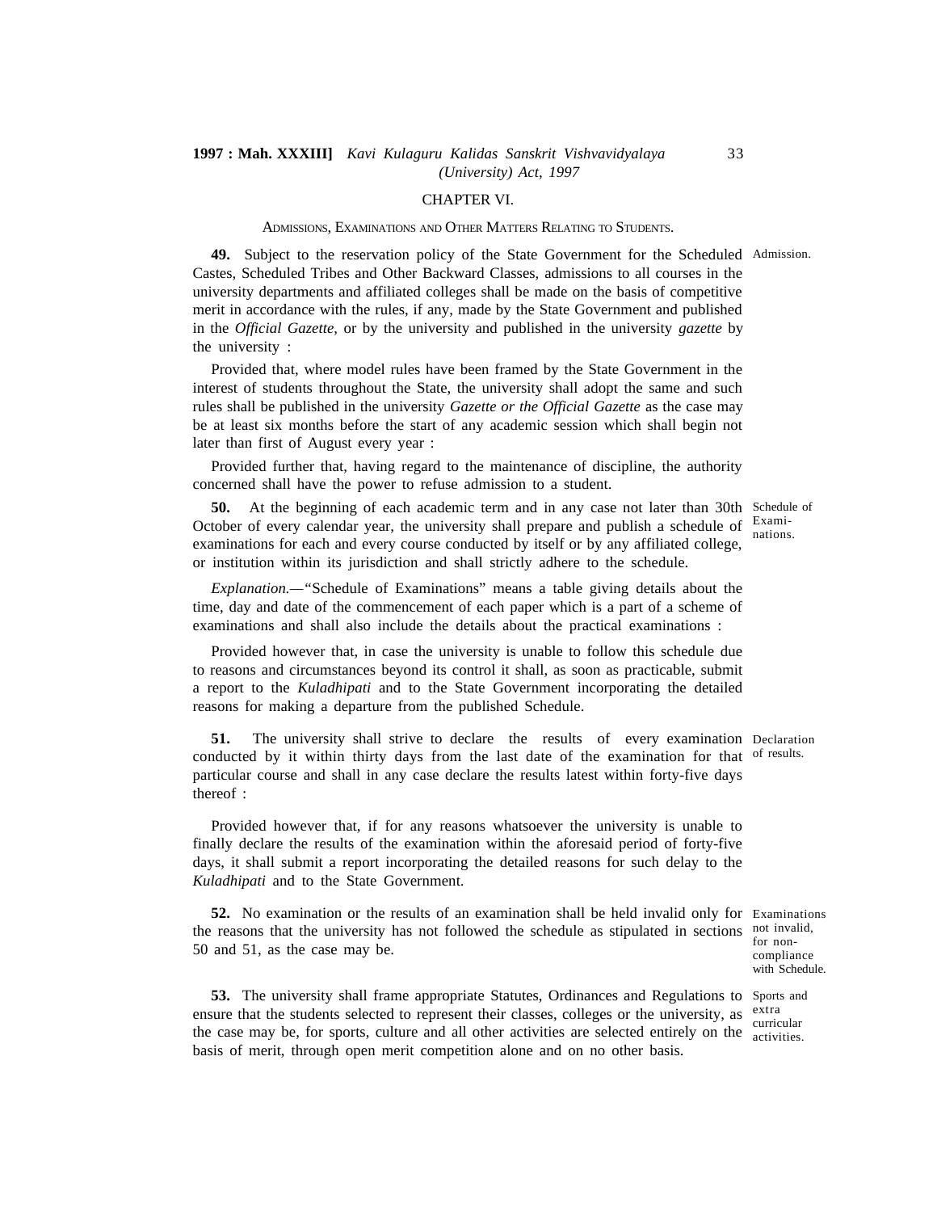## CHAPTER VI.

### ADMISSIONS, EXAMINATIONS AND OTHER MATTERS RELATING TO STUDENTS.

Admission.

**49.** Subject to the reservation policy of the State Government for the Scheduled Castes, Scheduled Tribes and Other Backward Classes, admissions to all courses in the university departments and affiliated colleges shall be made on the basis of competitive merit in accordance with the rules, if any, made by the State Government and published in the *Official Gazette,* or by the university and published in the university *gazette* by the university :

Provided that, where model rules have been framed by the State Government in the interest of students throughout the State, the university shall adopt the same and such rules shall be published in the university *Gazette or the Official Gazette* as the case may be at least six months before the start of any academic session which shall begin not later than first of August every year :

Provided further that, having regard to the maintenance of discipline, the authority concerned shall have the power to refuse admission to a student.

Schedule of Examinations.

**50.** At the beginning of each academic term and in any case not later than 30th October of every calendar year, the university shall prepare and publish a schedule of examinations for each and every course conducted by itself or by any affiliated college, or institution within its jurisdiction and shall strictly adhere to the schedule.

*Explanation.—*"Schedule of Examinations" means a table giving details about the time, day and date of the commencement of each paper which is a part of a scheme of examinations and shall also include the details about the practical examinations :

Provided however that, in case the university is unable to follow this schedule due to reasons and circumstances beyond its control it shall, as soon as practicable, submit a report to the *Kuladhipati* and to the State Government incorporating the detailed reasons for making a departure from the published Schedule.

Declaration of results.

**51.** The university shall strive to declare the results of every examination conducted by it within thirty days from the last date of the examination for that particular course and shall in any case declare the results latest within forty-five days thereof :

Provided however that, if for any reasons whatsoever the university is unable to finally declare the results of the examination within the aforesaid period of forty-five days, it shall submit a report incorporating the detailed reasons for such delay to the *Kuladhipati* and to the State Government.

Examinations not invalid, for non-compliance with Schedule.

**52.** No examination or the results of an examination shall be held invalid only for the reasons that the university has not followed the schedule as stipulated in sections 50 and 51, as the case may be.

Sports and extra curricular activities.

**53.** The university shall frame appropriate Statutes, Ordinances and Regulations to ensure that the students selected to represent their classes, colleges or the university, as the case may be, for sports, culture and all other activities are selected entirely on the basis of merit, through open merit competition alone and on no other basis.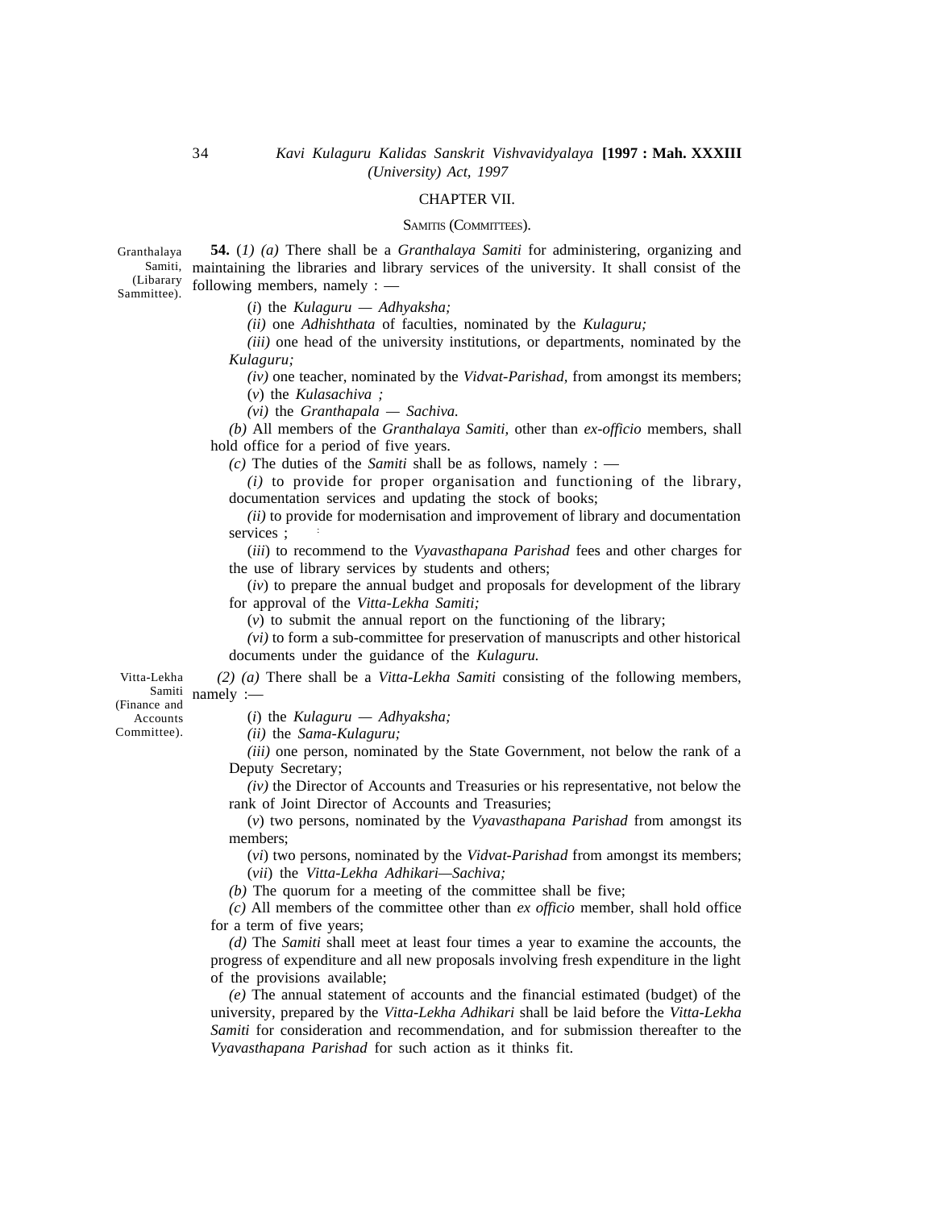## CHAPTER VII.

### SAMITIS (COMMITTEES).

Granthalaya Samiti, (Libarary Sammittee).

**54.** (*1) (a)* There shall be a *Granthalaya Samiti* for administering, organizing and maintaining the libraries and library services of the university. It shall consist of the following members, namely : —

(*i*) the *Kulaguru — Adhyaksha;*

*(ii)* one *Adhishthata* of faculties, nominated by the *Kulaguru;*

*(iii)* one head of the university institutions, or departments, nominated by the *Kulaguru;*

*(iv)* one teacher, nominated by the *Vidvat-Parishad*, from amongst its members;

(*v*) the *Kulasachiva ;*

*(vi)* the *Granthapala — Sachiva.*

*(b)* All members of the *Granthalaya Samiti,* other than *ex-officio* members, shall hold office for a period of five years.

*(c)* The duties of the *Samiti* shall be as follows, namely : —

*(i)* to provide for proper organisation and functioning of the library, documentation services and updating the stock of books;

*(ii)* to provide for modernisation and improvement of library and documentation services ;

(*iii*) to recommend to the *Vyavasthapana Parishad* fees and other charges for the use of library services by students and others;

(*iv*) to prepare the annual budget and proposals for development of the library for approval of the *Vitta-Lekha Samiti;*

(*v*) to submit the annual report on the functioning of the library;

*(vi)* to form a sub-committee for preservation of manuscripts and other historical documents under the guidance of the *Kulaguru.*

Vitta-Lekha Samiti (Finance and Accounts Committee).

*(2) (a)* There shall be a *Vitta-Lekha Samiti* consisting of the following members, namely :—

(*i*) the *Kulaguru — Adhyaksha;*

*(ii)* the *Sama-Kulaguru;*

*(iii)* one person, nominated by the State Government, not below the rank of a Deputy Secretary;

*(iv)* the Director of Accounts and Treasuries or his representative, not below the rank of Joint Director of Accounts and Treasuries;

(*v*) two persons, nominated by the *Vyavasthapana Parishad* from amongst its members;

(*vi*) two persons, nominated by the *Vidvat-Parishad* from amongst its members;

(*vii*) the *Vitta-Lekha Adhikari—Sachiva;*

*(b)* The quorum for a meeting of the committee shall be five;

*(c)* All members of the committee other than *ex officio* member, shall hold office for a term of five years;

*(d)* The *Samiti* shall meet at least four times a year to examine the accounts, the progress of expenditure and all new proposals involving fresh expenditure in the light of the provisions available;

*(e)* The annual statement of accounts and the financial estimated (budget) of the university, prepared by the *Vitta-Lekha Adhikari* shall be laid before the *Vitta-Lekha Samiti* for consideration and recommendation, and for submission thereafter to the *Vyavasthapana Parishad* for such action as it thinks fit.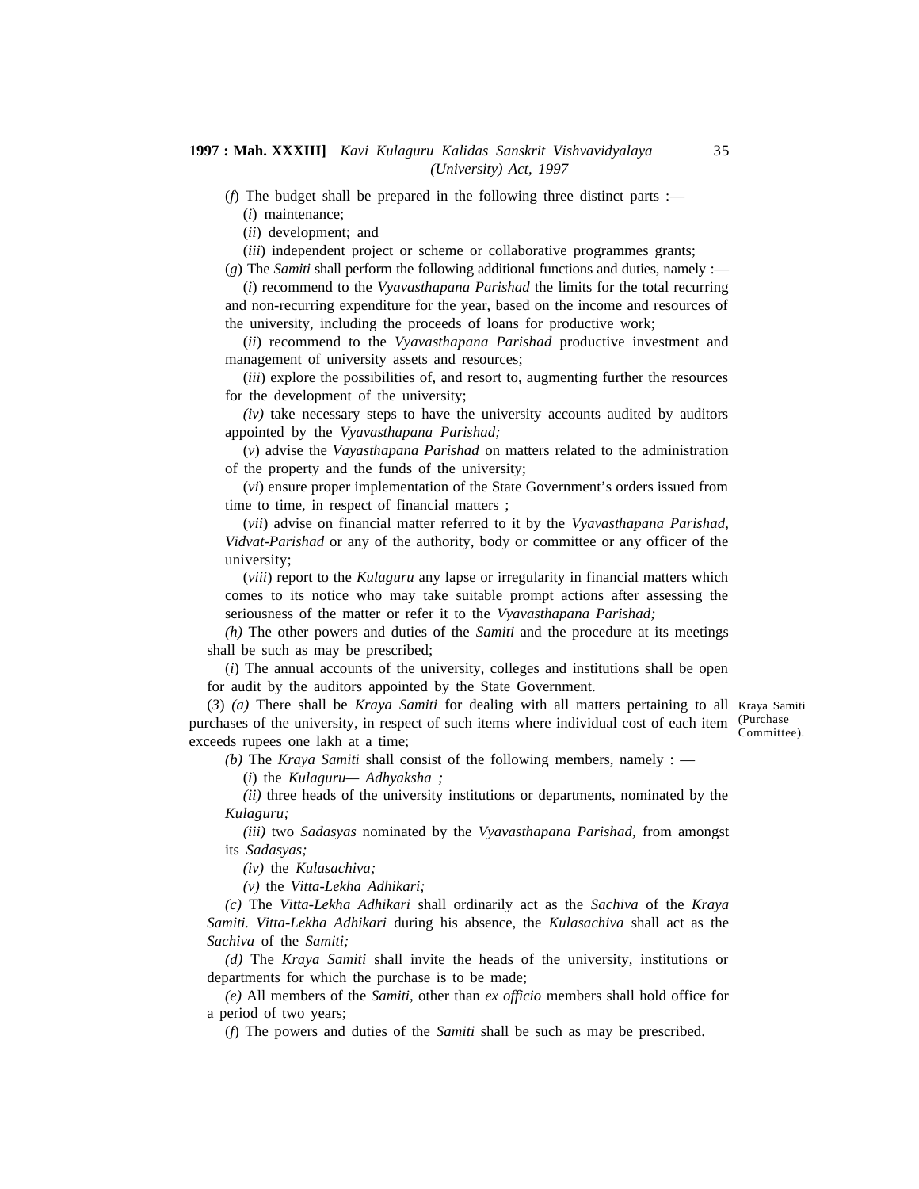(*f*) The budget shall be prepared in the following three distinct parts :—

(*i*) maintenance;

(*ii*) development; and

(*iii*) independent project or scheme or collaborative programmes grants;

(*g*) The *Samiti* shall perform the following additional functions and duties, namely :—

(*i*) recommend to the *Vyavasthapana Parishad* the limits for the total recurring and non-recurring expenditure for the year, based on the income and resources of the university, including the proceeds of loans for productive work;

(*ii*) recommend to the *Vyavasthapana Parishad* productive investment and management of university assets and resources;

(*iii*) explore the possibilities of, and resort to, augmenting further the resources for the development of the university;

*(iv)* take necessary steps to have the university accounts audited by auditors appointed by the *Vyavasthapana Parishad;*

(*v*) advise the *Vayasthapana Parishad* on matters related to the administration of the property and the funds of the university;

(*vi*) ensure proper implementation of the State Government's orders issued from time to time, in respect of financial matters ;

(*vii*) advise on financial matter referred to it by the *Vyavasthapana Parishad, Vidvat-Parishad* or any of the authority, body or committee or any officer of the university;

(*viii*) report to the *Kulaguru* any lapse or irregularity in financial matters which comes to its notice who may take suitable prompt actions after assessing the seriousness of the matter or refer it to the *Vyavasthapana Parishad;*

*(h)* The other powers and duties of the *Samiti* and the procedure at its meetings shall be such as may be prescribed;

(*i*) The annual accounts of the university, colleges and institutions shall be open for audit by the auditors appointed by the State Government.

Kraya Samiti (Purchase Committee).

(*3*) *(a)* There shall be *Kraya Samiti* for dealing with all matters pertaining to all purchases of the university, in respect of such items where individual cost of each item exceeds rupees one lakh at a time;

*(b)* The *Kraya Samiti* shall consist of the following members, namely : —

(*i*) the *Kulaguru— Adhyaksha ;*

*(ii)* three heads of the university institutions or departments, nominated by the *Kulaguru;*

*(iii)* two *Sadasyas* nominated by the *Vyavasthapana Parishad*, from amongst its *Sadasyas;*

*(iv)* the *Kulasachiva;*

*(v)* the *Vitta-Lekha Adhikari;*

*(c)* The *Vitta-Lekha Adhikari* shall ordinarily act as the *Sachiva* of the *Kraya Samiti. Vitta-Lekha Adhikari* during his absence, the *Kulasachiva* shall act as the *Sachiva* of the *Samiti;*

*(d)* The *Kraya Samiti* shall invite the heads of the university, institutions or departments for which the purchase is to be made;

*(e)* All members of the *Samiti,* other than *ex officio* members shall hold office for a period of two years;

(*f*) The powers and duties of the *Samiti* shall be such as may be prescribed.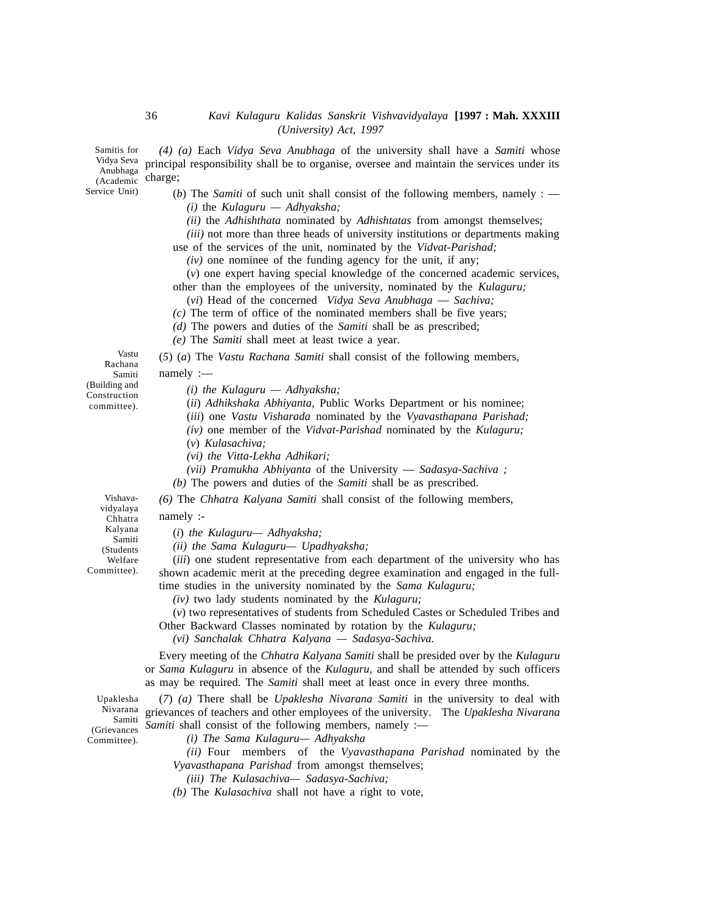Samitis for Vidya Seva Anubhaga (Academic Service Unit)

*(4) (a)* Each *Vidya Seva Anubhaga* of the university shall have a *Samiti* whose principal responsibility shall be to organise, oversee and maintain the services under its charge;

(*b*) The *Samiti* of such unit shall consist of the following members, namely : —

*(i)* the *Kulaguru — Adhyaksha;*

*(ii)* the *Adhishthata* nominated by *Adhishtatas* from amongst themselves;

*(iii)* not more than three heads of university institutions or departments making use of the services of the unit, nominated by the *Vidvat-Parishad;*

*(iv)* one nominee of the funding agency for the unit, if any;

(*v*) one expert having special knowledge of the concerned academic services, other than the employees of the university, nominated by the *Kulaguru;*

(*vi*) Head of the concerned *Vidya Seva Anubhaga — Sachiva;*

*(c)* The term of office of the nominated members shall be five years;

*(d)* The powers and duties of the *Samiti* shall be as prescribed;

*(e)* The *Samiti* shall meet at least twice a year.

Vastu Rachana Samiti (Building and Construction committee).

(*5*) (*a*) The *Vastu Rachana Samiti* shall consist of the following members, namely :—

*(i) the Kulaguru — Adhyaksha;*

(*ii*) *Adhikshaka Abhiyanta,* Public Works Department or his nominee;

(*iii*) one *Vastu Visharada* nominated by the *Vyavasthapana Parishad;*

*(iv)* one member of the *Vidvat-Parishad* nominated by the *Kulaguru;*

(*v*) *Kulasachiva;*

*(vi) the Vitta-Lekha Adhikari;*

*(vii) Pramukha Abhiyanta* of the University — *Sadasya-Sachiva ;*

*(b)* The powers and duties of the *Samiti* shall be as prescribed.

Vishava-vidyalaya Chhatra Kalyana Samiti (Students Welfare Committee).

*(6)* The *Chhatra Kalyana Samiti* shall consist of the following members, namely :-

(*i*) *the Kulaguru— Adhyaksha;*

*(ii) the Sama Kulaguru— Upadhyaksha;*

(*iii*) one student representative from each department of the university who has shown academic merit at the preceding degree examination and engaged in the full-time studies in the university nominated by the *Sama Kulaguru;*

*(iv)* two lady students nominated by the *Kulaguru;*

(*v*) two representatives of students from Scheduled Castes or Scheduled Tribes and Other Backward Classes nominated by rotation by the *Kulaguru;*

*(vi) Sanchalak Chhatra Kalyana — Sadasya-Sachiva.*

Every meeting of the *Chhatra Kalyana Samiti* shall be presided over by the *Kulaguru* or *Sama Kulaguru* in absence of the *Kulaguru,* and shall be attended by such officers as may be required. The *Samiti* shall meet at least once in every three months.

Upaklesha Nivarana Samiti (Grievances Committee).

(*7*) *(a)* There shall be *Upaklesha Nivarana Samiti* in the university to deal with grievances of teachers and other employees of the university. The *Upaklesha Nivarana Samiti* shall consist of the following members, namely :—

*(i) The Sama Kulaguru— Adhyaksha*

*(ii)* Four members of the *Vyavasthapana Parishad* nominated by the *Vyavasthapana Parishad* from amongst themselves;

*(iii) The Kulasachiva— Sadasya-Sachiva;*

*(b)* The *Kulasachiva* shall not have a right to vote,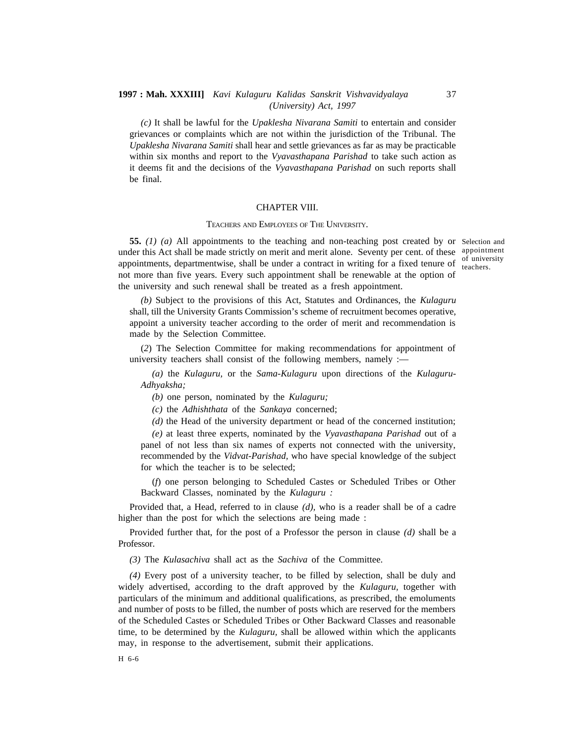*(c)* It shall be lawful for the *Upaklesha Nivarana Samiti* to entertain and consider grievances or complaints which are not within the jurisdiction of the Tribunal. The *Upaklesha Nivarana Samiti* shall hear and settle grievances as far as may be practicable within six months and report to the *Vyavasthapana Parishad* to take such action as it deems fit and the decisions of the *Vyavasthapana Parishad* on such reports shall be final.

## CHAPTER VIII.

### TEACHERS AND EMPLOYEES OF THE UNIVERSITY.

Selection and appointment of university teachers.

**55.** *(1) (a)* All appointments to the teaching and non-teaching post created by or under this Act shall be made strictly on merit and merit alone. Seventy per cent. of these appointments, departmentwise, shall be under a contract in writing for a fixed tenure of not more than five years. Every such appointment shall be renewable at the option of the university and such renewal shall be treated as a fresh appointment.

*(b)* Subject to the provisions of this Act, Statutes and Ordinances, the *Kulaguru* shall, till the University Grants Commission's scheme of recruitment becomes operative, appoint a university teacher according to the order of merit and recommendation is made by the Selection Committee.

(*2*) The Selection Committee for making recommendations for appointment of university teachers shall consist of the following members, namely :—

*(a)* the *Kulaguru,* or the *Sama-Kulaguru* upon directions of the *Kulaguru-Adhyaksha;*

*(b)* one person, nominated by the *Kulaguru;*

*(c)* the *Adhishthata* of the *Sankaya* concerned;

*(d)* the Head of the university department or head of the concerned institution;

*(e)* at least three experts, nominated by the *Vyavasthapana Parishad* out of a panel of not less than six names of experts not connected with the university, recommended by the *Vidvat-Parishad*, who have special knowledge of the subject for which the teacher is to be selected;

(*f*) one person belonging to Scheduled Castes or Scheduled Tribes or Other Backward Classes, nominated by the *Kulaguru :*

Provided that, a Head, referred to in clause *(d)*, who is a reader shall be of a cadre higher than the post for which the selections are being made :

Provided further that, for the post of a Professor the person in clause *(d)* shall be a Professor.

*(3)* The *Kulasachiva* shall act as the *Sachiva* of the Committee.

*(4)* Every post of a university teacher, to be filled by selection, shall be duly and widely advertised, according to the draft approved by the *Kulaguru*, together with particulars of the minimum and additional qualifications, as prescribed, the emoluments and number of posts to be filled, the number of posts which are reserved for the members of the Scheduled Castes or Scheduled Tribes or Other Backward Classes and reasonable time, to be determined by the *Kulaguru*, shall be allowed within which the applicants may, in response to the advertisement, submit their applications.

H 6-6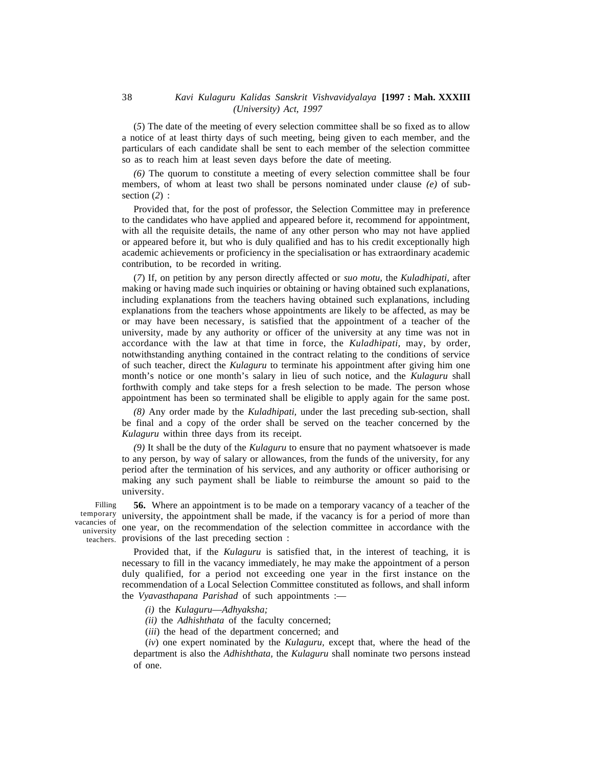(*5*) The date of the meeting of every selection committee shall be so fixed as to allow a notice of at least thirty days of such meeting, being given to each member, and the particulars of each candidate shall be sent to each member of the selection committee so as to reach him at least seven days before the date of meeting.

*(6)* The quorum to constitute a meeting of every selection committee shall be four members, of whom at least two shall be persons nominated under clause *(e)* of sub-section (*2*) :

Provided that, for the post of professor, the Selection Committee may in preference to the candidates who have applied and appeared before it, recommend for appointment, with all the requisite details, the name of any other person who may not have applied or appeared before it, but who is duly qualified and has to his credit exceptionally high academic achievements or proficiency in the specialisation or has extraordinary academic contribution, to be recorded in writing.

(*7*) If, on petition by any person directly affected or *suo motu,* the *Kuladhipati,* after making or having made such inquiries or obtaining or having obtained such explanations, including explanations from the teachers having obtained such explanations, including explanations from the teachers whose appointments are likely to be affected, as may be or may have been necessary, is satisfied that the appointment of a teacher of the university, made by any authority or officer of the university at any time was not in accordance with the law at that time in force, the *Kuladhipati,* may, by order, notwithstanding anything contained in the contract relating to the conditions of service of such teacher, direct the *Kulaguru* to terminate his appointment after giving him one month's notice or one month's salary in lieu of such notice, and the *Kulaguru* shall forthwith comply and take steps for a fresh selection to be made. The person whose appointment has been so terminated shall be eligible to apply again for the same post.

*(8)* Any order made by the *Kuladhipati,* under the last preceding sub-section, shall be final and a copy of the order shall be served on the teacher concerned by the *Kulaguru* within three days from its receipt.

*(9)* It shall be the duty of the *Kulaguru* to ensure that no payment whatsoever is made to any person, by way of salary or allowances, from the funds of the university, for any period after the termination of his services, and any authority or officer authorising or making any such payment shall be liable to reimburse the amount so paid to the university.

Filling temporary vacancies of university teachers.

**56.** Where an appointment is to be made on a temporary vacancy of a teacher of the university, the appointment shall be made, if the vacancy is for a period of more than one year, on the recommendation of the selection committee in accordance with the provisions of the last preceding section :

Provided that, if the *Kulaguru* is satisfied that, in the interest of teaching, it is necessary to fill in the vacancy immediately, he may make the appointment of a person duly qualified, for a period not exceeding one year in the first instance on the recommendation of a Local Selection Committee constituted as follows, and shall inform the *Vyavasthapana Parishad* of such appointments :—

*(i)* the *Kulaguru*—*Adhyaksha;*

*(ii)* the *Adhishthata* of the faculty concerned;

(*iii*) the head of the department concerned; and

(*iv*) one expert nominated by the *Kulaguru,* except that, where the head of the department is also the *Adhishthata,* the *Kulaguru* shall nominate two persons instead of one.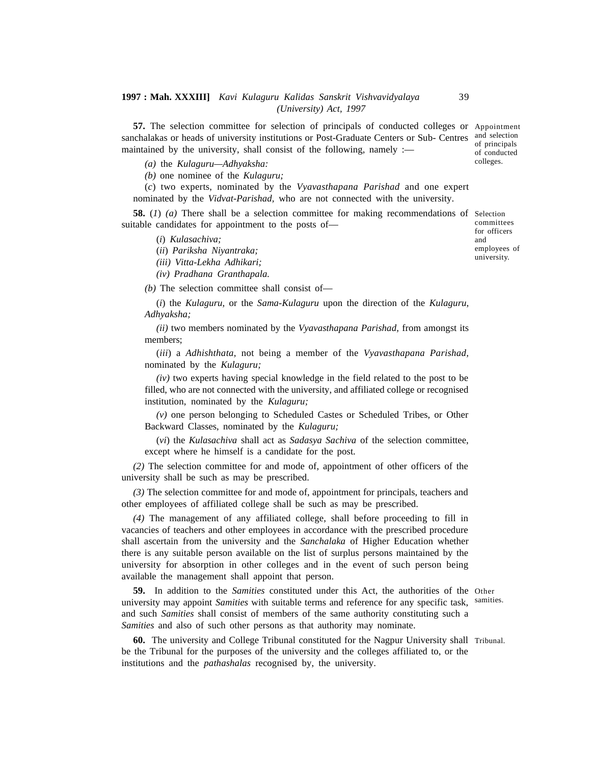**57.** The selection committee for selection of principals of conducted colleges or sanchalakas or heads of university institutions or Post-Graduate Centers or Sub- Centres maintained by the university, shall consist of the following, namely :—

Appointment and selection of principals of conducted colleges.

*(a)* the *Kulaguru—Adhyaksha:*

*(b)* one nominee of the *Kulaguru;*

(*c*) two experts, nominated by the *Vyavasthapana Parishad* and one expert nominated by the *Vidvat-Parishad,* who are not connected with the university.

**58.** (*1*) *(a)* There shall be a selection committee for making recommendations of suitable candidates for appointment to the posts of—

Selection committees for officers and employees of university.

(*i*) *Kulasachiva;*

(*ii*) *Pariksha Niyantraka;*

*(iii) Vitta-Lekha Adhikari;*

*(iv) Pradhana Granthapala.*

*(b)* The selection committee shall consist of—

(*i*) the *Kulaguru,* or the *Sama-Kulaguru* upon the direction of the *Kulaguru, Adhyaksha;*

*(ii)* two members nominated by the *Vyavasthapana Parishad,* from amongst its members;

(*iii*) a *Adhishthata,* not being a member of the *Vyavasthapana Parishad,* nominated by the *Kulaguru;*

*(iv)* two experts having special knowledge in the field related to the post to be filled, who are not connected with the university, and affiliated college or recognised institution, nominated by the *Kulaguru;*

*(v)* one person belonging to Scheduled Castes or Scheduled Tribes, or Other Backward Classes, nominated by the *Kulaguru;*

(*vi*) the *Kulasachiva* shall act as *Sadasya Sachiva* of the selection committee, except where he himself is a candidate for the post.

*(2)* The selection committee for and mode of, appointment of other officers of the university shall be such as may be prescribed.

*(3)* The selection committee for and mode of, appointment for principals, teachers and other employees of affiliated college shall be such as may be prescribed.

*(4)* The management of any affiliated college, shall before proceeding to fill in vacancies of teachers and other employees in accordance with the prescribed procedure shall ascertain from the university and the *Sanchalaka* of Higher Education whether there is any suitable person available on the list of surplus persons maintained by the university for absorption in other colleges and in the event of such person being available the management shall appoint that person.

**59.** In addition to the *Samities* constituted under this Act, the authorities of the university may appoint *Samities* with suitable terms and reference for any specific task, and such *Samities* shall consist of members of the same authority constituting such a *Samities* and also of such other persons as that authority may nominate.

Other samities.

**60.** The university and College Tribunal constituted for the Nagpur University shall be the Tribunal for the purposes of the university and the colleges affiliated to, or the institutions and the *pathashalas* recognised by, the university.

Tribunal.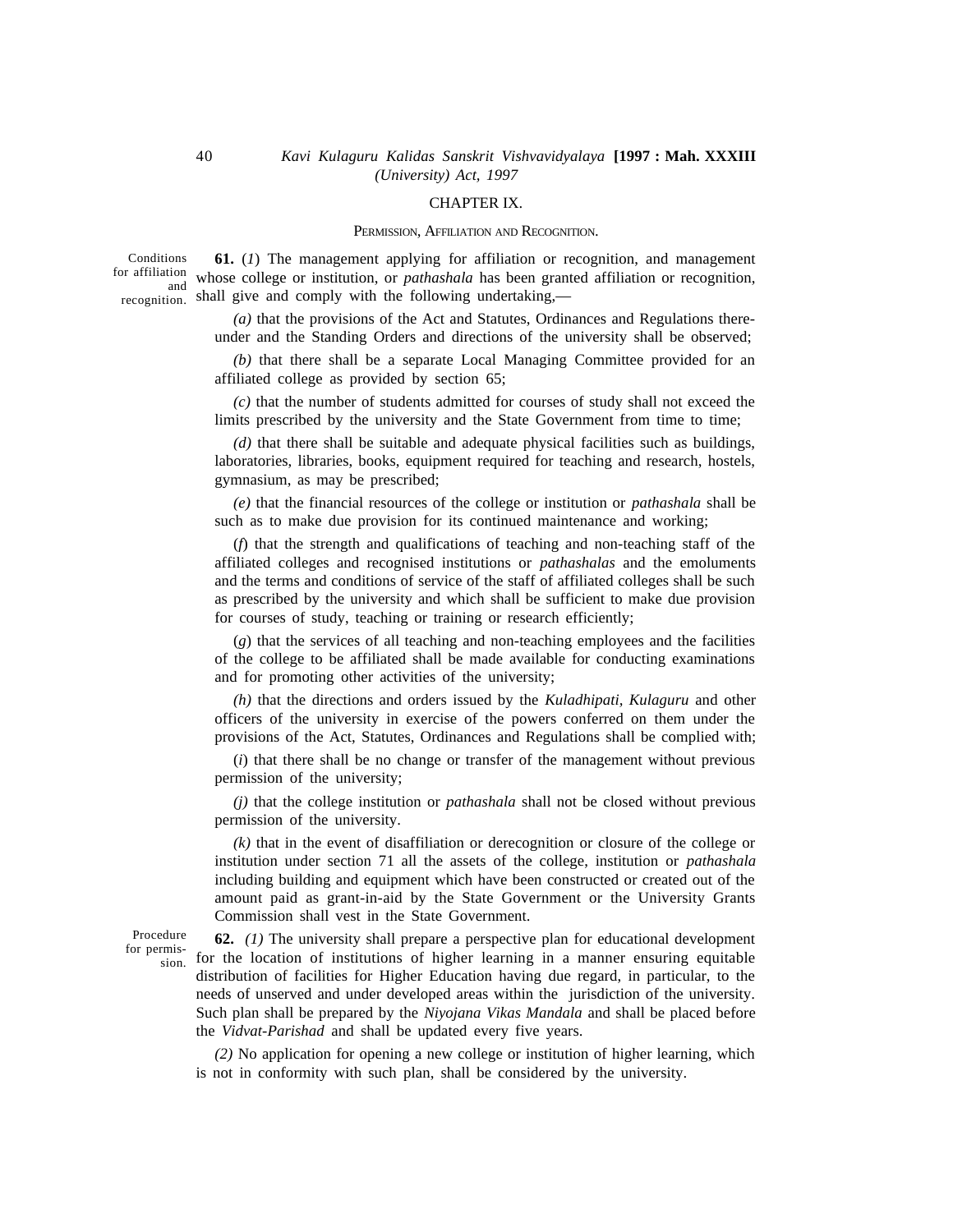## CHAPTER IX.

### PERMISSION, AFFILIATION AND RECOGNITION.

Conditions for affiliation and recognition.

**61.** (*1*) The management applying for affiliation or recognition, and management whose college or institution, or *pathashala* has been granted affiliation or recognition, shall give and comply with the following undertaking,—

*(a)* that the provisions of the Act and Statutes, Ordinances and Regulations thereunder and the Standing Orders and directions of the university shall be observed;

*(b)* that there shall be a separate Local Managing Committee provided for an affiliated college as provided by section 65;

*(c)* that the number of students admitted for courses of study shall not exceed the limits prescribed by the university and the State Government from time to time;

*(d)* that there shall be suitable and adequate physical facilities such as buildings, laboratories, libraries, books, equipment required for teaching and research, hostels, gymnasium, as may be prescribed;

*(e)* that the financial resources of the college or institution or *pathashala* shall be such as to make due provision for its continued maintenance and working;

(*f*) that the strength and qualifications of teaching and non-teaching staff of the affiliated colleges and recognised institutions or *pathashalas* and the emoluments and the terms and conditions of service of the staff of affiliated colleges shall be such as prescribed by the university and which shall be sufficient to make due provision for courses of study, teaching or training or research efficiently;

(*g*) that the services of all teaching and non-teaching employees and the facilities of the college to be affiliated shall be made available for conducting examinations and for promoting other activities of the university;

*(h)* that the directions and orders issued by the *Kuladhipati, Kulaguru* and other officers of the university in exercise of the powers conferred on them under the provisions of the Act, Statutes, Ordinances and Regulations shall be complied with;

(*i*) that there shall be no change or transfer of the management without previous permission of the university;

*(j)* that the college institution or *pathashala* shall not be closed without previous permission of the university.

*(k)* that in the event of disaffiliation or derecognition or closure of the college or institution under section 71 all the assets of the college, institution or *pathashala* including building and equipment which have been constructed or created out of the amount paid as grant-in-aid by the State Government or the University Grants Commission shall vest in the State Government.

Procedure for permission.

**62.** *(1)* The university shall prepare a perspective plan for educational development for the location of institutions of higher learning in a manner ensuring equitable distribution of facilities for Higher Education having due regard, in particular, to the needs of unserved and under developed areas within the jurisdiction of the university. Such plan shall be prepared by the *Niyojana Vikas Mandala* and shall be placed before the *Vidvat-Parishad* and shall be updated every five years.

*(2)* No application for opening a new college or institution of higher learning, which is not in conformity with such plan, shall be considered by the university.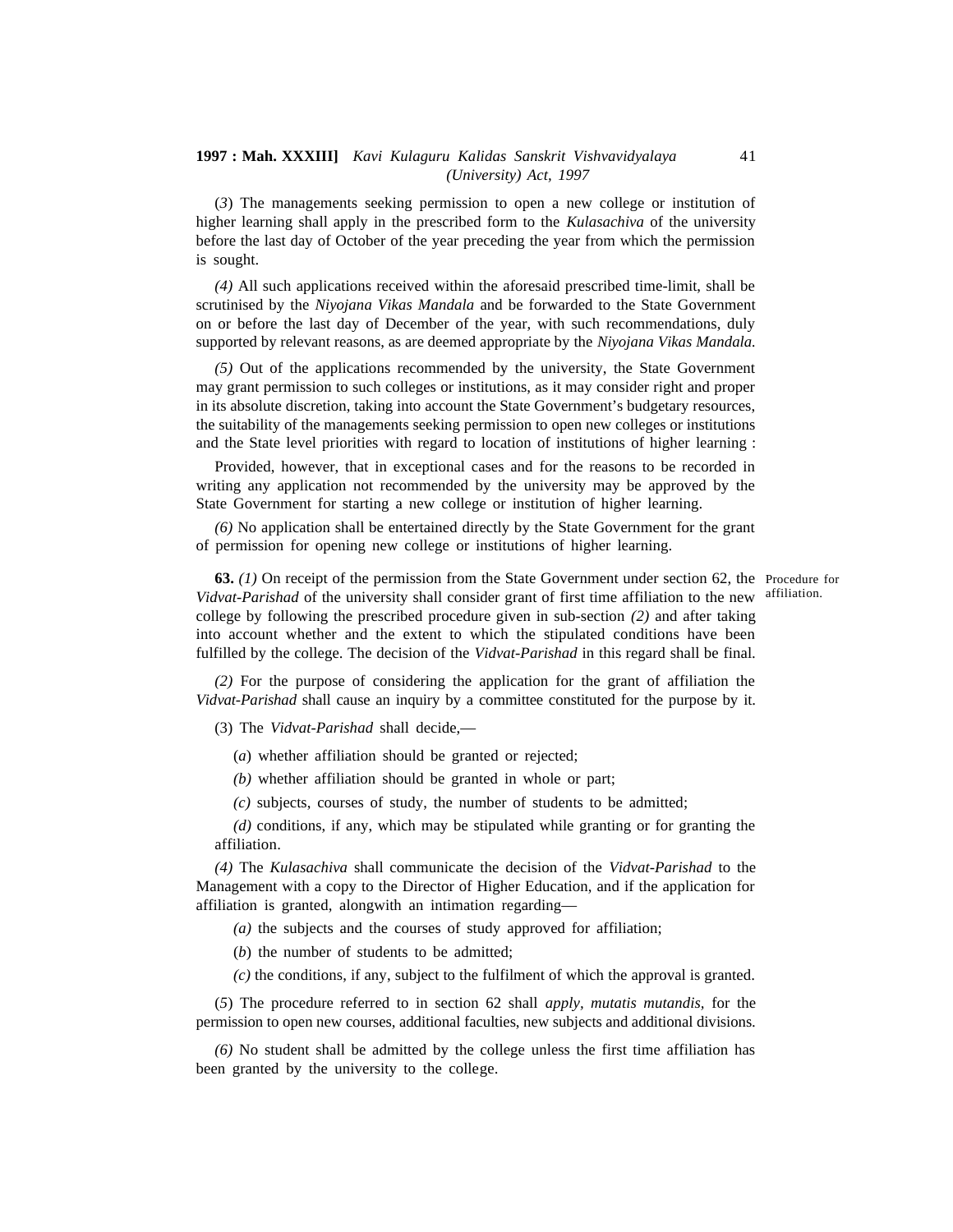(*3*) The managements seeking permission to open a new college or institution of higher learning shall apply in the prescribed form to the *Kulasachiva* of the university before the last day of October of the year preceding the year from which the permission is sought.

*(4)* All such applications received within the aforesaid prescribed time-limit, shall be scrutinised by the *Niyojana Vikas Mandala* and be forwarded to the State Government on or before the last day of December of the year, with such recommendations, duly supported by relevant reasons, as are deemed appropriate by the *Niyojana Vikas Mandala.*

*(5)* Out of the applications recommended by the university, the State Government may grant permission to such colleges or institutions, as it may consider right and proper in its absolute discretion, taking into account the State Government's budgetary resources, the suitability of the managements seeking permission to open new colleges or institutions and the State level priorities with regard to location of institutions of higher learning :

Provided, however, that in exceptional cases and for the reasons to be recorded in writing any application not recommended by the university may be approved by the State Government for starting a new college or institution of higher learning.

*(6)* No application shall be entertained directly by the State Government for the grant of permission for opening new college or institutions of higher learning.

Procedure for affiliation.

**63.** *(1)* On receipt of the permission from the State Government under section 62, the *Vidvat-Parishad* of the university shall consider grant of first time affiliation to the new college by following the prescribed procedure given in sub-section *(2)* and after taking into account whether and the extent to which the stipulated conditions have been fulfilled by the college. The decision of the *Vidvat-Parishad* in this regard shall be final.

*(2)* For the purpose of considering the application for the grant of affiliation the *Vidvat-Parishad* shall cause an inquiry by a committee constituted for the purpose by it.

(3) The *Vidvat-Parishad* shall decide,—

(*a*) whether affiliation should be granted or rejected;

*(b)* whether affiliation should be granted in whole or part;

*(c)* subjects, courses of study, the number of students to be admitted;

*(d)* conditions, if any, which may be stipulated while granting or for granting the affiliation.

*(4)* The *Kulasachiva* shall communicate the decision of the *Vidvat-Parishad* to the Management with a copy to the Director of Higher Education, and if the application for affiliation is granted, alongwith an intimation regarding—

*(a)* the subjects and the courses of study approved for affiliation;

(*b*) the number of students to be admitted;

*(c)* the conditions, if any, subject to the fulfilment of which the approval is granted.

(*5*) The procedure referred to in section 62 shall *apply, mutatis mutandis*, for the permission to open new courses, additional faculties, new subjects and additional divisions.

*(6)* No student shall be admitted by the college unless the first time affiliation has been granted by the university to the college.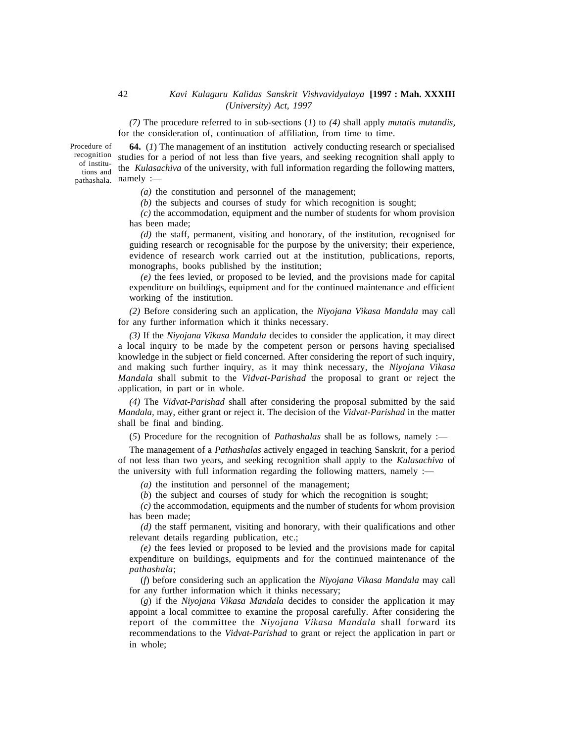*(7)* The procedure referred to in sub-sections (*1*) to *(4)* shall apply *mutatis mutandis,* for the consideration of, continuation of affiliation, from time to time.

Procedure of recognition of institutions and pathashala.

**64.** (*1*) The management of an institution actively conducting research or specialised studies for a period of not less than five years, and seeking recognition shall apply to the *Kulasachiva* of the university, with full information regarding the following matters, namely :—

*(a)* the constitution and personnel of the management;

*(b)* the subjects and courses of study for which recognition is sought;

*(c)* the accommodation, equipment and the number of students for whom provision has been made;

*(d)* the staff, permanent, visiting and honorary, of the institution, recognised for guiding research or recognisable for the purpose by the university; their experience, evidence of research work carried out at the institution, publications, reports, monographs, books published by the institution;

*(e)* the fees levied, or proposed to be levied, and the provisions made for capital expenditure on buildings, equipment and for the continued maintenance and efficient working of the institution.

*(2)* Before considering such an application, the *Niyojana Vikasa Mandala* may call for any further information which it thinks necessary.

*(3)* If the *Niyojana Vikasa Mandala* decides to consider the application, it may direct a local inquiry to be made by the competent person or persons having specialised knowledge in the subject or field concerned. After considering the report of such inquiry, and making such further inquiry, as it may think necessary, the *Niyojana Vikasa Mandala* shall submit to the *Vidvat-Parishad* the proposal to grant or reject the application, in part or in whole.

*(4)* The *Vidvat-Parishad* shall after considering the proposal submitted by the said *Mandala,* may, either grant or reject it. The decision of the *Vidvat-Parishad* in the matter shall be final and binding.

(*5*) Procedure for the recognition of *Pathashalas* shall be as follows, namely :—

The management of a *Pathashalas* actively engaged in teaching Sanskrit, for a period of not less than two years, and seeking recognition shall apply to the *Kulasachiva* of the university with full information regarding the following matters, namely :—

*(a)* the institution and personnel of the management;

(*b*) the subject and courses of study for which the recognition is sought;

*(c)* the accommodation, equipments and the number of students for whom provision has been made;

*(d)* the staff permanent, visiting and honorary, with their qualifications and other relevant details regarding publication, etc.;

*(e)* the fees levied or proposed to be levied and the provisions made for capital expenditure on buildings, equipments and for the continued maintenance of the *pathashala*;

(*f*) before considering such an application the *Niyojana Vikasa Mandala* may call for any further information which it thinks necessary;

(*g*) if the *Niyojana Vikasa Mandala* decides to consider the application it may appoint a local committee to examine the proposal carefully. After considering the report of the committee the *Niyojana Vikasa Mandala* shall forward its recommendations to the *Vidvat-Parishad* to grant or reject the application in part or in whole;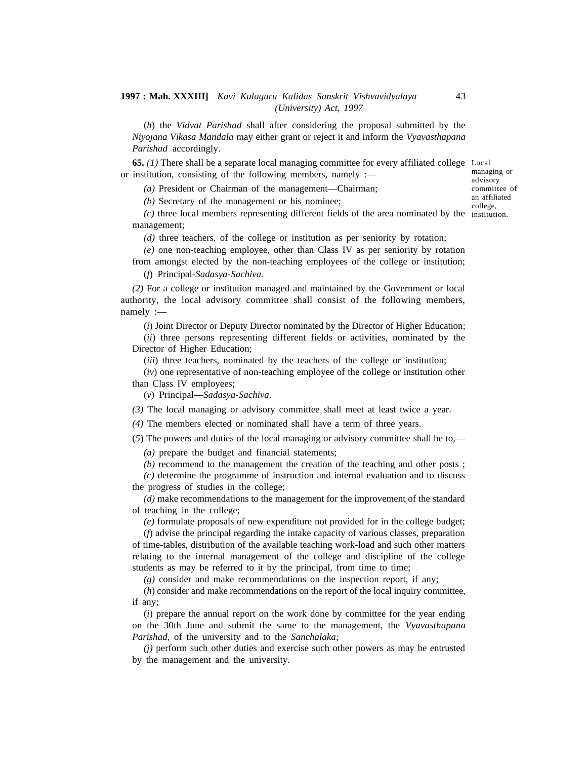(*h*) the *Vidvat Parishad* shall after considering the proposal submitted by the *Niyojana Vikasa Mandala* may either grant or reject it and inform the *Vyavasthapana Parishad* accordingly.

Local managing or advisory committee of an affiliated college, institution.

**65.** *(1)* There shall be a separate local managing committee for every affiliated college or institution, consisting of the following members, namely :—

*(a)* President or Chairman of the management—Chairman;

*(b)* Secretary of the management or his nominee;

*(c)* three local members representing different fields of the area nominated by the management;

*(d)* three teachers, of the college or institution as per seniority by rotation;

*(e)* one non-teaching employee, other than Class IV as per seniority by rotation from amongst elected by the non-teaching employees of the college or institution;

(*f*) Principal-*Sadasya-Sachiva.*

*(2)* For a college or institution managed and maintained by the Government or local authority, the local advisory committee shall consist of the following members, namely :—

(*i*) Joint Director or Deputy Director nominated by the Director of Higher Education;

(*ii*) three persons representing different fields or activities, nominated by the Director of Higher Education;

(*iii*) three teachers, nominated by the teachers of the college or institution;

(*iv*) one representative of non-teaching employee of the college or institution other than Class IV employees;

(*v*) Principal—*Sadasya-Sachiva.*

*(3)* The local managing or advisory committee shall meet at least twice a year.

*(4)* The members elected or nominated shall have a term of three years.

(*5*) The powers and duties of the local managing or advisory committee shall be to,—

*(a)* prepare the budget and financial statements;

*(b)* recommend to the management the creation of the teaching and other posts ;

*(c)* determine the programme of instruction and internal evaluation and to discuss the progress of studies in the college;

*(d)* make recommendations to the management for the improvement of the standard of teaching in the college;

*(e)* formulate proposals of new expenditure not provided for in the college budget;

(*f*) advise the principal regarding the intake capacity of various classes, preparation of time-tables, distribution of the available teaching work-load and such other matters relating to the internal management of the college and discipline of the college students as may be referred to it by the principal, from time to time;

*(g)* consider and make recommendations on the inspection report, if any;

(*h*) consider and make recommendations on the report of the local inquiry committee, if any;

(*i*) prepare the annual report on the work done by committee for the year ending on the 30th June and submit the same to the management, the *Vyavasthapana Parishad,* of the university and to the *Sanchalaka;*

*(j)* perform such other duties and exercise such other powers as may be entrusted by the management and the university.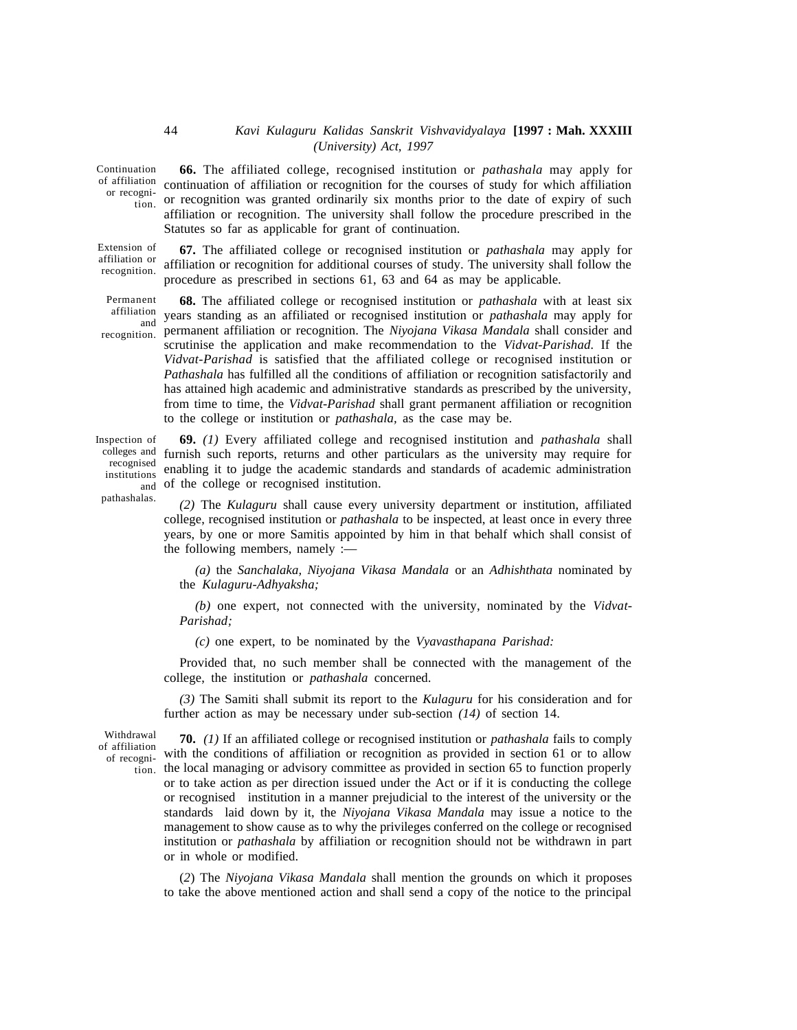**Continuation of affiliation or recognition.**

**66.** The affiliated college, recognised institution or *pathashala* may apply for continuation of affiliation or recognition for the courses of study for which affiliation or recognition was granted ordinarily six months prior to the date of expiry of such affiliation or recognition. The university shall follow the procedure prescribed in the Statutes so far as applicable for grant of continuation.

**Extension of affiliation or recognition.**

**67.** The affiliated college or recognised institution or *pathashala* may apply for affiliation or recognition for additional courses of study. The university shall follow the procedure as prescribed in sections 61, 63 and 64 as may be applicable.

**Permanent affiliation and recognition.**

**68.** The affiliated college or recognised institution or *pathashala* with at least six years standing as an affiliated or recognised institution or *pathashala* may apply for permanent affiliation or recognition. The *Niyojana Vikasa Mandala* shall consider and scrutinise the application and make recommendation to the *Vidvat-Parishad.* If the *Vidvat-Parishad* is satisfied that the affiliated college or recognised institution or *Pathashala* has fulfilled all the conditions of affiliation or recognition satisfactorily and has attained high academic and administrative standards as prescribed by the university, from time to time, the *Vidvat-Parishad* shall grant permanent affiliation or recognition to the college or institution or *pathashala,* as the case may be.

**Inspection of colleges and recognised institutions and pathashalas.**

**69.** *(1)* Every affiliated college and recognised institution and *pathashala* shall furnish such reports, returns and other particulars as the university may require for enabling it to judge the academic standards and standards of academic administration of the college or recognised institution.

*(2)* The *Kulaguru* shall cause every university department or institution, affiliated college, recognised institution or *pathashala* to be inspected, at least once in every three years, by one or more Samitis appointed by him in that behalf which shall consist of the following members, namely :—

*(a)* the *Sanchalaka, Niyojana Vikasa Mandala* or an *Adhishthata* nominated by the *Kulaguru-Adhyaksha;*

*(b)* one expert, not connected with the university, nominated by the *Vidvat-Parishad;*

*(c)* one expert, to be nominated by the *Vyavasthapana Parishad:*

Provided that, no such member shall be connected with the management of the college, the institution or *pathashala* concerned.

*(3)* The Samiti shall submit its report to the *Kulaguru* for his consideration and for further action as may be necessary under sub-section *(14)* of section 14.

**Withdrawal of affiliation of recognition.**

**70.** *(1)* If an affiliated college or recognised institution or *pathashala* fails to comply with the conditions of affiliation or recognition as provided in section 61 or to allow the local managing or advisory committee as provided in section 65 to function properly or to take action as per direction issued under the Act or if it is conducting the college or recognised institution in a manner prejudicial to the interest of the university or the standards laid down by it, the *Niyojana Vikasa Mandala* may issue a notice to the management to show cause as to why the privileges conferred on the college or recognised institution or *pathashala* by affiliation or recognition should not be withdrawn in part or in whole or modified.

(*2*) The *Niyojana Vikasa Mandala* shall mention the grounds on which it proposes to take the above mentioned action and shall send a copy of the notice to the principal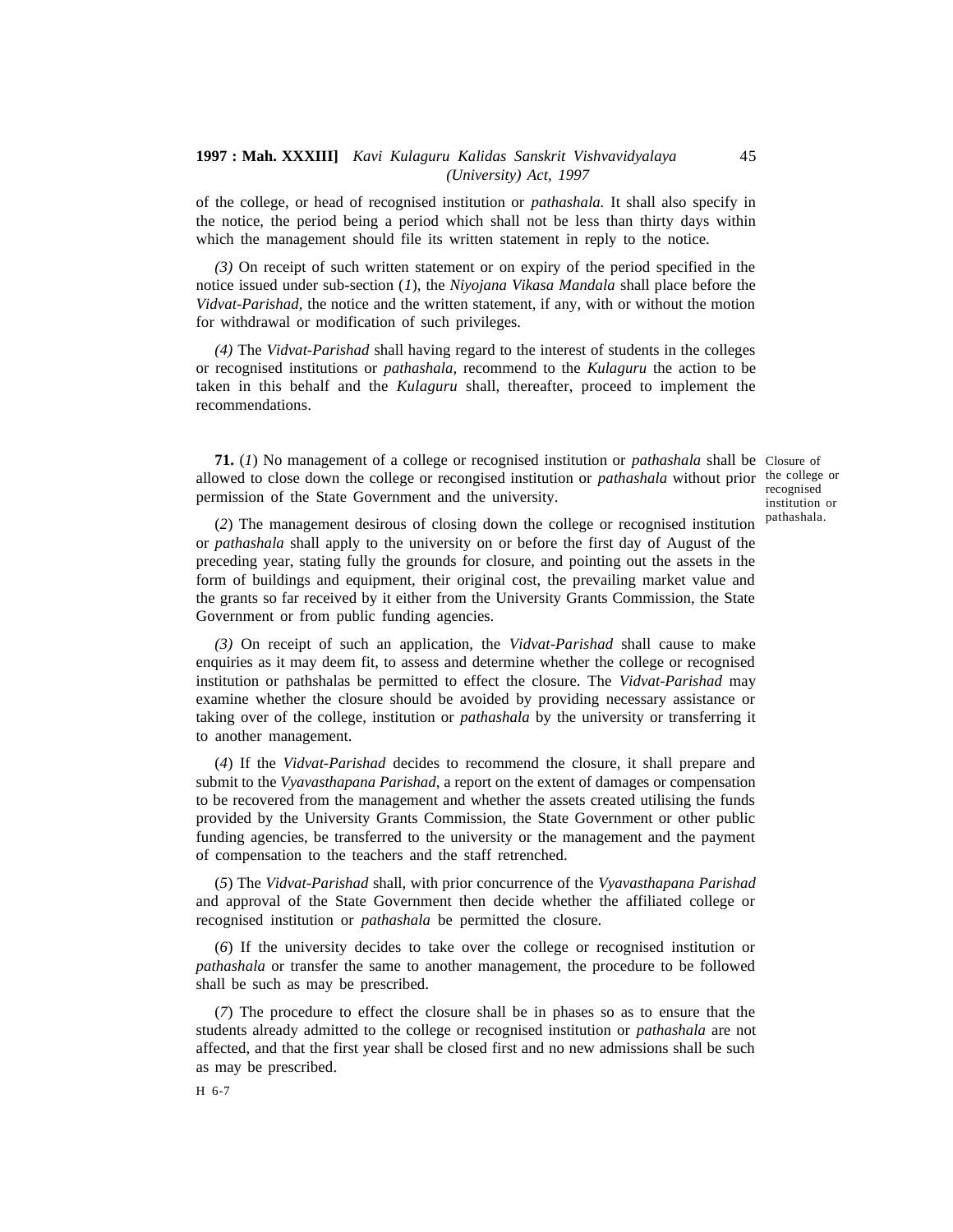of the college, or head of recognised institution or *pathashala.* It shall also specify in the notice, the period being a period which shall not be less than thirty days within which the management should file its written statement in reply to the notice.

*(3)* On receipt of such written statement or on expiry of the period specified in the notice issued under sub-section (*1*), the *Niyojana Vikasa Mandala* shall place before the *Vidvat-Parishad*, the notice and the written statement, if any, with or without the motion for withdrawal or modification of such privileges.

*(4)* The *Vidvat-Parishad* shall having regard to the interest of students in the colleges or recognised institutions or *pathashala,* recommend to the *Kulaguru* the action to be taken in this behalf and the *Kulaguru* shall, thereafter, proceed to implement the recommendations.

Closure of the college or recognised institution or pathashala.

**71.** (*1*) No management of a college or recognised institution or *pathashala* shall be allowed to close down the college or recongised institution or *pathashala* without prior permission of the State Government and the university.

(*2*) The management desirous of closing down the college or recognised institution or *pathashala* shall apply to the university on or before the first day of August of the preceding year, stating fully the grounds for closure, and pointing out the assets in the form of buildings and equipment, their original cost, the prevailing market value and the grants so far received by it either from the University Grants Commission, the State Government or from public funding agencies.

*(3)* On receipt of such an application, the *Vidvat-Parishad* shall cause to make enquiries as it may deem fit, to assess and determine whether the college or recognised institution or pathshalas be permitted to effect the closure. The *Vidvat-Parishad* may examine whether the closure should be avoided by providing necessary assistance or taking over of the college, institution or *pathashala* by the university or transferring it to another management.

(*4*) If the *Vidvat-Parishad* decides to recommend the closure, it shall prepare and submit to the *Vyavasthapana Parishad*, a report on the extent of damages or compensation to be recovered from the management and whether the assets created utilising the funds provided by the University Grants Commission, the State Government or other public funding agencies, be transferred to the university or the management and the payment of compensation to the teachers and the staff retrenched.

(*5*) The *Vidvat-Parishad* shall, with prior concurrence of the *Vyavasthapana Parishad* and approval of the State Government then decide whether the affiliated college or recognised institution or *pathashala* be permitted the closure.

(*6*) If the university decides to take over the college or recognised institution or *pathashala* or transfer the same to another management, the procedure to be followed shall be such as may be prescribed.

(*7*) The procedure to effect the closure shall be in phases so as to ensure that the students already admitted to the college or recognised institution or *pathashala* are not affected, and that the first year shall be closed first and no new admissions shall be such as may be prescribed.

H 6-7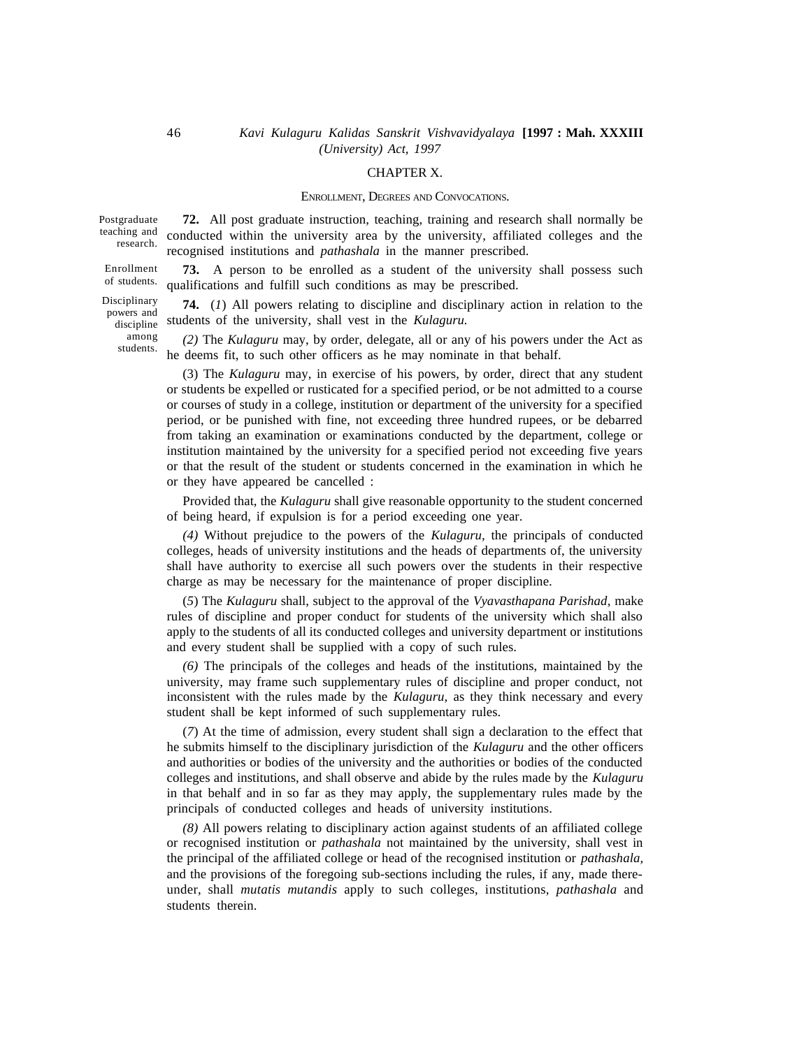## CHAPTER X.

### ENROLLMENT, DEGREES AND CONVOCATIONS.

Postgraduate teaching and research.

**72.** All post graduate instruction, teaching, training and research shall normally be conducted within the university area by the university, affiliated colleges and the recognised institutions and *pathashala* in the manner prescribed.

Enrollment of students.

**73.** A person to be enrolled as a student of the university shall possess such qualifications and fulfill such conditions as may be prescribed.

Disciplinary powers and discipline among students.

**74.** (*1*) All powers relating to discipline and disciplinary action in relation to the students of the university, shall vest in the *Kulaguru.*

*(2)* The *Kulaguru* may, by order, delegate, all or any of his powers under the Act as he deems fit, to such other officers as he may nominate in that behalf.

(3) The *Kulaguru* may, in exercise of his powers, by order, direct that any student or students be expelled or rusticated for a specified period, or be not admitted to a course or courses of study in a college, institution or department of the university for a specified period, or be punished with fine, not exceeding three hundred rupees, or be debarred from taking an examination or examinations conducted by the department, college or institution maintained by the university for a specified period not exceeding five years or that the result of the student or students concerned in the examination in which he or they have appeared be cancelled :

Provided that, the *Kulaguru* shall give reasonable opportunity to the student concerned of being heard, if expulsion is for a period exceeding one year.

*(4)* Without prejudice to the powers of the *Kulaguru,* the principals of conducted colleges, heads of university institutions and the heads of departments of, the university shall have authority to exercise all such powers over the students in their respective charge as may be necessary for the maintenance of proper discipline.

(*5*) The *Kulaguru* shall, subject to the approval of the *Vyavasthapana Parishad,* make rules of discipline and proper conduct for students of the university which shall also apply to the students of all its conducted colleges and university department or institutions and every student shall be supplied with a copy of such rules.

*(6)* The principals of the colleges and heads of the institutions, maintained by the university, may frame such supplementary rules of discipline and proper conduct, not inconsistent with the rules made by the *Kulaguru,* as they think necessary and every student shall be kept informed of such supplementary rules.

(*7*) At the time of admission, every student shall sign a declaration to the effect that he submits himself to the disciplinary jurisdiction of the *Kulaguru* and the other officers and authorities or bodies of the university and the authorities or bodies of the conducted colleges and institutions, and shall observe and abide by the rules made by the *Kulaguru* in that behalf and in so far as they may apply, the supplementary rules made by the principals of conducted colleges and heads of university institutions.

*(8)* All powers relating to disciplinary action against students of an affiliated college or recognised institution or *pathashala* not maintained by the university, shall vest in the principal of the affiliated college or head of the recognised institution or *pathashala,* and the provisions of the foregoing sub-sections including the rules, if any, made there-under, shall *mutatis mutandis* apply to such colleges, institutions, *pathashala* and students therein.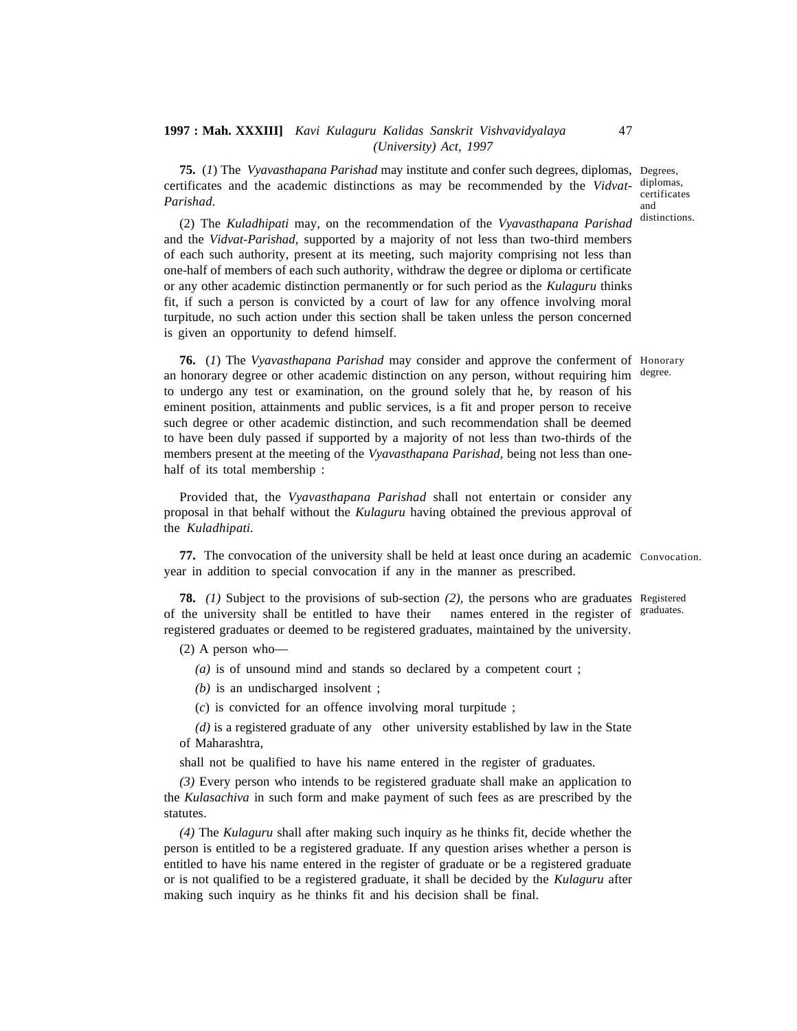**75.** (*1*) The *Vyavasthapana Parishad* may institute and confer such degrees, diplomas, certificates and the academic distinctions as may be recommended by the *Vidvat-Parishad*.

Degrees, diplomas, certificates and distinctions.

(2) The *Kuladhipati* may, on the recommendation of the *Vyavasthapana Parishad* and the *Vidvat-Parishad*, supported by a majority of not less than two-third members of each such authority, present at its meeting, such majority comprising not less than one-half of members of each such authority, withdraw the degree or diploma or certificate or any other academic distinction permanently or for such period as the *Kulaguru* thinks fit, if such a person is convicted by a court of law for any offence involving moral turpitude, no such action under this section shall be taken unless the person concerned is given an opportunity to defend himself.

**76.** (*1*) The *Vyavasthapana Parishad* may consider and approve the conferment of an honorary degree or other academic distinction on any person, without requiring him to undergo any test or examination, on the ground solely that he, by reason of his eminent position, attainments and public services, is a fit and proper person to receive such degree or other academic distinction, and such recommendation shall be deemed to have been duly passed if supported by a majority of not less than two-thirds of the members present at the meeting of the *Vyavasthapana Parishad*, being not less than one-half of its total membership :

Honorary degree.

Provided that, the *Vyavasthapana Parishad* shall not entertain or consider any proposal in that behalf without the *Kulaguru* having obtained the previous approval of the *Kuladhipati*.

**77.** The convocation of the university shall be held at least once during an academic year in addition to special convocation if any in the manner as prescribed.

Convocation.

**78.** *(1)* Subject to the provisions of sub-section *(2)*, the persons who are graduates of the university shall be entitled to have their names entered in the register of registered graduates or deemed to be registered graduates, maintained by the university.

Registered graduates.

(2) A person who—

*(a)* is of unsound mind and stands so declared by a competent court ;

*(b)* is an undischarged insolvent ;

(*c*) is convicted for an offence involving moral turpitude ;

*(d)* is a registered graduate of any other university established by law in the State of Maharashtra,

shall not be qualified to have his name entered in the register of graduates.

*(3)* Every person who intends to be registered graduate shall make an application to the *Kulasachiva* in such form and make payment of such fees as are prescribed by the statutes.

*(4)* The *Kulaguru* shall after making such inquiry as he thinks fit, decide whether the person is entitled to be a registered graduate. If any question arises whether a person is entitled to have his name entered in the register of graduate or be a registered graduate or is not qualified to be a registered graduate, it shall be decided by the *Kulaguru* after making such inquiry as he thinks fit and his decision shall be final.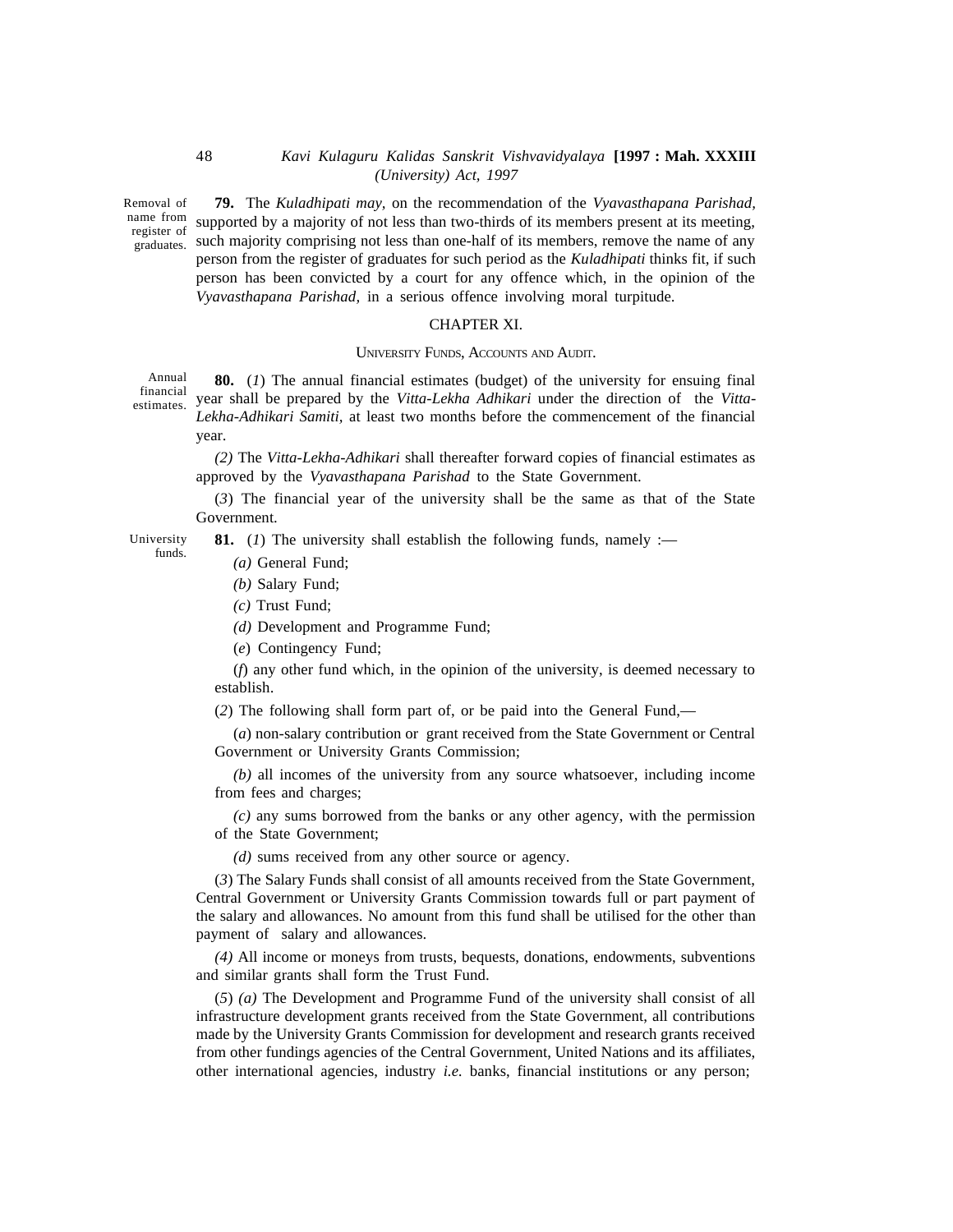**79.** The *Kuladhipati may,* on the recommendation of the *Vyavasthapana Parishad,* supported by a majority of not less than two-thirds of its members present at its meeting, such majority comprising not less than one-half of its members, remove the name of any person from the register of graduates for such period as the *Kuladhipati* thinks fit, if such person has been convicted by a court for any offence which, in the opinion of the *Vyavasthapana Parishad,* in a serious offence involving moral turpitude.

Removal of name from register of graduates.

## CHAPTER XI.

### UNIVERSITY FUNDS, ACCOUNTS AND AUDIT.

Annual financial estimates.

**80.** (*1*) The annual financial estimates (budget) of the university for ensuing final year shall be prepared by the *Vitta-Lekha Adhikari* under the direction of the *Vitta-Lekha-Adhikari Samiti,* at least two months before the commencement of the financial year.

*(2)* The *Vitta-Lekha-Adhikari* shall thereafter forward copies of financial estimates as approved by the *Vyavasthapana Parishad* to the State Government.

(*3*) The financial year of the university shall be the same as that of the State Government.

University funds.

**81.** (*1*) The university shall establish the following funds, namely :—

*(a)* General Fund;

*(b)* Salary Fund;

*(c)* Trust Fund;

*(d)* Development and Programme Fund;

(*e*) Contingency Fund;

(*f*) any other fund which, in the opinion of the university, is deemed necessary to establish.

(*2*) The following shall form part of, or be paid into the General Fund,—

(*a*) non-salary contribution or grant received from the State Government or Central Government or University Grants Commission;

*(b)* all incomes of the university from any source whatsoever, including income from fees and charges;

*(c)* any sums borrowed from the banks or any other agency, with the permission of the State Government;

*(d)* sums received from any other source or agency.

(*3*) The Salary Funds shall consist of all amounts received from the State Government, Central Government or University Grants Commission towards full or part payment of the salary and allowances. No amount from this fund shall be utilised for the other than payment of salary and allowances.

*(4)* All income or moneys from trusts, bequests, donations, endowments, subventions and similar grants shall form the Trust Fund.

(*5*) *(a)* The Development and Programme Fund of the university shall consist of all infrastructure development grants received from the State Government, all contributions made by the University Grants Commission for development and research grants received from other fundings agencies of the Central Government, United Nations and its affiliates, other international agencies, industry *i.e.* banks, financial institutions or any person;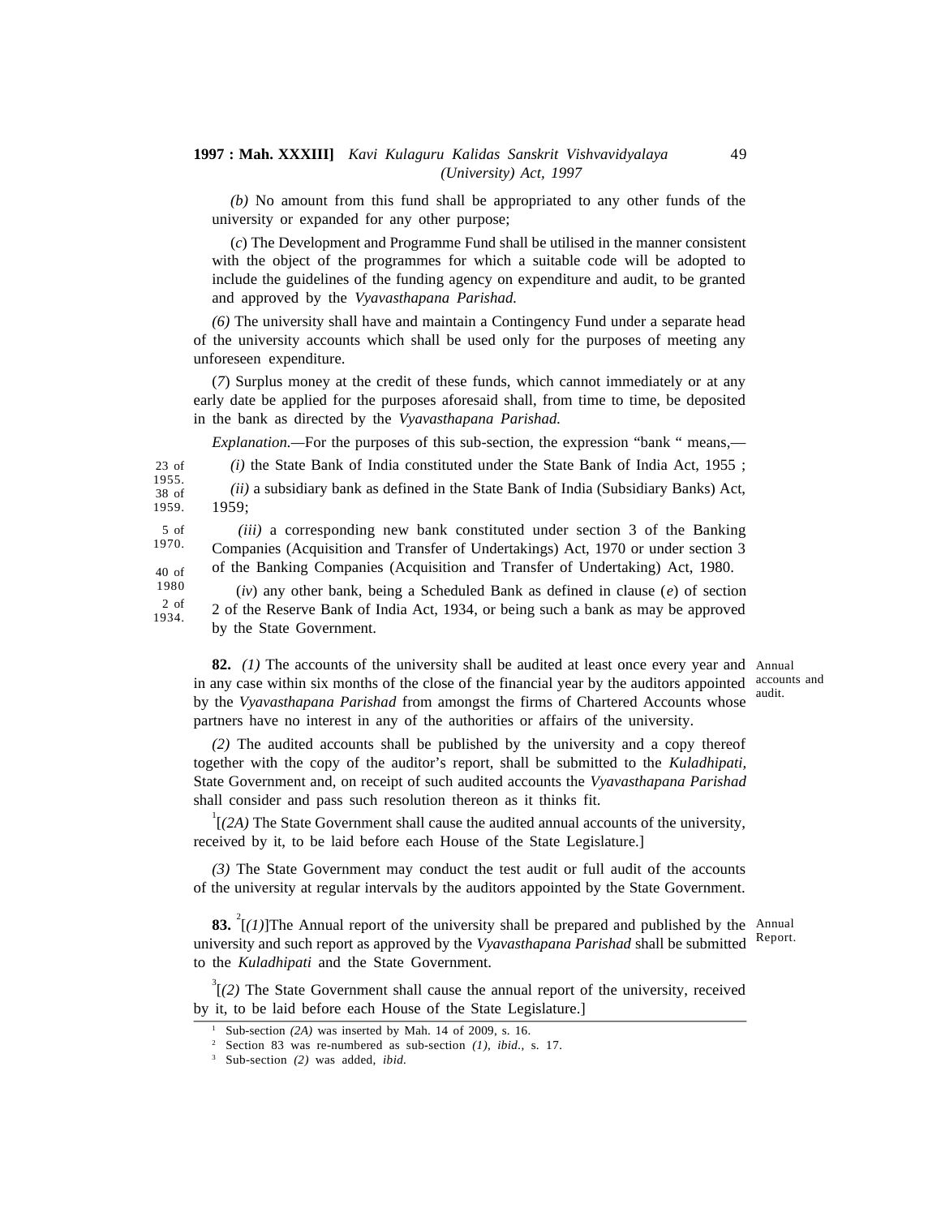(*b*) No amount from this fund shall be appropriated to any other funds of the university or expanded for any other purpose;

(*c*) The Development and Programme Fund shall be utilised in the manner consistent with the object of the programmes for which a suitable code will be adopted to include the guidelines of the funding agency on expenditure and audit, to be granted and approved by the *Vyavasthapana Parishad.*

(*6*) The university shall have and maintain a Contingency Fund under a separate head of the university accounts which shall be used only for the purposes of meeting any unforeseen expenditure.

(*7*) Surplus money at the credit of these funds, which cannot immediately or at any early date be applied for the purposes aforesaid shall, from time to time, be deposited in the bank as directed by the *Vyavasthapana Parishad.*

*Explanation.*—For the purposes of this sub-section, the expression "bank " means,—

(*i*) the State Bank of India constituted under the State Bank of India Act, 1955 ; [23 of 1955.]

(*ii*) a subsidiary bank as defined in the State Bank of India (Subsidiary Banks) Act, 1959; [38 of 1959.]

(*iii*) a corresponding new bank constituted under section 3 of the Banking Companies (Acquisition and Transfer of Undertakings) Act, 1970 or under section 3 of the Banking Companies (Acquisition and Transfer of Undertaking) Act, 1980. [5 of 1970.] [40 of 1980]

(*iv*) any other bank, being a Scheduled Bank as defined in clause (*e*) of section 2 of the Reserve Bank of India Act, 1934, or being such a bank as may be approved by the State Government. [2 of 1934.]

**82.** (*1*) The accounts of the university shall be audited at least once every year and in any case within six months of the close of the financial year by the auditors appointed by the *Vyavasthapana Parishad* from amongst the firms of Chartered Accounts whose partners have no interest in any of the authorities or affairs of the university. [Annual accounts and audit.]

(*2*) The audited accounts shall be published by the university and a copy thereof together with the copy of the auditor's report, shall be submitted to the *Kuladhipati*, State Government and, on receipt of such audited accounts the *Vyavasthapana Parishad* shall consider and pass such resolution thereon as it thinks fit.

[1][(*2A*) The State Government shall cause the audited annual accounts of the university, received by it, to be laid before each House of the State Legislature.]

(*3*) The State Government may conduct the test audit or full audit of the accounts of the university at regular intervals by the auditors appointed by the State Government.

**83.** [2][(*1*)]The Annual report of the university shall be prepared and published by the university and such report as approved by the *Vyavasthapana Parishad* shall be submitted to the *Kuladhipati* and the State Government. [Annual Report.]

[3][(*2*) The State Government shall cause the annual report of the university, received by it, to be laid before each House of the State Legislature.]

---

[1] Sub-section (*2A*) was inserted by Mah. 14 of 2009, s. 16.

[2] Section 83 was re-numbered as sub-section (*1*), *ibid.*, s. 17.

[3] Sub-section (*2*) was added, *ibid.*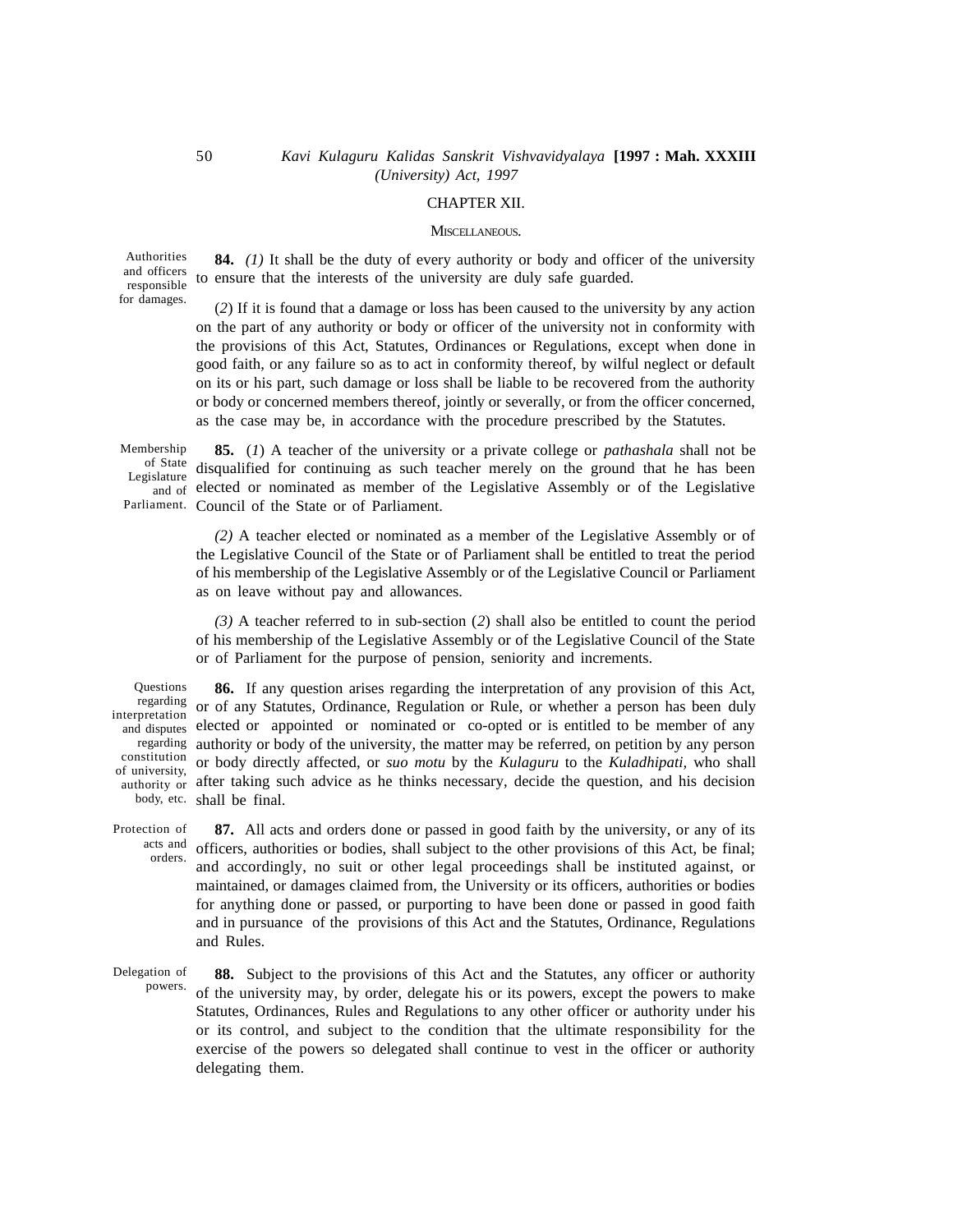## CHAPTER XII.

### MISCELLANEOUS.

Authorities and officers responsible for damages.

**84.** *(1)* It shall be the duty of every authority or body and officer of the university to ensure that the interests of the university are duly safe guarded.

(*2*) If it is found that a damage or loss has been caused to the university by any action on the part of any authority or body or officer of the university not in conformity with the provisions of this Act, Statutes, Ordinances or Regulations, except when done in good faith, or any failure so as to act in conformity thereof, by wilful neglect or default on its or his part, such damage or loss shall be liable to be recovered from the authority or body or concerned members thereof, jointly or severally, or from the officer concerned, as the case may be, in accordance with the procedure prescribed by the Statutes.

Membership of State Legislature and of Parliament.

**85.** (*1*) A teacher of the university or a private college or *pathashala* shall not be disqualified for continuing as such teacher merely on the ground that he has been elected or nominated as member of the Legislative Assembly or of the Legislative Council of the State or of Parliament.

*(2)* A teacher elected or nominated as a member of the Legislative Assembly or of the Legislative Council of the State or of Parliament shall be entitled to treat the period of his membership of the Legislative Assembly or of the Legislative Council or Parliament as on leave without pay and allowances.

*(3)* A teacher referred to in sub-section (*2*) shall also be entitled to count the period of his membership of the Legislative Assembly or of the Legislative Council of the State or of Parliament for the purpose of pension, seniority and increments.

Questions regarding interpretation and disputes regarding constitution of university, authority or body, etc.

**86.** If any question arises regarding the interpretation of any provision of this Act, or of any Statutes, Ordinance, Regulation or Rule, or whether a person has been duly elected or appointed or nominated or co-opted or is entitled to be member of any authority or body of the university, the matter may be referred, on petition by any person or body directly affected, or *suo motu* by the *Kulaguru* to the *Kuladhipati*, who shall after taking such advice as he thinks necessary, decide the question, and his decision shall be final.

Protection of acts and orders.

**87.** All acts and orders done or passed in good faith by the university, or any of its officers, authorities or bodies, shall subject to the other provisions of this Act, be final; and accordingly, no suit or other legal proceedings shall be instituted against, or maintained, or damages claimed from, the University or its officers, authorities or bodies for anything done or passed, or purporting to have been done or passed in good faith and in pursuance of the provisions of this Act and the Statutes, Ordinance, Regulations and Rules.

Delegation of powers.

**88.** Subject to the provisions of this Act and the Statutes, any officer or authority of the university may, by order, delegate his or its powers, except the powers to make Statutes, Ordinances, Rules and Regulations to any other officer or authority under his or its control, and subject to the condition that the ultimate responsibility for the exercise of the powers so delegated shall continue to vest in the officer or authority delegating them.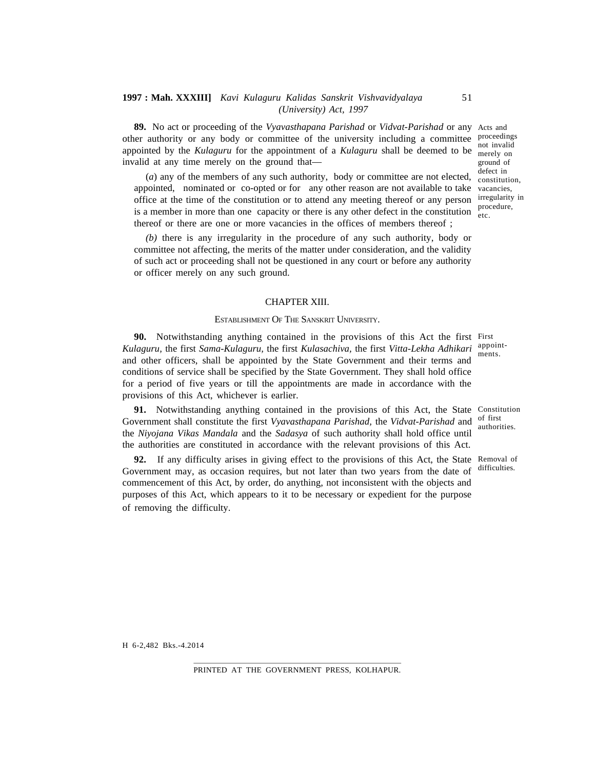**89.** No act or proceeding of the *Vyavasthapana Parishad* or *Vidvat-Parishad* or any other authority or any body or committee of the university including a committee appointed by the *Kulaguru* for the appointment of a *Kulaguru* shall be deemed to be invalid at any time merely on the ground that—

Acts and proceedings not invalid merely on ground of defect in constitution, vacancies, irregularity in procedure, etc.

(*a*) any of the members of any such authority, body or committee are not elected, appointed, nominated or co-opted or for any other reason are not available to take office at the time of the constitution or to attend any meeting thereof or any person is a member in more than one capacity or there is any other defect in the constitution thereof or there are one or more vacancies in the offices of members thereof ;

*(b)* there is any irregularity in the procedure of any such authority, body or committee not affecting, the merits of the matter under consideration, and the validity of such act or proceeding shall not be questioned in any court or before any authority or officer merely on any such ground.

## CHAPTER XIII.

### ESTABLISHMENT OF THE SANSKRIT UNIVERSITY.

**90.** Notwithstanding anything contained in the provisions of this Act the first *Kulaguru,* the first *Sama-Kulaguru,* the first *Kulasachiva,* the first *Vitta-Lekha Adhikari* and other officers, shall be appointed by the State Government and their terms and conditions of service shall be specified by the State Government. They shall hold office for a period of five years or till the appointments are made in accordance with the provisions of this Act, whichever is earlier.

First appointments.

**91.** Notwithstanding anything contained in the provisions of this Act, the State Government shall constitute the first *Vyavasthapana Parishad,* the *Vidvat-Parishad* and the *Niyojana Vikas Mandala* and the *Sadasya* of such authority shall hold office until the authorities are constituted in accordance with the relevant provisions of this Act.

Constitution of first authorities.

**92.** If any difficulty arises in giving effect to the provisions of this Act, the State Government may, as occasion requires, but not later than two years from the date of commencement of this Act, by order, do anything, not inconsistent with the objects and purposes of this Act, which appears to it to be necessary or expedient for the purpose of removing the difficulty.

Removal of difficulties.

H 6-2,482 Bks.-4.2014

PRINTED AT THE GOVERNMENT PRESS, KOLHAPUR.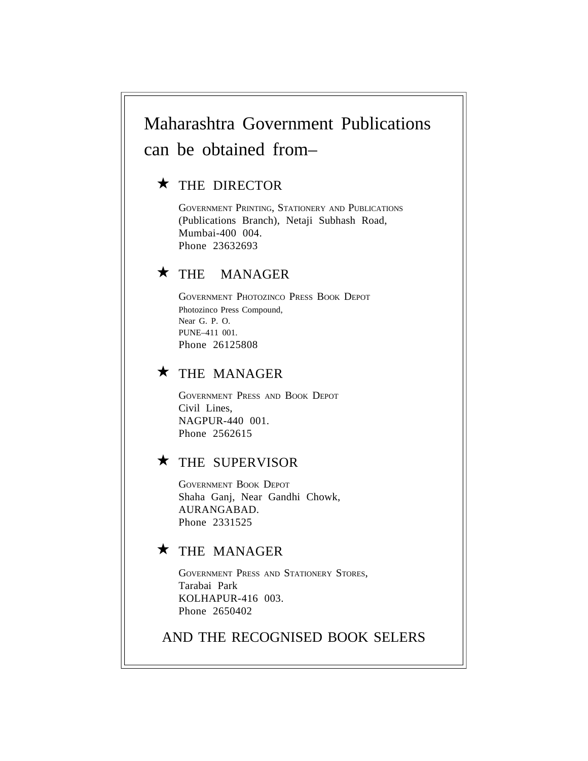# Maharashtra Government Publications can be obtained from–

★ **THE DIRECTOR**

GOVERNMENT PRINTING, STATIONERY AND PUBLICATIONS
(Publications Branch), Netaji Subhash Road,
Mumbai-400 004.
Phone 23632693

★ **THE MANAGER**

GOVERNMENT PHOTOZINCO PRESS BOOK DEPOT
Photozinco Press Compound,
Near G. P. O.
PUNE–411 001.
Phone 26125808

★ **THE MANAGER**

GOVERNMENT PRESS AND BOOK DEPOT
Civil Lines,
NAGPUR-440 001.
Phone 2562615

★ **THE SUPERVISOR**

GOVERNMENT BOOK DEPOT
Shaha Ganj, Near Gandhi Chowk,
AURANGABAD.
Phone 2331525

★ **THE MANAGER**

GOVERNMENT PRESS AND STATIONERY STORES,
Tarabai Park
KOLHAPUR-416 003.
Phone 2650402

AND THE RECOGNISED BOOK SELERS